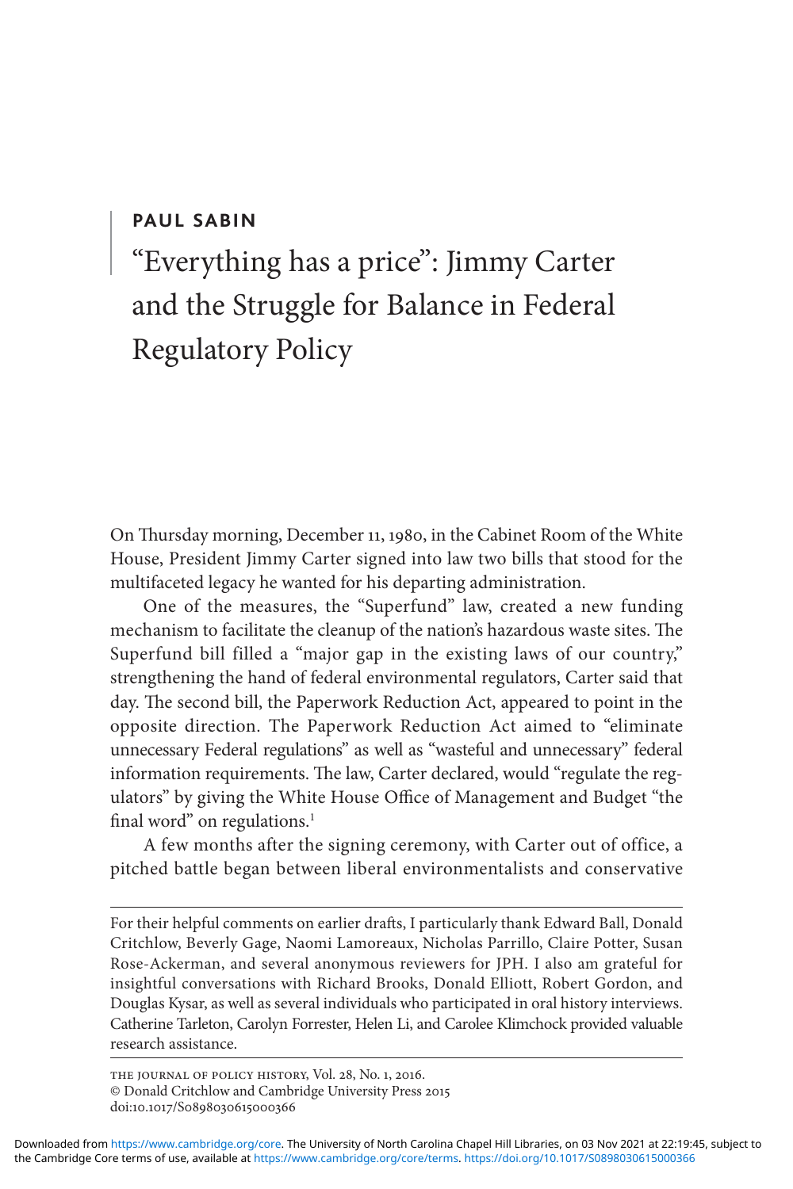**PAUL SABIN**

# "Everything has a price": Jimmy Carter and the Struggle for Balance in Federal Regulatory Policy

On Thursday morning, December 11, 1980, in the Cabinet Room of the White House, President Jimmy Carter signed into law two bills that stood for the multifaceted legacy he wanted for his departing administration.

One of the measures, the "Superfund" law, created a new funding mechanism to facilitate the cleanup of the nation's hazardous waste sites. The Superfund bill filled a "major gap in the existing laws of our country," strengthening the hand of federal environmental regulators, Carter said that day. The second bill, the Paperwork Reduction Act, appeared to point in the opposite direction. The Paperwork Reduction Act aimed to "eliminate unnecessary Federal regulations" as well as "wasteful and unnecessary" federal information requirements. The law, Carter declared, would "regulate the regulators" by giving the White House Office of Management and Budget "the final word" on regulations.[1]

A few months after the signing ceremony, with Carter out of office, a pitched battle began between liberal environmentalists and conservative

---

For their helpful comments on earlier drafts, I particularly thank Edward Ball, Donald Critchlow, Beverly Gage, Naomi Lamoreaux, Nicholas Parrillo, Claire Potter, Susan Rose-Ackerman, and several anonymous reviewers for JPH. I also am grateful for insightful conversations with Richard Brooks, Donald Elliott, Robert Gordon, and Douglas Kysar, as well as several individuals who participated in oral history interviews. Catherine Tarleton, Carolyn Forrester, Helen Li, and Carolee Klimchock provided valuable research assistance.

THE JOURNAL OF POLICY HISTORY, Vol. 28, No. 1, 2016.
© Donald Critchlow and Cambridge University Press 2015
doi:10.1017/S0898030615000366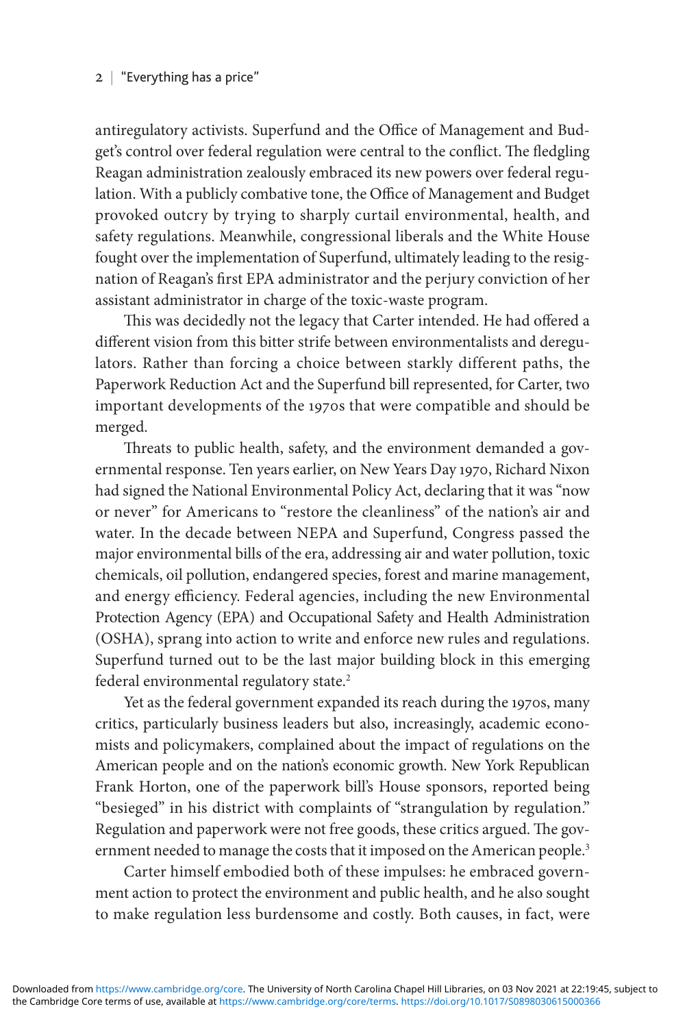antiregulatory activists. Superfund and the Office of Management and Budget's control over federal regulation were central to the conflict. The fledgling Reagan administration zealously embraced its new powers over federal regulation. With a publicly combative tone, the Office of Management and Budget provoked outcry by trying to sharply curtail environmental, health, and safety regulations. Meanwhile, congressional liberals and the White House fought over the implementation of Superfund, ultimately leading to the resignation of Reagan's first EPA administrator and the perjury conviction of her assistant administrator in charge of the toxic-waste program.

This was decidedly not the legacy that Carter intended. He had offered a different vision from this bitter strife between environmentalists and deregulators. Rather than forcing a choice between starkly different paths, the Paperwork Reduction Act and the Superfund bill represented, for Carter, two important developments of the 1970s that were compatible and should be merged.

Threats to public health, safety, and the environment demanded a governmental response. Ten years earlier, on New Years Day 1970, Richard Nixon had signed the National Environmental Policy Act, declaring that it was "now or never" for Americans to "restore the cleanliness" of the nation's air and water. In the decade between NEPA and Superfund, Congress passed the major environmental bills of the era, addressing air and water pollution, toxic chemicals, oil pollution, endangered species, forest and marine management, and energy efficiency. Federal agencies, including the new Environmental Protection Agency (EPA) and Occupational Safety and Health Administration (OSHA), sprang into action to write and enforce new rules and regulations. Superfund turned out to be the last major building block in this emerging federal environmental regulatory state.[2]

Yet as the federal government expanded its reach during the 1970s, many critics, particularly business leaders but also, increasingly, academic economists and policymakers, complained about the impact of regulations on the American people and on the nation's economic growth. New York Republican Frank Horton, one of the paperwork bill's House sponsors, reported being "besieged" in his district with complaints of "strangulation by regulation." Regulation and paperwork were not free goods, these critics argued. The government needed to manage the costs that it imposed on the American people.[3]

Carter himself embodied both of these impulses: he embraced government action to protect the environment and public health, and he also sought to make regulation less burdensome and costly. Both causes, in fact, were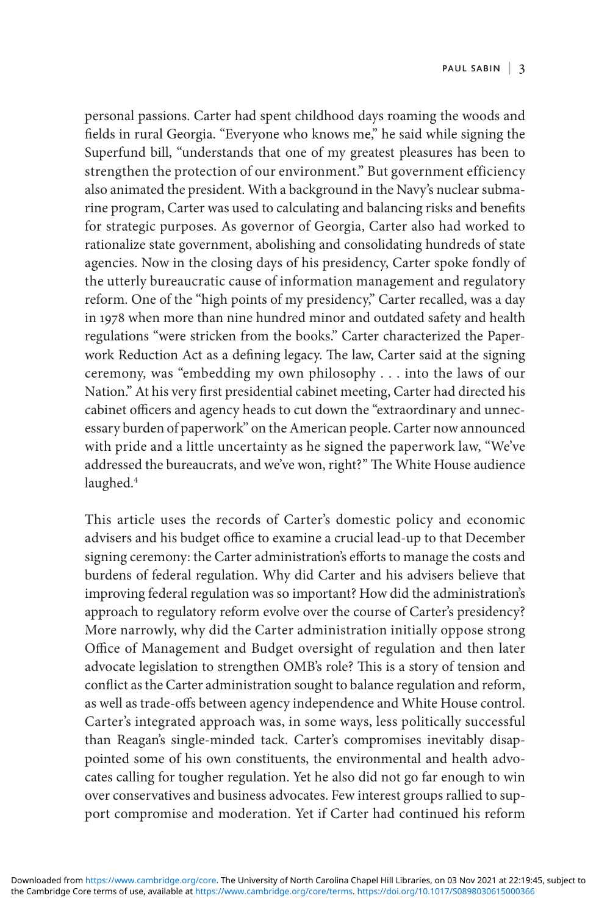personal passions. Carter had spent childhood days roaming the woods and fields in rural Georgia. "Everyone who knows me," he said while signing the Superfund bill, "understands that one of my greatest pleasures has been to strengthen the protection of our environment." But government efficiency also animated the president. With a background in the Navy's nuclear submarine program, Carter was used to calculating and balancing risks and benefits for strategic purposes. As governor of Georgia, Carter also had worked to rationalize state government, abolishing and consolidating hundreds of state agencies. Now in the closing days of his presidency, Carter spoke fondly of the utterly bureaucratic cause of information management and regulatory reform. One of the "high points of my presidency," Carter recalled, was a day in 1978 when more than nine hundred minor and outdated safety and health regulations "were stricken from the books." Carter characterized the Paperwork Reduction Act as a defining legacy. The law, Carter said at the signing ceremony, was "embedding my own philosophy . . . into the laws of our Nation." At his very first presidential cabinet meeting, Carter had directed his cabinet officers and agency heads to cut down the "extraordinary and unnecessary burden of paperwork" on the American people. Carter now announced with pride and a little uncertainty as he signed the paperwork law, "We've addressed the bureaucrats, and we've won, right?" The White House audience laughed.[4]

This article uses the records of Carter's domestic policy and economic advisers and his budget office to examine a crucial lead-up to that December signing ceremony: the Carter administration's efforts to manage the costs and burdens of federal regulation. Why did Carter and his advisers believe that improving federal regulation was so important? How did the administration's approach to regulatory reform evolve over the course of Carter's presidency? More narrowly, why did the Carter administration initially oppose strong Office of Management and Budget oversight of regulation and then later advocate legislation to strengthen OMB's role? This is a story of tension and conflict as the Carter administration sought to balance regulation and reform, as well as trade-offs between agency independence and White House control. Carter's integrated approach was, in some ways, less politically successful than Reagan's single-minded tack. Carter's compromises inevitably disappointed some of his own constituents, the environmental and health advocates calling for tougher regulation. Yet he also did not go far enough to win over conservatives and business advocates. Few interest groups rallied to support compromise and moderation. Yet if Carter had continued his reform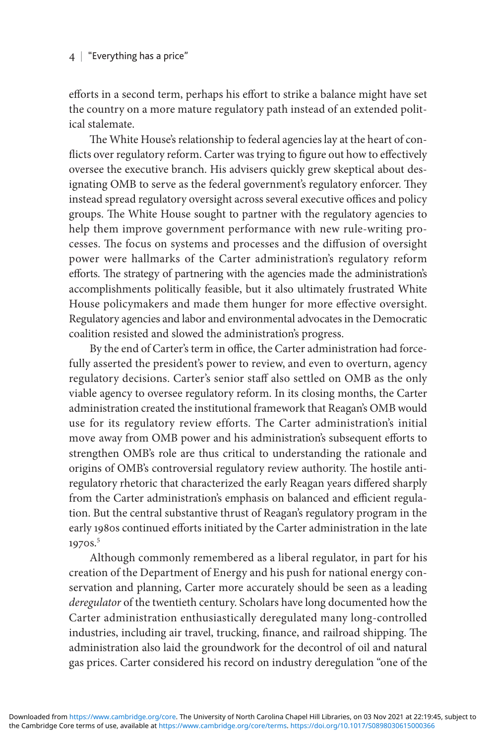efforts in a second term, perhaps his effort to strike a balance might have set the country on a more mature regulatory path instead of an extended political stalemate.

The White House's relationship to federal agencies lay at the heart of conflicts over regulatory reform. Carter was trying to figure out how to effectively oversee the executive branch. His advisers quickly grew skeptical about designating OMB to serve as the federal government's regulatory enforcer. They instead spread regulatory oversight across several executive offices and policy groups. The White House sought to partner with the regulatory agencies to help them improve government performance with new rule-writing processes. The focus on systems and processes and the diffusion of oversight power were hallmarks of the Carter administration's regulatory reform efforts. The strategy of partnering with the agencies made the administration's accomplishments politically feasible, but it also ultimately frustrated White House policymakers and made them hunger for more effective oversight. Regulatory agencies and labor and environmental advocates in the Democratic coalition resisted and slowed the administration's progress.

By the end of Carter's term in office, the Carter administration had forcefully asserted the president's power to review, and even to overturn, agency regulatory decisions. Carter's senior staff also settled on OMB as the only viable agency to oversee regulatory reform. In its closing months, the Carter administration created the institutional framework that Reagan's OMB would use for its regulatory review efforts. The Carter administration's initial move away from OMB power and his administration's subsequent efforts to strengthen OMB's role are thus critical to understanding the rationale and origins of OMB's controversial regulatory review authority. The hostile antiregulatory rhetoric that characterized the early Reagan years differed sharply from the Carter administration's emphasis on balanced and efficient regulation. But the central substantive thrust of Reagan's regulatory program in the early 1980s continued efforts initiated by the Carter administration in the late 1970s.[5]

Although commonly remembered as a liberal regulator, in part for his creation of the Department of Energy and his push for national energy conservation and planning, Carter more accurately should be seen as a leading *deregulator* of the twentieth century. Scholars have long documented how the Carter administration enthusiastically deregulated many long-controlled industries, including air travel, trucking, finance, and railroad shipping. The administration also laid the groundwork for the decontrol of oil and natural gas prices. Carter considered his record on industry deregulation "one of the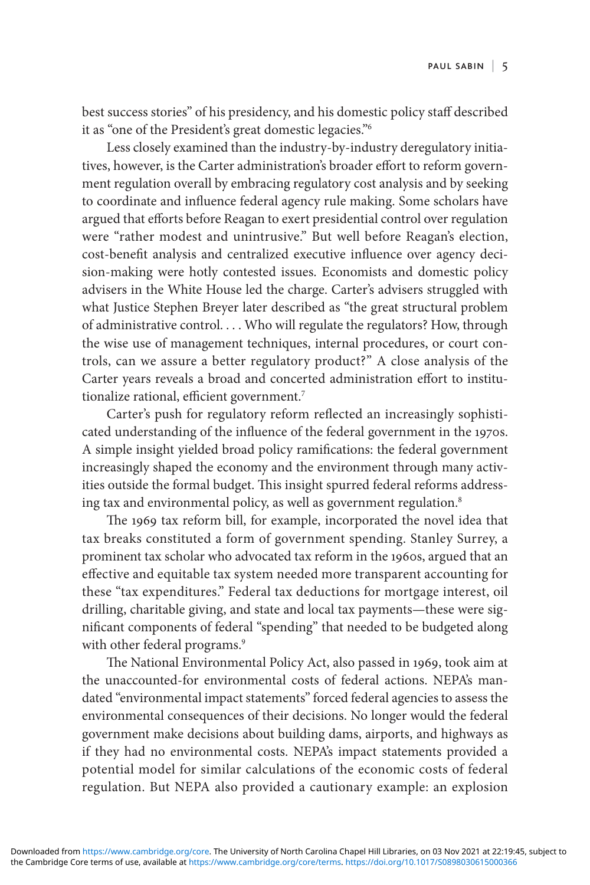best success stories" of his presidency, and his domestic policy staff described it as "one of the President's great domestic legacies."[6]

Less closely examined than the industry-by-industry deregulatory initiatives, however, is the Carter administration's broader effort to reform government regulation overall by embracing regulatory cost analysis and by seeking to coordinate and influence federal agency rule making. Some scholars have argued that efforts before Reagan to exert presidential control over regulation were "rather modest and unintrusive." But well before Reagan's election, cost-benefit analysis and centralized executive influence over agency decision-making were hotly contested issues. Economists and domestic policy advisers in the White House led the charge. Carter's advisers struggled with what Justice Stephen Breyer later described as "the great structural problem of administrative control. . . . Who will regulate the regulators? How, through the wise use of management techniques, internal procedures, or court controls, can we assure a better regulatory product?" A close analysis of the Carter years reveals a broad and concerted administration effort to institutionalize rational, efficient government.[7]

Carter's push for regulatory reform reflected an increasingly sophisticated understanding of the influence of the federal government in the 1970s. A simple insight yielded broad policy ramifications: the federal government increasingly shaped the economy and the environment through many activities outside the formal budget. This insight spurred federal reforms addressing tax and environmental policy, as well as government regulation.[8]

The 1969 tax reform bill, for example, incorporated the novel idea that tax breaks constituted a form of government spending. Stanley Surrey, a prominent tax scholar who advocated tax reform in the 1960s, argued that an effective and equitable tax system needed more transparent accounting for these "tax expenditures." Federal tax deductions for mortgage interest, oil drilling, charitable giving, and state and local tax payments—these were significant components of federal "spending" that needed to be budgeted along with other federal programs.[9]

The National Environmental Policy Act, also passed in 1969, took aim at the unaccounted-for environmental costs of federal actions. NEPA's mandated "environmental impact statements" forced federal agencies to assess the environmental consequences of their decisions. No longer would the federal government make decisions about building dams, airports, and highways as if they had no environmental costs. NEPA's impact statements provided a potential model for similar calculations of the economic costs of federal regulation. But NEPA also provided a cautionary example: an explosion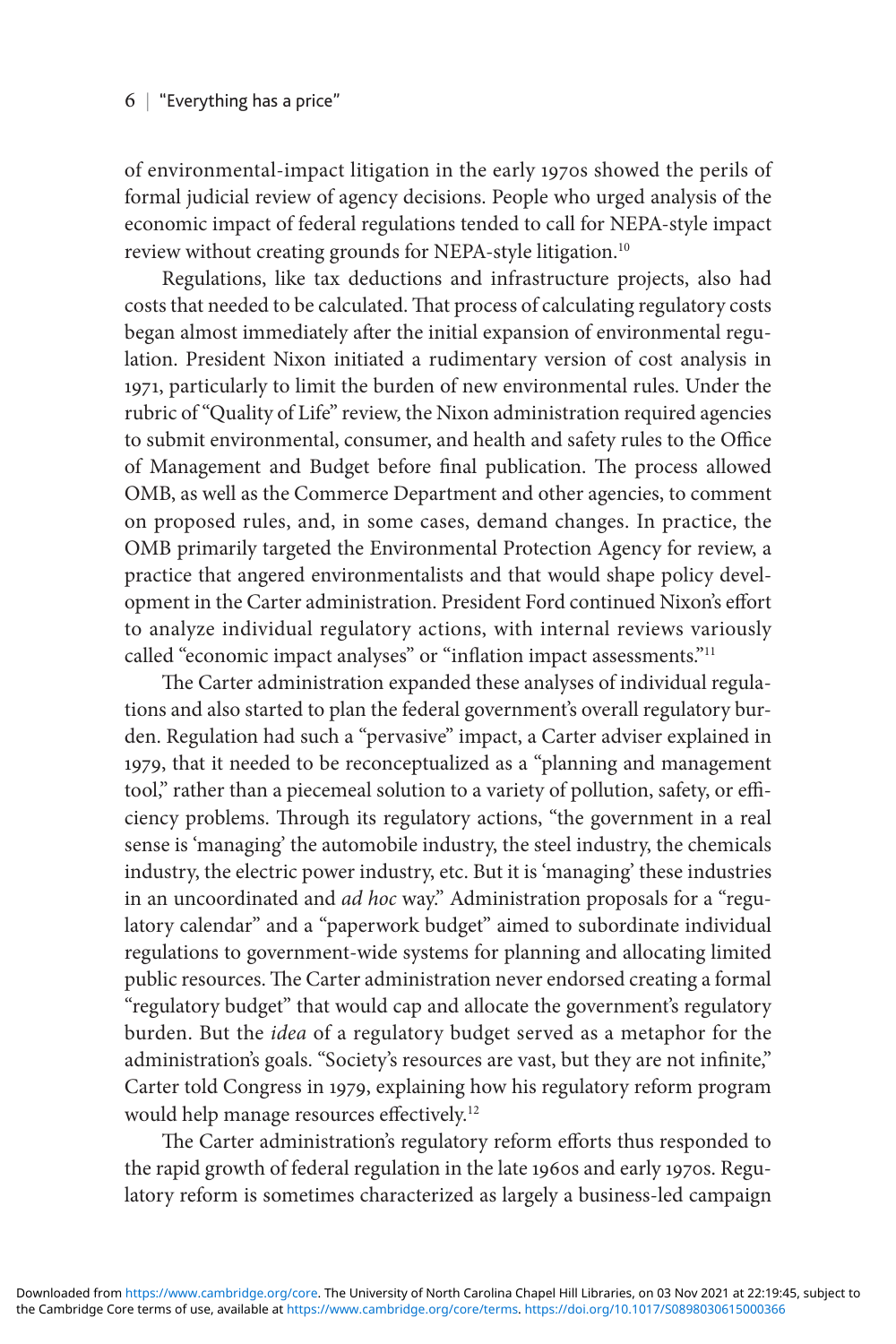of environmental-impact litigation in the early 1970s showed the perils of formal judicial review of agency decisions. People who urged analysis of the economic impact of federal regulations tended to call for NEPA-style impact review without creating grounds for NEPA-style litigation.[10]

Regulations, like tax deductions and infrastructure projects, also had costs that needed to be calculated. That process of calculating regulatory costs began almost immediately after the initial expansion of environmental regulation. President Nixon initiated a rudimentary version of cost analysis in 1971, particularly to limit the burden of new environmental rules. Under the rubric of "Quality of Life" review, the Nixon administration required agencies to submit environmental, consumer, and health and safety rules to the Office of Management and Budget before final publication. The process allowed OMB, as well as the Commerce Department and other agencies, to comment on proposed rules, and, in some cases, demand changes. In practice, the OMB primarily targeted the Environmental Protection Agency for review, a practice that angered environmentalists and that would shape policy development in the Carter administration. President Ford continued Nixon's effort to analyze individual regulatory actions, with internal reviews variously called "economic impact analyses" or "inflation impact assessments."[11]

The Carter administration expanded these analyses of individual regulations and also started to plan the federal government's overall regulatory burden. Regulation had such a "pervasive" impact, a Carter adviser explained in 1979, that it needed to be reconceptualized as a "planning and management tool," rather than a piecemeal solution to a variety of pollution, safety, or efficiency problems. Through its regulatory actions, "the government in a real sense is 'managing' the automobile industry, the steel industry, the chemicals industry, the electric power industry, etc. But it is 'managing' these industries in an uncoordinated and *ad hoc* way." Administration proposals for a "regulatory calendar" and a "paperwork budget" aimed to subordinate individual regulations to government-wide systems for planning and allocating limited public resources. The Carter administration never endorsed creating a formal "regulatory budget" that would cap and allocate the government's regulatory burden. But the *idea* of a regulatory budget served as a metaphor for the administration's goals. "Society's resources are vast, but they are not infinite," Carter told Congress in 1979, explaining how his regulatory reform program would help manage resources effectively.[12]

The Carter administration's regulatory reform efforts thus responded to the rapid growth of federal regulation in the late 1960s and early 1970s. Regulatory reform is sometimes characterized as largely a business-led campaign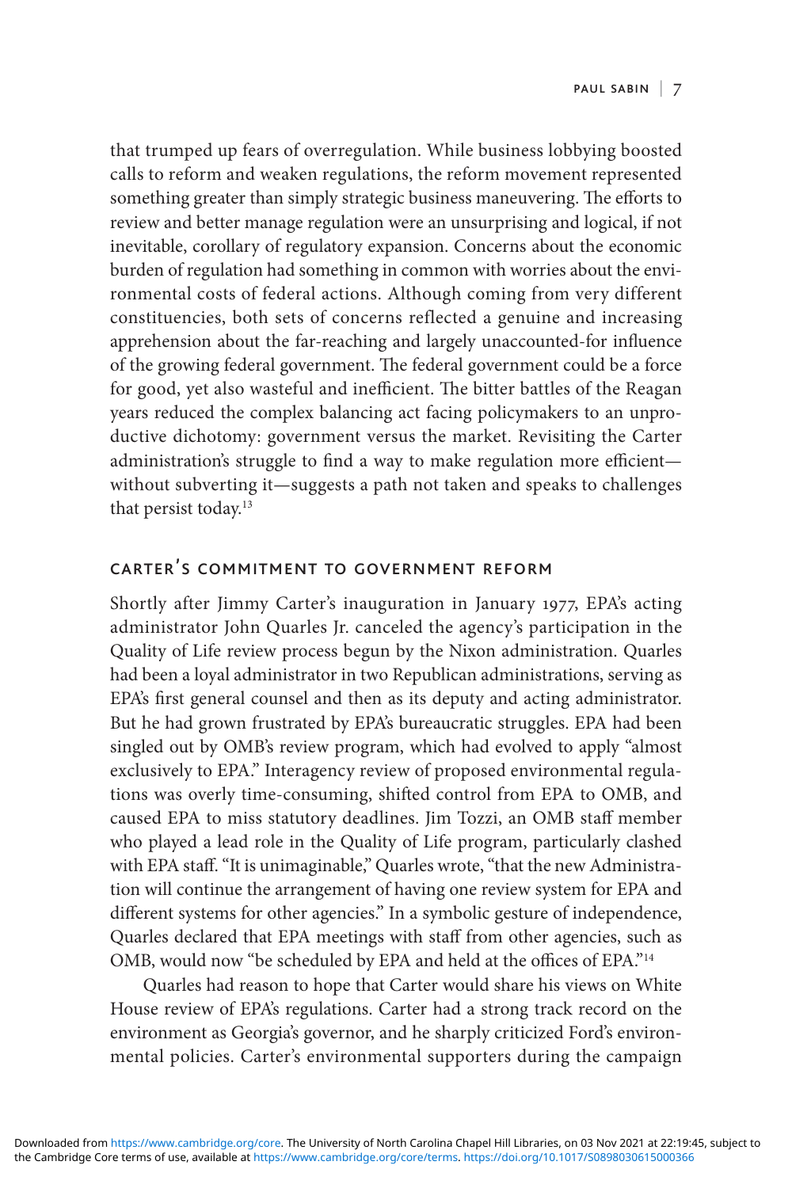that trumped up fears of overregulation. While business lobbying boosted calls to reform and weaken regulations, the reform movement represented something greater than simply strategic business maneuvering. The efforts to review and better manage regulation were an unsurprising and logical, if not inevitable, corollary of regulatory expansion. Concerns about the economic burden of regulation had something in common with worries about the environmental costs of federal actions. Although coming from very different constituencies, both sets of concerns reflected a genuine and increasing apprehension about the far-reaching and largely unaccounted-for influence of the growing federal government. The federal government could be a force for good, yet also wasteful and inefficient. The bitter battles of the Reagan years reduced the complex balancing act facing policymakers to an unproductive dichotomy: government versus the market. Revisiting the Carter administration's struggle to find a way to make regulation more efficient—without subverting it—suggests a path not taken and speaks to challenges that persist today.[13]

## CARTER'S COMMITMENT TO GOVERNMENT REFORM

Shortly after Jimmy Carter's inauguration in January 1977, EPA's acting administrator John Quarles Jr. canceled the agency's participation in the Quality of Life review process begun by the Nixon administration. Quarles had been a loyal administrator in two Republican administrations, serving as EPA's first general counsel and then as its deputy and acting administrator. But he had grown frustrated by EPA's bureaucratic struggles. EPA had been singled out by OMB's review program, which had evolved to apply "almost exclusively to EPA." Interagency review of proposed environmental regulations was overly time-consuming, shifted control from EPA to OMB, and caused EPA to miss statutory deadlines. Jim Tozzi, an OMB staff member who played a lead role in the Quality of Life program, particularly clashed with EPA staff. "It is unimaginable," Quarles wrote, "that the new Administration will continue the arrangement of having one review system for EPA and different systems for other agencies." In a symbolic gesture of independence, Quarles declared that EPA meetings with staff from other agencies, such as OMB, would now "be scheduled by EPA and held at the offices of EPA."[14]

Quarles had reason to hope that Carter would share his views on White House review of EPA's regulations. Carter had a strong track record on the environment as Georgia's governor, and he sharply criticized Ford's environmental policies. Carter's environmental supporters during the campaign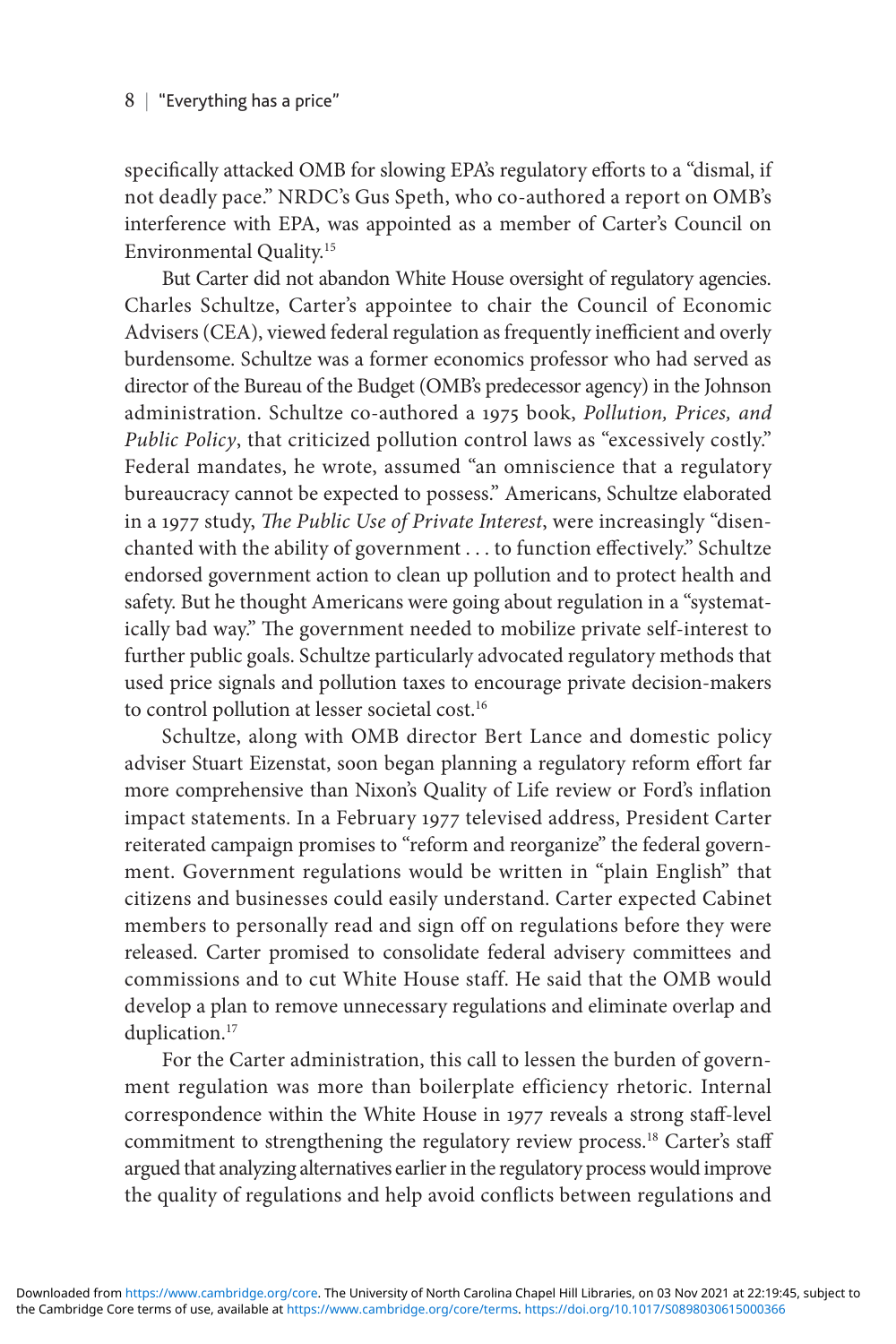specifically attacked OMB for slowing EPA's regulatory efforts to a "dismal, if not deadly pace." NRDC's Gus Speth, who co-authored a report on OMB's interference with EPA, was appointed as a member of Carter's Council on Environmental Quality.[15]

But Carter did not abandon White House oversight of regulatory agencies. Charles Schultze, Carter's appointee to chair the Council of Economic Advisers (CEA), viewed federal regulation as frequently inefficient and overly burdensome. Schultze was a former economics professor who had served as director of the Bureau of the Budget (OMB's predecessor agency) in the Johnson administration. Schultze co-authored a 1975 book, *Pollution, Prices, and Public Policy*, that criticized pollution control laws as "excessively costly." Federal mandates, he wrote, assumed "an omniscience that a regulatory bureaucracy cannot be expected to possess." Americans, Schultze elaborated in a 1977 study, *The Public Use of Private Interest*, were increasingly "disenchanted with the ability of government . . . to function effectively." Schultze endorsed government action to clean up pollution and to protect health and safety. But he thought Americans were going about regulation in a "systematically bad way." The government needed to mobilize private self-interest to further public goals. Schultze particularly advocated regulatory methods that used price signals and pollution taxes to encourage private decision-makers to control pollution at lesser societal cost.[16]

Schultze, along with OMB director Bert Lance and domestic policy adviser Stuart Eizenstat, soon began planning a regulatory reform effort far more comprehensive than Nixon's Quality of Life review or Ford's inflation impact statements. In a February 1977 televised address, President Carter reiterated campaign promises to "reform and reorganize" the federal government. Government regulations would be written in "plain English" that citizens and businesses could easily understand. Carter expected Cabinet members to personally read and sign off on regulations before they were released. Carter promised to consolidate federal advisery committees and commissions and to cut White House staff. He said that the OMB would develop a plan to remove unnecessary regulations and eliminate overlap and duplication.[17]

For the Carter administration, this call to lessen the burden of government regulation was more than boilerplate efficiency rhetoric. Internal correspondence within the White House in 1977 reveals a strong staff-level commitment to strengthening the regulatory review process.[18] Carter's staff argued that analyzing alternatives earlier in the regulatory process would improve the quality of regulations and help avoid conflicts between regulations and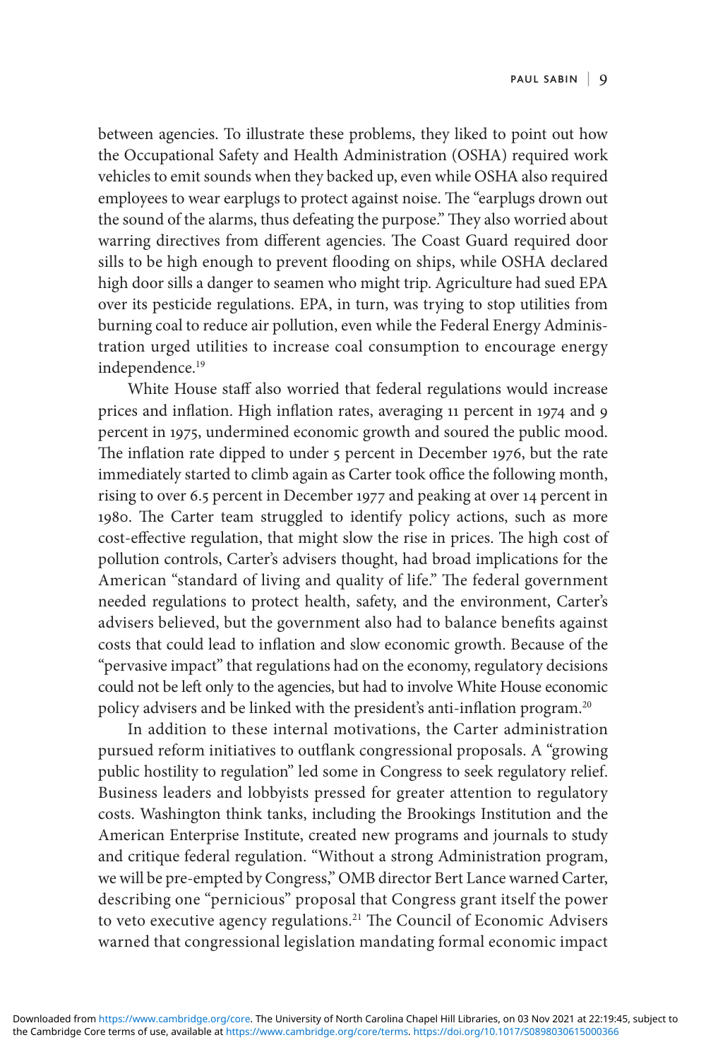between agencies. To illustrate these problems, they liked to point out how the Occupational Safety and Health Administration (OSHA) required work vehicles to emit sounds when they backed up, even while OSHA also required employees to wear earplugs to protect against noise. The "earplugs drown out the sound of the alarms, thus defeating the purpose." They also worried about warring directives from different agencies. The Coast Guard required door sills to be high enough to prevent flooding on ships, while OSHA declared high door sills a danger to seamen who might trip. Agriculture had sued EPA over its pesticide regulations. EPA, in turn, was trying to stop utilities from burning coal to reduce air pollution, even while the Federal Energy Administration urged utilities to increase coal consumption to encourage energy independence.[19]

White House staff also worried that federal regulations would increase prices and inflation. High inflation rates, averaging 11 percent in 1974 and 9 percent in 1975, undermined economic growth and soured the public mood. The inflation rate dipped to under 5 percent in December 1976, but the rate immediately started to climb again as Carter took office the following month, rising to over 6.5 percent in December 1977 and peaking at over 14 percent in 1980. The Carter team struggled to identify policy actions, such as more cost-effective regulation, that might slow the rise in prices. The high cost of pollution controls, Carter's advisers thought, had broad implications for the American "standard of living and quality of life." The federal government needed regulations to protect health, safety, and the environment, Carter's advisers believed, but the government also had to balance benefits against costs that could lead to inflation and slow economic growth. Because of the "pervasive impact" that regulations had on the economy, regulatory decisions could not be left only to the agencies, but had to involve White House economic policy advisers and be linked with the president's anti-inflation program.[20]

In addition to these internal motivations, the Carter administration pursued reform initiatives to outflank congressional proposals. A "growing public hostility to regulation" led some in Congress to seek regulatory relief. Business leaders and lobbyists pressed for greater attention to regulatory costs. Washington think tanks, including the Brookings Institution and the American Enterprise Institute, created new programs and journals to study and critique federal regulation. "Without a strong Administration program, we will be pre-empted by Congress," OMB director Bert Lance warned Carter, describing one "pernicious" proposal that Congress grant itself the power to veto executive agency regulations.[21] The Council of Economic Advisers warned that congressional legislation mandating formal economic impact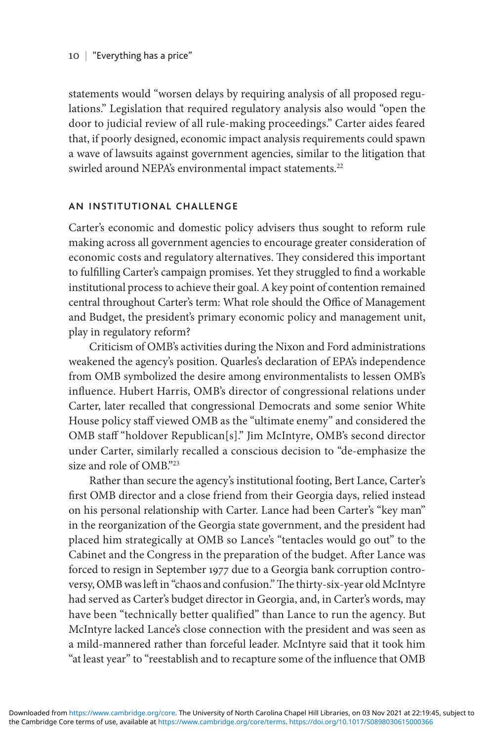statements would "worsen delays by requiring analysis of all proposed regulations." Legislation that required regulatory analysis also would "open the door to judicial review of all rule-making proceedings." Carter aides feared that, if poorly designed, economic impact analysis requirements could spawn a wave of lawsuits against government agencies, similar to the litigation that swirled around NEPA's environmental impact statements.[22]

## AN INSTITUTIONAL CHALLENGE

Carter's economic and domestic policy advisers thus sought to reform rule making across all government agencies to encourage greater consideration of economic costs and regulatory alternatives. They considered this important to fulfilling Carter's campaign promises. Yet they struggled to find a workable institutional process to achieve their goal. A key point of contention remained central throughout Carter's term: What role should the Office of Management and Budget, the president's primary economic policy and management unit, play in regulatory reform?

Criticism of OMB's activities during the Nixon and Ford administrations weakened the agency's position. Quarles's declaration of EPA's independence from OMB symbolized the desire among environmentalists to lessen OMB's influence. Hubert Harris, OMB's director of congressional relations under Carter, later recalled that congressional Democrats and some senior White House policy staff viewed OMB as the "ultimate enemy" and considered the OMB staff "holdover Republican[s]." Jim McIntyre, OMB's second director under Carter, similarly recalled a conscious decision to "de-emphasize the size and role of OMB."[23]

Rather than secure the agency's institutional footing, Bert Lance, Carter's first OMB director and a close friend from their Georgia days, relied instead on his personal relationship with Carter. Lance had been Carter's "key man" in the reorganization of the Georgia state government, and the president had placed him strategically at OMB so Lance's "tentacles would go out" to the Cabinet and the Congress in the preparation of the budget. After Lance was forced to resign in September 1977 due to a Georgia bank corruption controversy, OMB was left in "chaos and confusion." The thirty-six-year old McIntyre had served as Carter's budget director in Georgia, and, in Carter's words, may have been "technically better qualified" than Lance to run the agency. But McIntyre lacked Lance's close connection with the president and was seen as a mild-mannered rather than forceful leader. McIntyre said that it took him "at least year" to "reestablish and to recapture some of the influence that OMB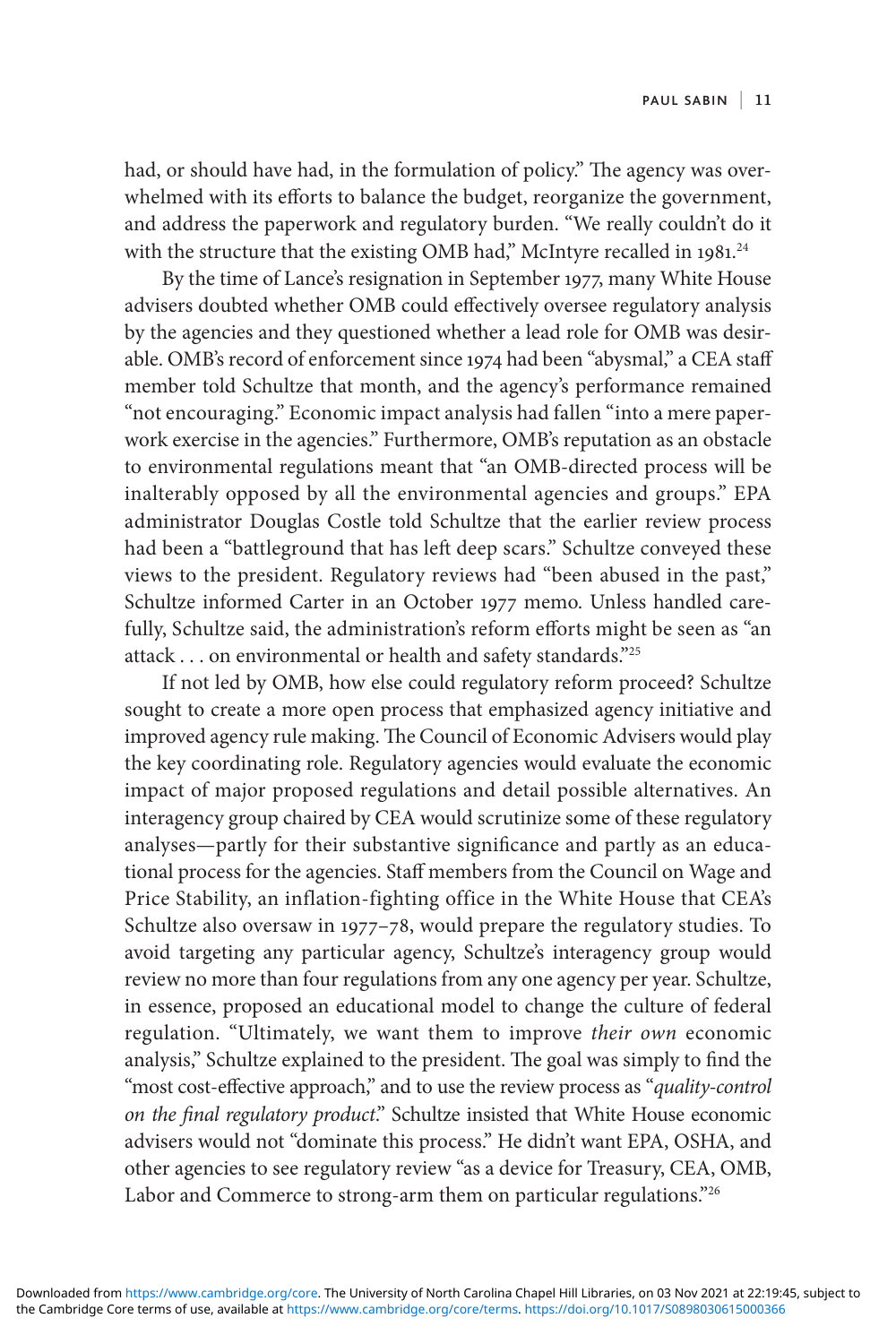had, or should have had, in the formulation of policy." The agency was overwhelmed with its efforts to balance the budget, reorganize the government, and address the paperwork and regulatory burden. "We really couldn't do it with the structure that the existing OMB had," McIntyre recalled in 1981.[24]

By the time of Lance's resignation in September 1977, many White House advisers doubted whether OMB could effectively oversee regulatory analysis by the agencies and they questioned whether a lead role for OMB was desirable. OMB's record of enforcement since 1974 had been "abysmal," a CEA staff member told Schultze that month, and the agency's performance remained "not encouraging." Economic impact analysis had fallen "into a mere paperwork exercise in the agencies." Furthermore, OMB's reputation as an obstacle to environmental regulations meant that "an OMB-directed process will be inalterably opposed by all the environmental agencies and groups." EPA administrator Douglas Costle told Schultze that the earlier review process had been a "battleground that has left deep scars." Schultze conveyed these views to the president. Regulatory reviews had "been abused in the past," Schultze informed Carter in an October 1977 memo. Unless handled carefully, Schultze said, the administration's reform efforts might be seen as "an attack . . . on environmental or health and safety standards."[25]

If not led by OMB, how else could regulatory reform proceed? Schultze sought to create a more open process that emphasized agency initiative and improved agency rule making. The Council of Economic Advisers would play the key coordinating role. Regulatory agencies would evaluate the economic impact of major proposed regulations and detail possible alternatives. An interagency group chaired by CEA would scrutinize some of these regulatory analyses—partly for their substantive significance and partly as an educational process for the agencies. Staff members from the Council on Wage and Price Stability, an inflation-fighting office in the White House that CEA's Schultze also oversaw in 1977–78, would prepare the regulatory studies. To avoid targeting any particular agency, Schultze's interagency group would review no more than four regulations from any one agency per year. Schultze, in essence, proposed an educational model to change the culture of federal regulation. "Ultimately, we want them to improve *their own* economic analysis," Schultze explained to the president. The goal was simply to find the "most cost-effective approach," and to use the review process as "*quality-control on the final regulatory product*." Schultze insisted that White House economic advisers would not "dominate this process." He didn't want EPA, OSHA, and other agencies to see regulatory review "as a device for Treasury, CEA, OMB, Labor and Commerce to strong-arm them on particular regulations."[26]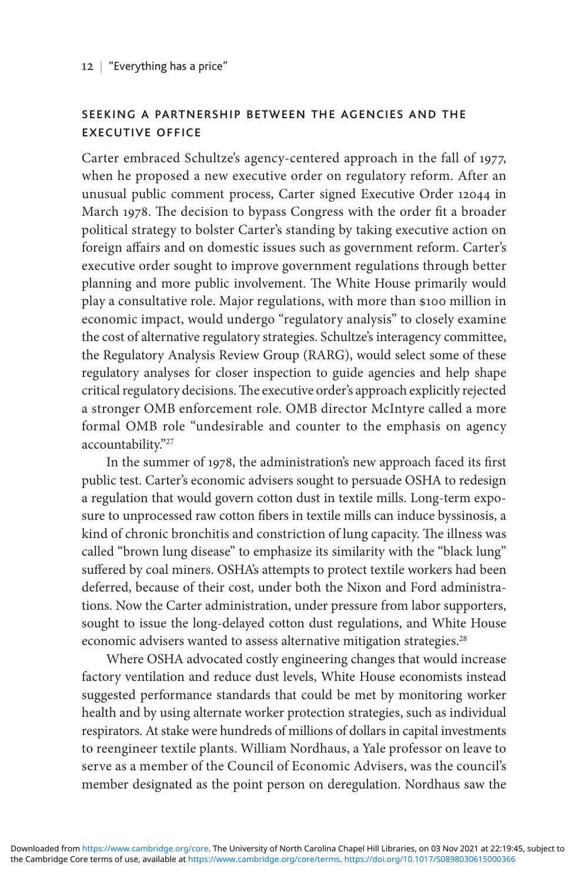## SEEKING A PARTNERSHIP BETWEEN THE AGENCIES AND THE EXECUTIVE OFFICE

Carter embraced Schultze's agency-centered approach in the fall of 1977, when he proposed a new executive order on regulatory reform. After an unusual public comment process, Carter signed Executive Order 12044 in March 1978. The decision to bypass Congress with the order fit a broader political strategy to bolster Carter's standing by taking executive action on foreign affairs and on domestic issues such as government reform. Carter's executive order sought to improve government regulations through better planning and more public involvement. The White House primarily would play a consultative role. Major regulations, with more than $100 million in economic impact, would undergo "regulatory analysis" to closely examine the cost of alternative regulatory strategies. Schultze's interagency committee, the Regulatory Analysis Review Group (RARG), would select some of these regulatory analyses for closer inspection to guide agencies and help shape critical regulatory decisions. The executive order's approach explicitly rejected a stronger OMB enforcement role. OMB director McIntyre called a more formal OMB role "undesirable and counter to the emphasis on agency accountability."[27]

In the summer of 1978, the administration's new approach faced its first public test. Carter's economic advisers sought to persuade OSHA to redesign a regulation that would govern cotton dust in textile mills. Long-term exposure to unprocessed raw cotton fibers in textile mills can induce byssinosis, a kind of chronic bronchitis and constriction of lung capacity. The illness was called "brown lung disease" to emphasize its similarity with the "black lung" suffered by coal miners. OSHA's attempts to protect textile workers had been deferred, because of their cost, under both the Nixon and Ford administrations. Now the Carter administration, under pressure from labor supporters, sought to issue the long-delayed cotton dust regulations, and White House economic advisers wanted to assess alternative mitigation strategies.[28]

Where OSHA advocated costly engineering changes that would increase factory ventilation and reduce dust levels, White House economists instead suggested performance standards that could be met by monitoring worker health and by using alternate worker protection strategies, such as individual respirators. At stake were hundreds of millions of dollars in capital investments to reengineer textile plants. William Nordhaus, a Yale professor on leave to serve as a member of the Council of Economic Advisers, was the council's member designated as the point person on deregulation. Nordhaus saw the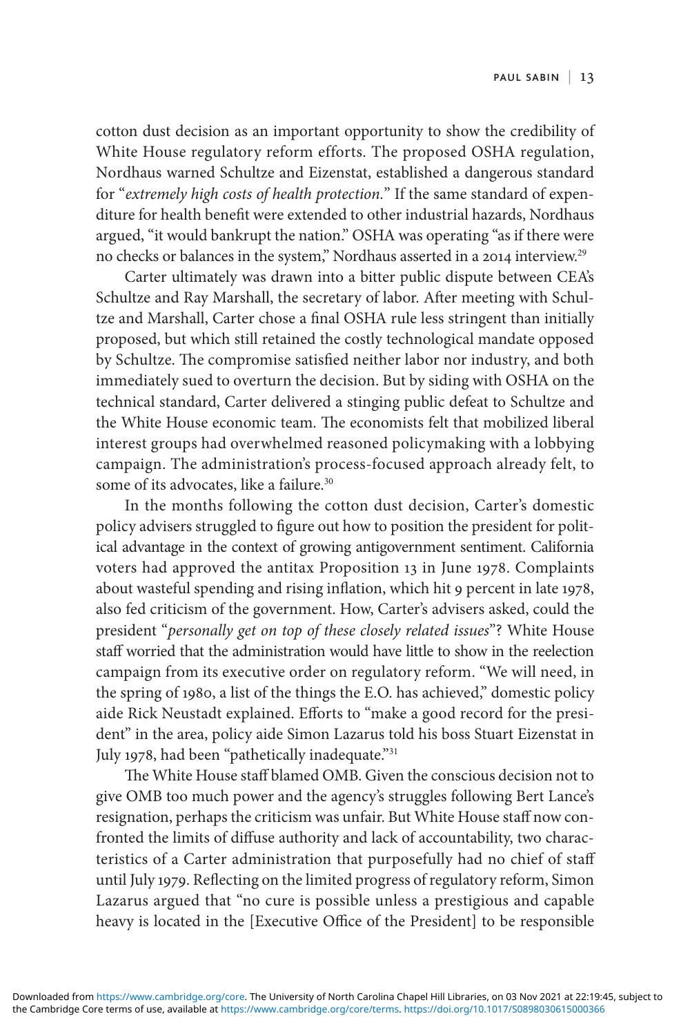cotton dust decision as an important opportunity to show the credibility of White House regulatory reform efforts. The proposed OSHA regulation, Nordhaus warned Schultze and Eizenstat, established a dangerous standard for "*extremely high costs of health protection.*" If the same standard of expenditure for health benefit were extended to other industrial hazards, Nordhaus argued, "it would bankrupt the nation." OSHA was operating "as if there were no checks or balances in the system," Nordhaus asserted in a 2014 interview.[29]

Carter ultimately was drawn into a bitter public dispute between CEA's Schultze and Ray Marshall, the secretary of labor. After meeting with Schultze and Marshall, Carter chose a final OSHA rule less stringent than initially proposed, but which still retained the costly technological mandate opposed by Schultze. The compromise satisfied neither labor nor industry, and both immediately sued to overturn the decision. But by siding with OSHA on the technical standard, Carter delivered a stinging public defeat to Schultze and the White House economic team. The economists felt that mobilized liberal interest groups had overwhelmed reasoned policymaking with a lobbying campaign. The administration's process-focused approach already felt, to some of its advocates, like a failure.[30]

In the months following the cotton dust decision, Carter's domestic policy advisers struggled to figure out how to position the president for political advantage in the context of growing antigovernment sentiment. California voters had approved the antitax Proposition 13 in June 1978. Complaints about wasteful spending and rising inflation, which hit 9 percent in late 1978, also fed criticism of the government. How, Carter's advisers asked, could the president "*personally get on top of these closely related issues*"? White House staff worried that the administration would have little to show in the reelection campaign from its executive order on regulatory reform. "We will need, in the spring of 1980, a list of the things the E.O. has achieved," domestic policy aide Rick Neustadt explained. Efforts to "make a good record for the president" in the area, policy aide Simon Lazarus told his boss Stuart Eizenstat in July 1978, had been "pathetically inadequate."[31]

The White House staff blamed OMB. Given the conscious decision not to give OMB too much power and the agency's struggles following Bert Lance's resignation, perhaps the criticism was unfair. But White House staff now confronted the limits of diffuse authority and lack of accountability, two characteristics of a Carter administration that purposefully had no chief of staff until July 1979. Reflecting on the limited progress of regulatory reform, Simon Lazarus argued that "no cure is possible unless a prestigious and capable heavy is located in the [Executive Office of the President] to be responsible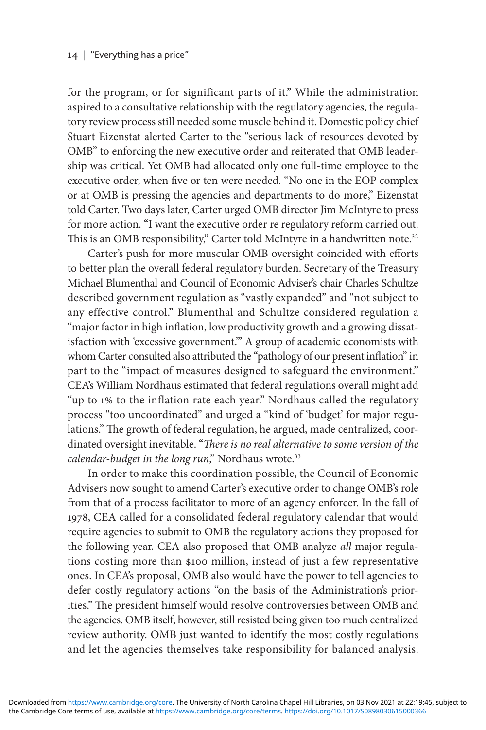for the program, or for significant parts of it." While the administration aspired to a consultative relationship with the regulatory agencies, the regulatory review process still needed some muscle behind it. Domestic policy chief Stuart Eizenstat alerted Carter to the "serious lack of resources devoted by OMB" to enforcing the new executive order and reiterated that OMB leadership was critical. Yet OMB had allocated only one full-time employee to the executive order, when five or ten were needed. "No one in the EOP complex or at OMB is pressing the agencies and departments to do more," Eizenstat told Carter. Two days later, Carter urged OMB director Jim McIntyre to press for more action. "I want the executive order re regulatory reform carried out. This is an OMB responsibility," Carter told McIntyre in a handwritten note.[32]

Carter's push for more muscular OMB oversight coincided with efforts to better plan the overall federal regulatory burden. Secretary of the Treasury Michael Blumenthal and Council of Economic Adviser's chair Charles Schultze described government regulation as "vastly expanded" and "not subject to any effective control." Blumenthal and Schultze considered regulation a "major factor in high inflation, low productivity growth and a growing dissatisfaction with 'excessive government.'" A group of academic economists with whom Carter consulted also attributed the "pathology of our present inflation" in part to the "impact of measures designed to safeguard the environment." CEA's William Nordhaus estimated that federal regulations overall might add "up to 1% to the inflation rate each year." Nordhaus called the regulatory process "too uncoordinated" and urged a "kind of 'budget' for major regulations." The growth of federal regulation, he argued, made centralized, coordinated oversight inevitable. "*There is no real alternative to some version of the calendar-budget in the long run*," Nordhaus wrote.[33]

In order to make this coordination possible, the Council of Economic Advisers now sought to amend Carter's executive order to change OMB's role from that of a process facilitator to more of an agency enforcer. In the fall of 1978, CEA called for a consolidated federal regulatory calendar that would require agencies to submit to OMB the regulatory actions they proposed for the following year. CEA also proposed that OMB analyze *all* major regulations costing more than $100 million, instead of just a few representative ones. In CEA's proposal, OMB also would have the power to tell agencies to defer costly regulatory actions "on the basis of the Administration's priorities." The president himself would resolve controversies between OMB and the agencies. OMB itself, however, still resisted being given too much centralized review authority. OMB just wanted to identify the most costly regulations and let the agencies themselves take responsibility for balanced analysis.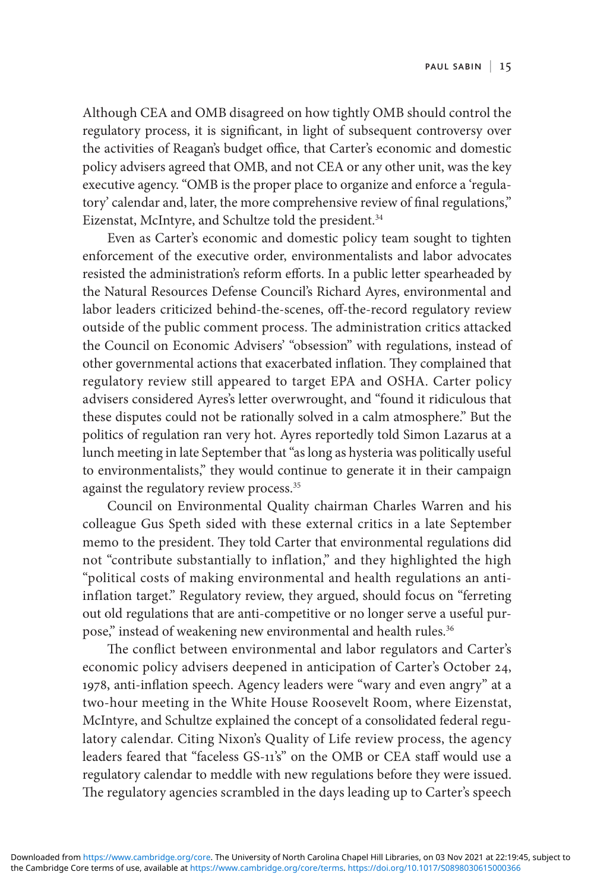Although CEA and OMB disagreed on how tightly OMB should control the regulatory process, it is significant, in light of subsequent controversy over the activities of Reagan's budget office, that Carter's economic and domestic policy advisers agreed that OMB, and not CEA or any other unit, was the key executive agency. "OMB is the proper place to organize and enforce a 'regulatory' calendar and, later, the more comprehensive review of final regulations," Eizenstat, McIntyre, and Schultze told the president.[34]

Even as Carter's economic and domestic policy team sought to tighten enforcement of the executive order, environmentalists and labor advocates resisted the administration's reform efforts. In a public letter spearheaded by the Natural Resources Defense Council's Richard Ayres, environmental and labor leaders criticized behind-the-scenes, off-the-record regulatory review outside of the public comment process. The administration critics attacked the Council on Economic Advisers' "obsession" with regulations, instead of other governmental actions that exacerbated inflation. They complained that regulatory review still appeared to target EPA and OSHA. Carter policy advisers considered Ayres's letter overwrought, and "found it ridiculous that these disputes could not be rationally solved in a calm atmosphere." But the politics of regulation ran very hot. Ayres reportedly told Simon Lazarus at a lunch meeting in late September that "as long as hysteria was politically useful to environmentalists," they would continue to generate it in their campaign against the regulatory review process.[35]

Council on Environmental Quality chairman Charles Warren and his colleague Gus Speth sided with these external critics in a late September memo to the president. They told Carter that environmental regulations did not "contribute substantially to inflation," and they highlighted the high "political costs of making environmental and health regulations an anti-inflation target." Regulatory review, they argued, should focus on "ferreting out old regulations that are anti-competitive or no longer serve a useful purpose," instead of weakening new environmental and health rules.[36]

The conflict between environmental and labor regulators and Carter's economic policy advisers deepened in anticipation of Carter's October 24, 1978, anti-inflation speech. Agency leaders were "wary and even angry" at a two-hour meeting in the White House Roosevelt Room, where Eizenstat, McIntyre, and Schultze explained the concept of a consolidated federal regulatory calendar. Citing Nixon's Quality of Life review process, the agency leaders feared that "faceless GS-11's" on the OMB or CEA staff would use a regulatory calendar to meddle with new regulations before they were issued. The regulatory agencies scrambled in the days leading up to Carter's speech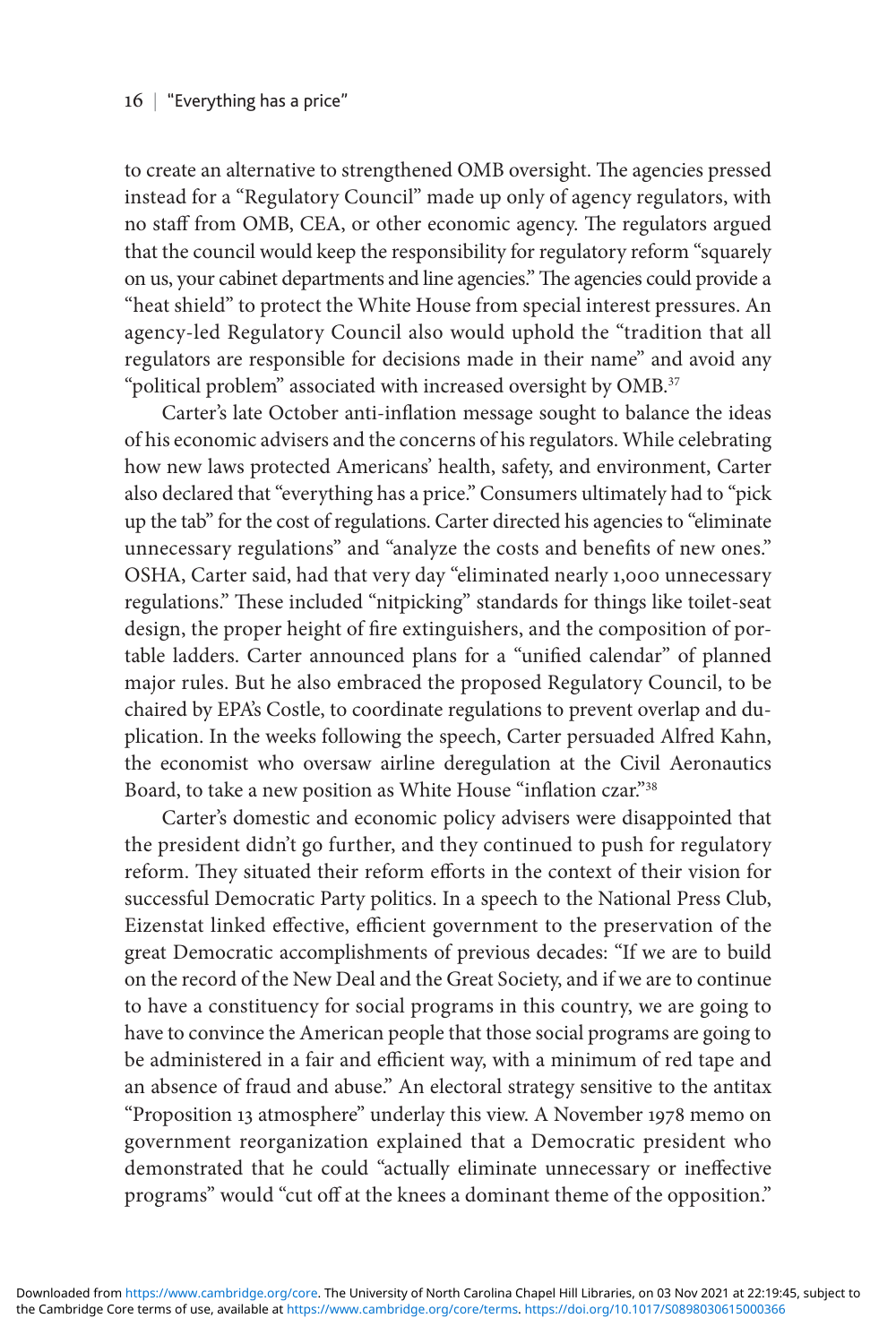to create an alternative to strengthened OMB oversight. The agencies pressed instead for a "Regulatory Council" made up only of agency regulators, with no staff from OMB, CEA, or other economic agency. The regulators argued that the council would keep the responsibility for regulatory reform "squarely on us, your cabinet departments and line agencies." The agencies could provide a "heat shield" to protect the White House from special interest pressures. An agency-led Regulatory Council also would uphold the "tradition that all regulators are responsible for decisions made in their name" and avoid any "political problem" associated with increased oversight by OMB.[37]

Carter's late October anti-inflation message sought to balance the ideas of his economic advisers and the concerns of his regulators. While celebrating how new laws protected Americans' health, safety, and environment, Carter also declared that "everything has a price." Consumers ultimately had to "pick up the tab" for the cost of regulations. Carter directed his agencies to "eliminate unnecessary regulations" and "analyze the costs and benefits of new ones." OSHA, Carter said, had that very day "eliminated nearly 1,000 unnecessary regulations." These included "nitpicking" standards for things like toilet-seat design, the proper height of fire extinguishers, and the composition of portable ladders. Carter announced plans for a "unified calendar" of planned major rules. But he also embraced the proposed Regulatory Council, to be chaired by EPA's Costle, to coordinate regulations to prevent overlap and duplication. In the weeks following the speech, Carter persuaded Alfred Kahn, the economist who oversaw airline deregulation at the Civil Aeronautics Board, to take a new position as White House "inflation czar."[38]

Carter's domestic and economic policy advisers were disappointed that the president didn't go further, and they continued to push for regulatory reform. They situated their reform efforts in the context of their vision for successful Democratic Party politics. In a speech to the National Press Club, Eizenstat linked effective, efficient government to the preservation of the great Democratic accomplishments of previous decades: "If we are to build on the record of the New Deal and the Great Society, and if we are to continue to have a constituency for social programs in this country, we are going to have to convince the American people that those social programs are going to be administered in a fair and efficient way, with a minimum of red tape and an absence of fraud and abuse." An electoral strategy sensitive to the antitax "Proposition 13 atmosphere" underlay this view. A November 1978 memo on government reorganization explained that a Democratic president who demonstrated that he could "actually eliminate unnecessary or ineffective programs" would "cut off at the knees a dominant theme of the opposition."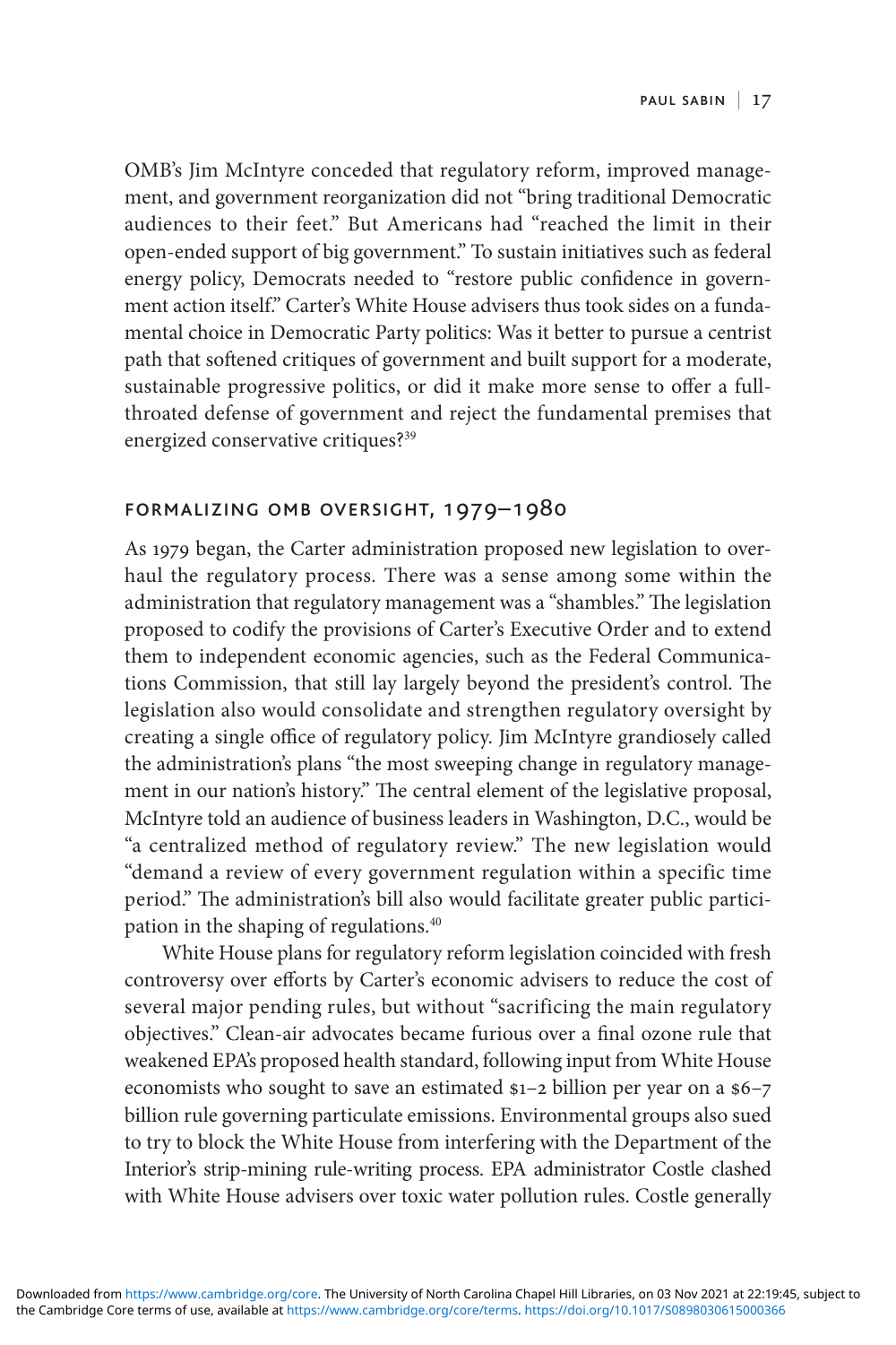OMB's Jim McIntyre conceded that regulatory reform, improved management, and government reorganization did not "bring traditional Democratic audiences to their feet." But Americans had "reached the limit in their open-ended support of big government." To sustain initiatives such as federal energy policy, Democrats needed to "restore public confidence in government action itself." Carter's White House advisers thus took sides on a fundamental choice in Democratic Party politics: Was it better to pursue a centrist path that softened critiques of government and built support for a moderate, sustainable progressive politics, or did it make more sense to offer a full-throated defense of government and reject the fundamental premises that energized conservative critiques?[39]

## FORMALIZING OMB OVERSIGHT, 1979–1980

As 1979 began, the Carter administration proposed new legislation to overhaul the regulatory process. There was a sense among some within the administration that regulatory management was a "shambles." The legislation proposed to codify the provisions of Carter's Executive Order and to extend them to independent economic agencies, such as the Federal Communications Commission, that still lay largely beyond the president's control. The legislation also would consolidate and strengthen regulatory oversight by creating a single office of regulatory policy. Jim McIntyre grandiosely called the administration's plans "the most sweeping change in regulatory management in our nation's history." The central element of the legislative proposal, McIntyre told an audience of business leaders in Washington, D.C., would be "a centralized method of regulatory review." The new legislation would "demand a review of every government regulation within a specific time period." The administration's bill also would facilitate greater public participation in the shaping of regulations.[40]

White House plans for regulatory reform legislation coincided with fresh controversy over efforts by Carter's economic advisers to reduce the cost of several major pending rules, but without "sacrificing the main regulatory objectives." Clean-air advocates became furious over a final ozone rule that weakened EPA's proposed health standard, following input from White House economists who sought to save an estimated $1–2 billion per year on a $6–7 billion rule governing particulate emissions. Environmental groups also sued to try to block the White House from interfering with the Department of the Interior's strip-mining rule-writing process. EPA administrator Costle clashed with White House advisers over toxic water pollution rules. Costle generally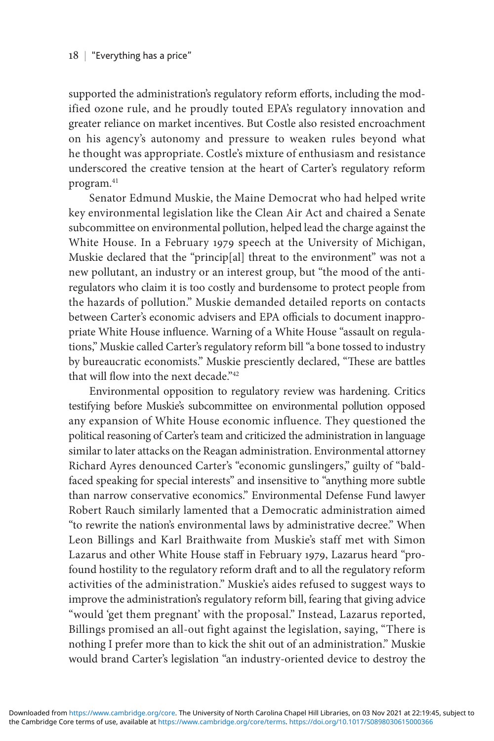supported the administration's regulatory reform efforts, including the modified ozone rule, and he proudly touted EPA's regulatory innovation and greater reliance on market incentives. But Costle also resisted encroachment on his agency's autonomy and pressure to weaken rules beyond what he thought was appropriate. Costle's mixture of enthusiasm and resistance underscored the creative tension at the heart of Carter's regulatory reform program.[41]

Senator Edmund Muskie, the Maine Democrat who had helped write key environmental legislation like the Clean Air Act and chaired a Senate subcommittee on environmental pollution, helped lead the charge against the White House. In a February 1979 speech at the University of Michigan, Muskie declared that the "princip[al] threat to the environment" was not a new pollutant, an industry or an interest group, but "the mood of the anti-regulators who claim it is too costly and burdensome to protect people from the hazards of pollution." Muskie demanded detailed reports on contacts between Carter's economic advisers and EPA officials to document inappropriate White House influence. Warning of a White House "assault on regulations," Muskie called Carter's regulatory reform bill "a bone tossed to industry by bureaucratic economists." Muskie presciently declared, "These are battles that will flow into the next decade."[42]

Environmental opposition to regulatory review was hardening. Critics testifying before Muskie's subcommittee on environmental pollution opposed any expansion of White House economic influence. They questioned the political reasoning of Carter's team and criticized the administration in language similar to later attacks on the Reagan administration. Environmental attorney Richard Ayres denounced Carter's "economic gunslingers," guilty of "bald-faced speaking for special interests" and insensitive to "anything more subtle than narrow conservative economics." Environmental Defense Fund lawyer Robert Rauch similarly lamented that a Democratic administration aimed "to rewrite the nation's environmental laws by administrative decree." When Leon Billings and Karl Braithwaite from Muskie's staff met with Simon Lazarus and other White House staff in February 1979, Lazarus heard "profound hostility to the regulatory reform draft and to all the regulatory reform activities of the administration." Muskie's aides refused to suggest ways to improve the administration's regulatory reform bill, fearing that giving advice "would 'get them pregnant' with the proposal." Instead, Lazarus reported, Billings promised an all-out fight against the legislation, saying, "There is nothing I prefer more than to kick the shit out of an administration." Muskie would brand Carter's legislation "an industry-oriented device to destroy the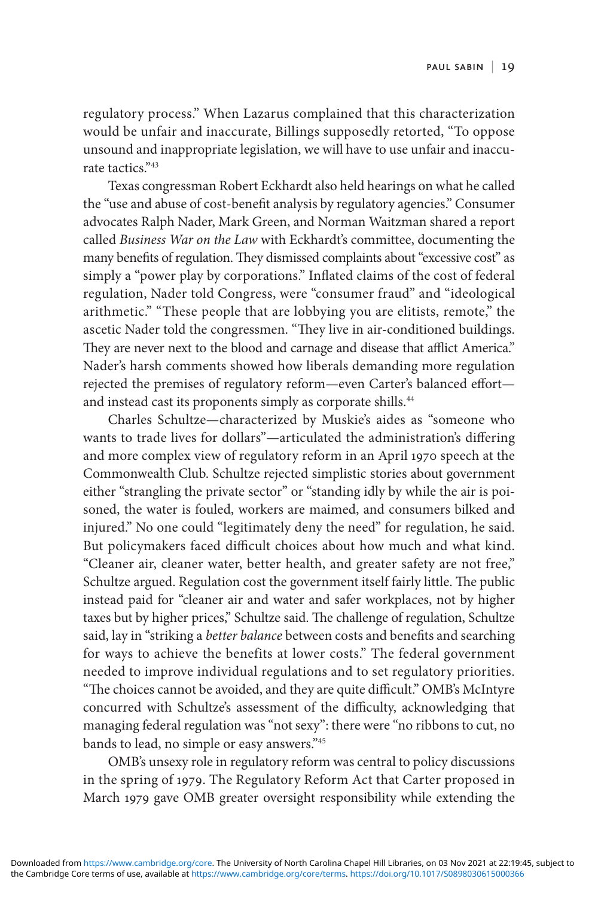regulatory process." When Lazarus complained that this characterization would be unfair and inaccurate, Billings supposedly retorted, "To oppose unsound and inappropriate legislation, we will have to use unfair and inaccurate tactics."[43]

Texas congressman Robert Eckhardt also held hearings on what he called the "use and abuse of cost-benefit analysis by regulatory agencies." Consumer advocates Ralph Nader, Mark Green, and Norman Waitzman shared a report called *Business War on the Law* with Eckhardt's committee, documenting the many benefits of regulation. They dismissed complaints about "excessive cost" as simply a "power play by corporations." Inflated claims of the cost of federal regulation, Nader told Congress, were "consumer fraud" and "ideological arithmetic." "These people that are lobbying you are elitists, remote," the ascetic Nader told the congressmen. "They live in air-conditioned buildings. They are never next to the blood and carnage and disease that afflict America." Nader's harsh comments showed how liberals demanding more regulation rejected the premises of regulatory reform—even Carter's balanced effort—and instead cast its proponents simply as corporate shills.[44]

Charles Schultze—characterized by Muskie's aides as "someone who wants to trade lives for dollars"—articulated the administration's differing and more complex view of regulatory reform in an April 1970 speech at the Commonwealth Club. Schultze rejected simplistic stories about government either "strangling the private sector" or "standing idly by while the air is poisoned, the water is fouled, workers are maimed, and consumers bilked and injured." No one could "legitimately deny the need" for regulation, he said. But policymakers faced difficult choices about how much and what kind. "Cleaner air, cleaner water, better health, and greater safety are not free," Schultze argued. Regulation cost the government itself fairly little. The public instead paid for "cleaner air and water and safer workplaces, not by higher taxes but by higher prices," Schultze said. The challenge of regulation, Schultze said, lay in "striking a *better balance* between costs and benefits and searching for ways to achieve the benefits at lower costs." The federal government needed to improve individual regulations and to set regulatory priorities. "The choices cannot be avoided, and they are quite difficult." OMB's McIntyre concurred with Schultze's assessment of the difficulty, acknowledging that managing federal regulation was "not sexy": there were "no ribbons to cut, no bands to lead, no simple or easy answers."[45]

OMB's unsexy role in regulatory reform was central to policy discussions in the spring of 1979. The Regulatory Reform Act that Carter proposed in March 1979 gave OMB greater oversight responsibility while extending the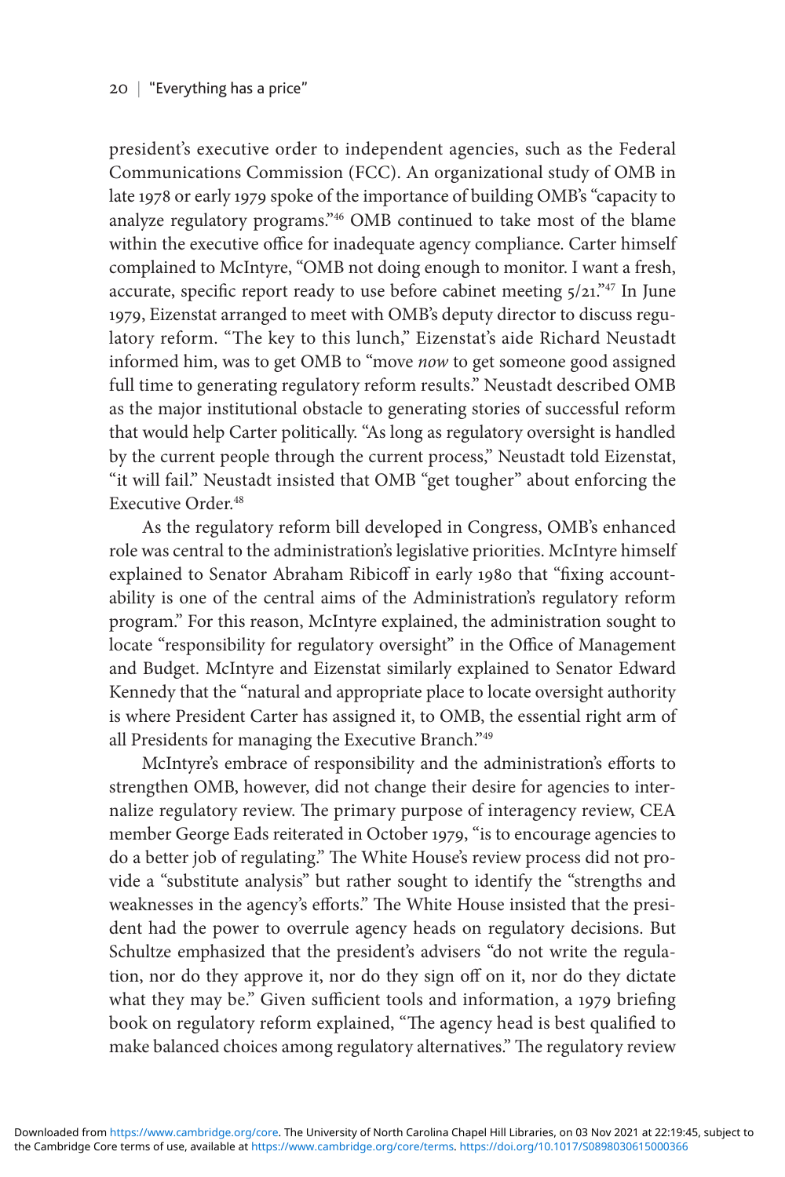president's executive order to independent agencies, such as the Federal Communications Commission (FCC). An organizational study of OMB in late 1978 or early 1979 spoke of the importance of building OMB's "capacity to analyze regulatory programs."[46] OMB continued to take most of the blame within the executive office for inadequate agency compliance. Carter himself complained to McIntyre, "OMB not doing enough to monitor. I want a fresh, accurate, specific report ready to use before cabinet meeting 5/21."[47] In June 1979, Eizenstat arranged to meet with OMB's deputy director to discuss regulatory reform. "The key to this lunch," Eizenstat's aide Richard Neustadt informed him, was to get OMB to "move *now* to get someone good assigned full time to generating regulatory reform results." Neustadt described OMB as the major institutional obstacle to generating stories of successful reform that would help Carter politically. "As long as regulatory oversight is handled by the current people through the current process," Neustadt told Eizenstat, "it will fail." Neustadt insisted that OMB "get tougher" about enforcing the Executive Order.[48]

As the regulatory reform bill developed in Congress, OMB's enhanced role was central to the administration's legislative priorities. McIntyre himself explained to Senator Abraham Ribicoff in early 1980 that "fixing accountability is one of the central aims of the Administration's regulatory reform program." For this reason, McIntyre explained, the administration sought to locate "responsibility for regulatory oversight" in the Office of Management and Budget. McIntyre and Eizenstat similarly explained to Senator Edward Kennedy that the "natural and appropriate place to locate oversight authority is where President Carter has assigned it, to OMB, the essential right arm of all Presidents for managing the Executive Branch."[49]

McIntyre's embrace of responsibility and the administration's efforts to strengthen OMB, however, did not change their desire for agencies to internalize regulatory review. The primary purpose of interagency review, CEA member George Eads reiterated in October 1979, "is to encourage agencies to do a better job of regulating." The White House's review process did not provide a "substitute analysis" but rather sought to identify the "strengths and weaknesses in the agency's efforts." The White House insisted that the president had the power to overrule agency heads on regulatory decisions. But Schultze emphasized that the president's advisers "do not write the regulation, nor do they approve it, nor do they sign off on it, nor do they dictate what they may be." Given sufficient tools and information, a 1979 briefing book on regulatory reform explained, "The agency head is best qualified to make balanced choices among regulatory alternatives." The regulatory review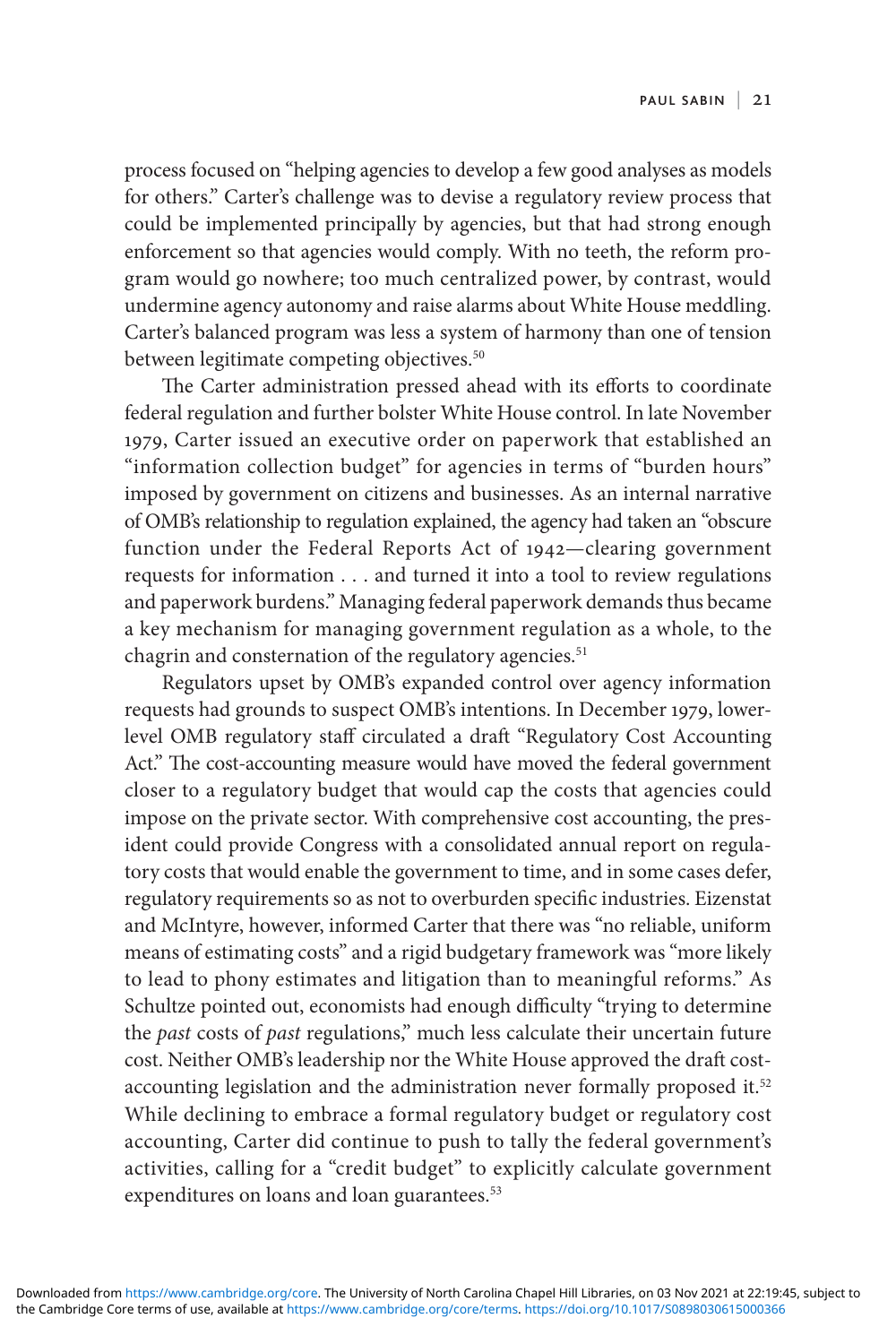process focused on "helping agencies to develop a few good analyses as models for others." Carter's challenge was to devise a regulatory review process that could be implemented principally by agencies, but that had strong enough enforcement so that agencies would comply. With no teeth, the reform program would go nowhere; too much centralized power, by contrast, would undermine agency autonomy and raise alarms about White House meddling. Carter's balanced program was less a system of harmony than one of tension between legitimate competing objectives.[50]

The Carter administration pressed ahead with its efforts to coordinate federal regulation and further bolster White House control. In late November 1979, Carter issued an executive order on paperwork that established an "information collection budget" for agencies in terms of "burden hours" imposed by government on citizens and businesses. As an internal narrative of OMB's relationship to regulation explained, the agency had taken an "obscure function under the Federal Reports Act of 1942—clearing government requests for information . . . and turned it into a tool to review regulations and paperwork burdens." Managing federal paperwork demands thus became a key mechanism for managing government regulation as a whole, to the chagrin and consternation of the regulatory agencies.[51]

Regulators upset by OMB's expanded control over agency information requests had grounds to suspect OMB's intentions. In December 1979, lower-level OMB regulatory staff circulated a draft "Regulatory Cost Accounting Act." The cost-accounting measure would have moved the federal government closer to a regulatory budget that would cap the costs that agencies could impose on the private sector. With comprehensive cost accounting, the president could provide Congress with a consolidated annual report on regulatory costs that would enable the government to time, and in some cases defer, regulatory requirements so as not to overburden specific industries. Eizenstat and McIntyre, however, informed Carter that there was "no reliable, uniform means of estimating costs" and a rigid budgetary framework was "more likely to lead to phony estimates and litigation than to meaningful reforms." As Schultze pointed out, economists had enough difficulty "trying to determine the *past* costs of *past* regulations," much less calculate their uncertain future cost. Neither OMB's leadership nor the White House approved the draft cost-accounting legislation and the administration never formally proposed it.[52] While declining to embrace a formal regulatory budget or regulatory cost accounting, Carter did continue to push to tally the federal government's activities, calling for a "credit budget" to explicitly calculate government expenditures on loans and loan guarantees.[53]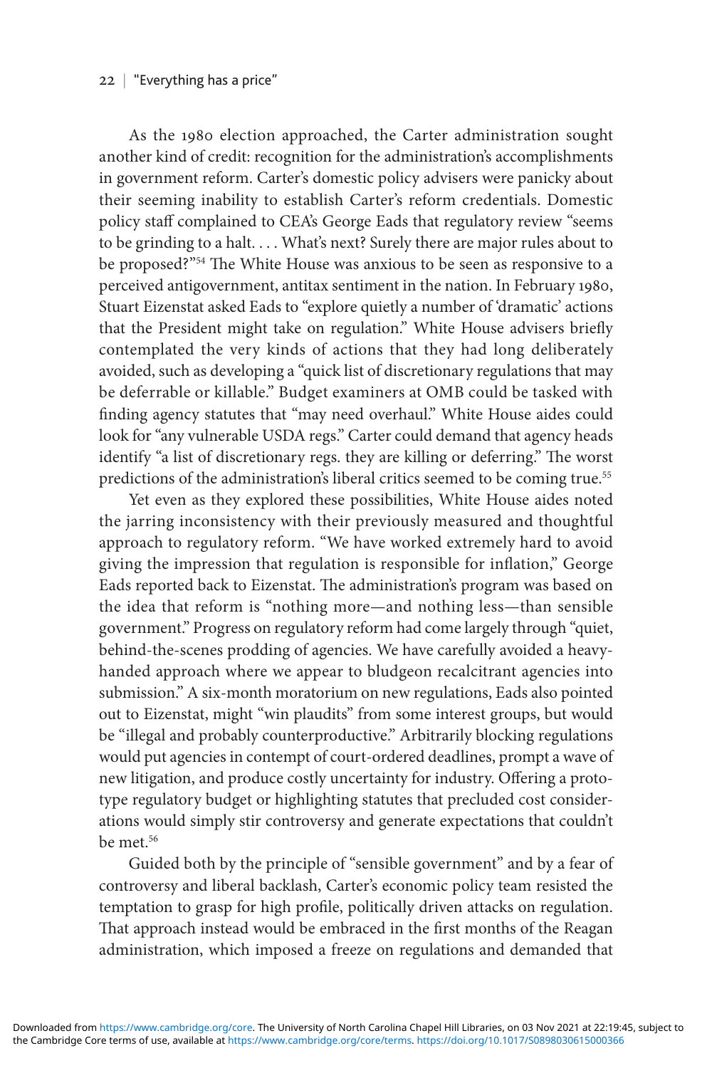As the 1980 election approached, the Carter administration sought another kind of credit: recognition for the administration's accomplishments in government reform. Carter's domestic policy advisers were panicky about their seeming inability to establish Carter's reform credentials. Domestic policy staff complained to CEA's George Eads that regulatory review "seems to be grinding to a halt. . . . What's next? Surely there are major rules about to be proposed?"[54] The White House was anxious to be seen as responsive to a perceived antigovernment, antitax sentiment in the nation. In February 1980, Stuart Eizenstat asked Eads to "explore quietly a number of 'dramatic' actions that the President might take on regulation." White House advisers briefly contemplated the very kinds of actions that they had long deliberately avoided, such as developing a "quick list of discretionary regulations that may be deferrable or killable." Budget examiners at OMB could be tasked with finding agency statutes that "may need overhaul." White House aides could look for "any vulnerable USDA regs." Carter could demand that agency heads identify "a list of discretionary regs. they are killing or deferring." The worst predictions of the administration's liberal critics seemed to be coming true.[55]

Yet even as they explored these possibilities, White House aides noted the jarring inconsistency with their previously measured and thoughtful approach to regulatory reform. "We have worked extremely hard to avoid giving the impression that regulation is responsible for inflation," George Eads reported back to Eizenstat. The administration's program was based on the idea that reform is "nothing more—and nothing less—than sensible government." Progress on regulatory reform had come largely through "quiet, behind-the-scenes prodding of agencies. We have carefully avoided a heavy-handed approach where we appear to bludgeon recalcitrant agencies into submission." A six-month moratorium on new regulations, Eads also pointed out to Eizenstat, might "win plaudits" from some interest groups, but would be "illegal and probably counterproductive." Arbitrarily blocking regulations would put agencies in contempt of court-ordered deadlines, prompt a wave of new litigation, and produce costly uncertainty for industry. Offering a prototype regulatory budget or highlighting statutes that precluded cost considerations would simply stir controversy and generate expectations that couldn't be met.[56]

Guided both by the principle of "sensible government" and by a fear of controversy and liberal backlash, Carter's economic policy team resisted the temptation to grasp for high profile, politically driven attacks on regulation. That approach instead would be embraced in the first months of the Reagan administration, which imposed a freeze on regulations and demanded that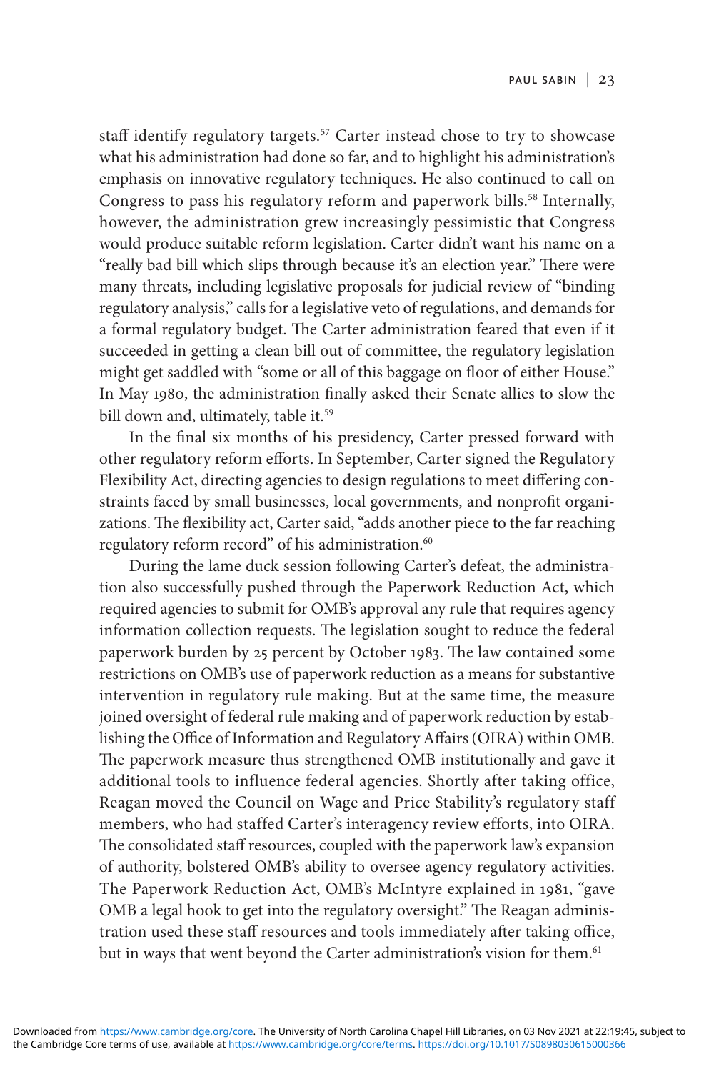staff identify regulatory targets.[57] Carter instead chose to try to showcase what his administration had done so far, and to highlight his administration's emphasis on innovative regulatory techniques. He also continued to call on Congress to pass his regulatory reform and paperwork bills.[58] Internally, however, the administration grew increasingly pessimistic that Congress would produce suitable reform legislation. Carter didn't want his name on a "really bad bill which slips through because it's an election year." There were many threats, including legislative proposals for judicial review of "binding regulatory analysis," calls for a legislative veto of regulations, and demands for a formal regulatory budget. The Carter administration feared that even if it succeeded in getting a clean bill out of committee, the regulatory legislation might get saddled with "some or all of this baggage on floor of either House." In May 1980, the administration finally asked their Senate allies to slow the bill down and, ultimately, table it.[59]

In the final six months of his presidency, Carter pressed forward with other regulatory reform efforts. In September, Carter signed the Regulatory Flexibility Act, directing agencies to design regulations to meet differing constraints faced by small businesses, local governments, and nonprofit organizations. The flexibility act, Carter said, "adds another piece to the far reaching regulatory reform record" of his administration.[60]

During the lame duck session following Carter's defeat, the administration also successfully pushed through the Paperwork Reduction Act, which required agencies to submit for OMB's approval any rule that requires agency information collection requests. The legislation sought to reduce the federal paperwork burden by 25 percent by October 1983. The law contained some restrictions on OMB's use of paperwork reduction as a means for substantive intervention in regulatory rule making. But at the same time, the measure joined oversight of federal rule making and of paperwork reduction by establishing the Office of Information and Regulatory Affairs (OIRA) within OMB. The paperwork measure thus strengthened OMB institutionally and gave it additional tools to influence federal agencies. Shortly after taking office, Reagan moved the Council on Wage and Price Stability's regulatory staff members, who had staffed Carter's interagency review efforts, into OIRA. The consolidated staff resources, coupled with the paperwork law's expansion of authority, bolstered OMB's ability to oversee agency regulatory activities. The Paperwork Reduction Act, OMB's McIntyre explained in 1981, "gave OMB a legal hook to get into the regulatory oversight." The Reagan administration used these staff resources and tools immediately after taking office, but in ways that went beyond the Carter administration's vision for them.[61]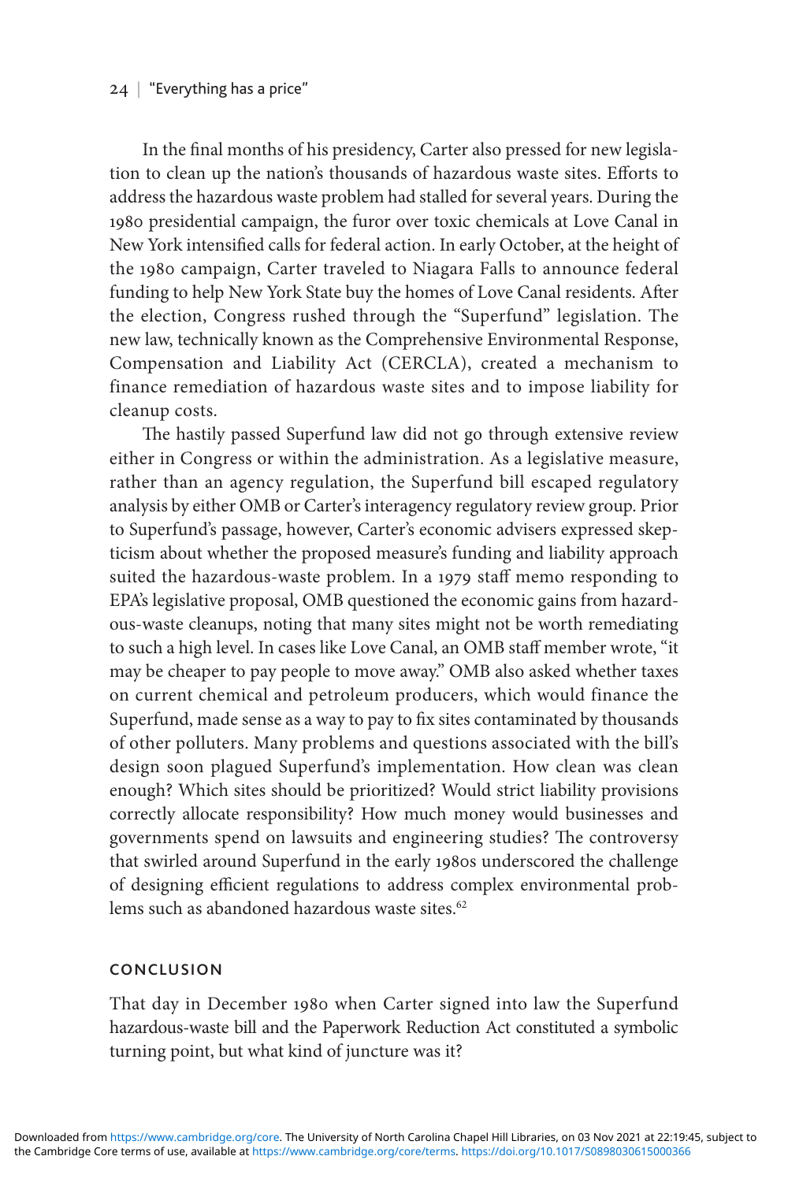In the final months of his presidency, Carter also pressed for new legislation to clean up the nation's thousands of hazardous waste sites. Efforts to address the hazardous waste problem had stalled for several years. During the 1980 presidential campaign, the furor over toxic chemicals at Love Canal in New York intensified calls for federal action. In early October, at the height of the 1980 campaign, Carter traveled to Niagara Falls to announce federal funding to help New York State buy the homes of Love Canal residents. After the election, Congress rushed through the "Superfund" legislation. The new law, technically known as the Comprehensive Environmental Response, Compensation and Liability Act (CERCLA), created a mechanism to finance remediation of hazardous waste sites and to impose liability for cleanup costs.

The hastily passed Superfund law did not go through extensive review either in Congress or within the administration. As a legislative measure, rather than an agency regulation, the Superfund bill escaped regulatory analysis by either OMB or Carter's interagency regulatory review group. Prior to Superfund's passage, however, Carter's economic advisers expressed skepticism about whether the proposed measure's funding and liability approach suited the hazardous-waste problem. In a 1979 staff memo responding to EPA's legislative proposal, OMB questioned the economic gains from hazardous-waste cleanups, noting that many sites might not be worth remediating to such a high level. In cases like Love Canal, an OMB staff member wrote, "it may be cheaper to pay people to move away." OMB also asked whether taxes on current chemical and petroleum producers, which would finance the Superfund, made sense as a way to pay to fix sites contaminated by thousands of other polluters. Many problems and questions associated with the bill's design soon plagued Superfund's implementation. How clean was clean enough? Which sites should be prioritized? Would strict liability provisions correctly allocate responsibility? How much money would businesses and governments spend on lawsuits and engineering studies? The controversy that swirled around Superfund in the early 1980s underscored the challenge of designing efficient regulations to address complex environmental problems such as abandoned hazardous waste sites.[62]

## CONCLUSION

That day in December 1980 when Carter signed into law the Superfund hazardous-waste bill and the Paperwork Reduction Act constituted a symbolic turning point, but what kind of juncture was it?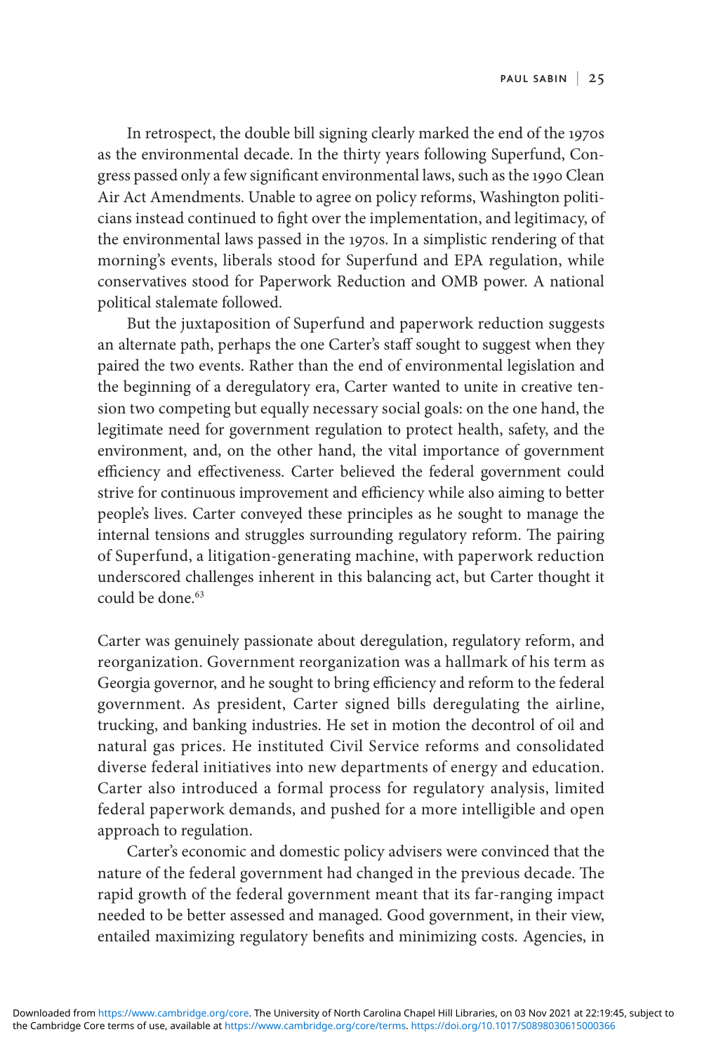In retrospect, the double bill signing clearly marked the end of the 1970s as the environmental decade. In the thirty years following Superfund, Congress passed only a few significant environmental laws, such as the 1990 Clean Air Act Amendments. Unable to agree on policy reforms, Washington politicians instead continued to fight over the implementation, and legitimacy, of the environmental laws passed in the 1970s. In a simplistic rendering of that morning's events, liberals stood for Superfund and EPA regulation, while conservatives stood for Paperwork Reduction and OMB power. A national political stalemate followed.

But the juxtaposition of Superfund and paperwork reduction suggests an alternate path, perhaps the one Carter's staff sought to suggest when they paired the two events. Rather than the end of environmental legislation and the beginning of a deregulatory era, Carter wanted to unite in creative tension two competing but equally necessary social goals: on the one hand, the legitimate need for government regulation to protect health, safety, and the environment, and, on the other hand, the vital importance of government efficiency and effectiveness. Carter believed the federal government could strive for continuous improvement and efficiency while also aiming to better people's lives. Carter conveyed these principles as he sought to manage the internal tensions and struggles surrounding regulatory reform. The pairing of Superfund, a litigation-generating machine, with paperwork reduction underscored challenges inherent in this balancing act, but Carter thought it could be done.[63]

Carter was genuinely passionate about deregulation, regulatory reform, and reorganization. Government reorganization was a hallmark of his term as Georgia governor, and he sought to bring efficiency and reform to the federal government. As president, Carter signed bills deregulating the airline, trucking, and banking industries. He set in motion the decontrol of oil and natural gas prices. He instituted Civil Service reforms and consolidated diverse federal initiatives into new departments of energy and education. Carter also introduced a formal process for regulatory analysis, limited federal paperwork demands, and pushed for a more intelligible and open approach to regulation.

Carter's economic and domestic policy advisers were convinced that the nature of the federal government had changed in the previous decade. The rapid growth of the federal government meant that its far-ranging impact needed to be better assessed and managed. Good government, in their view, entailed maximizing regulatory benefits and minimizing costs. Agencies, in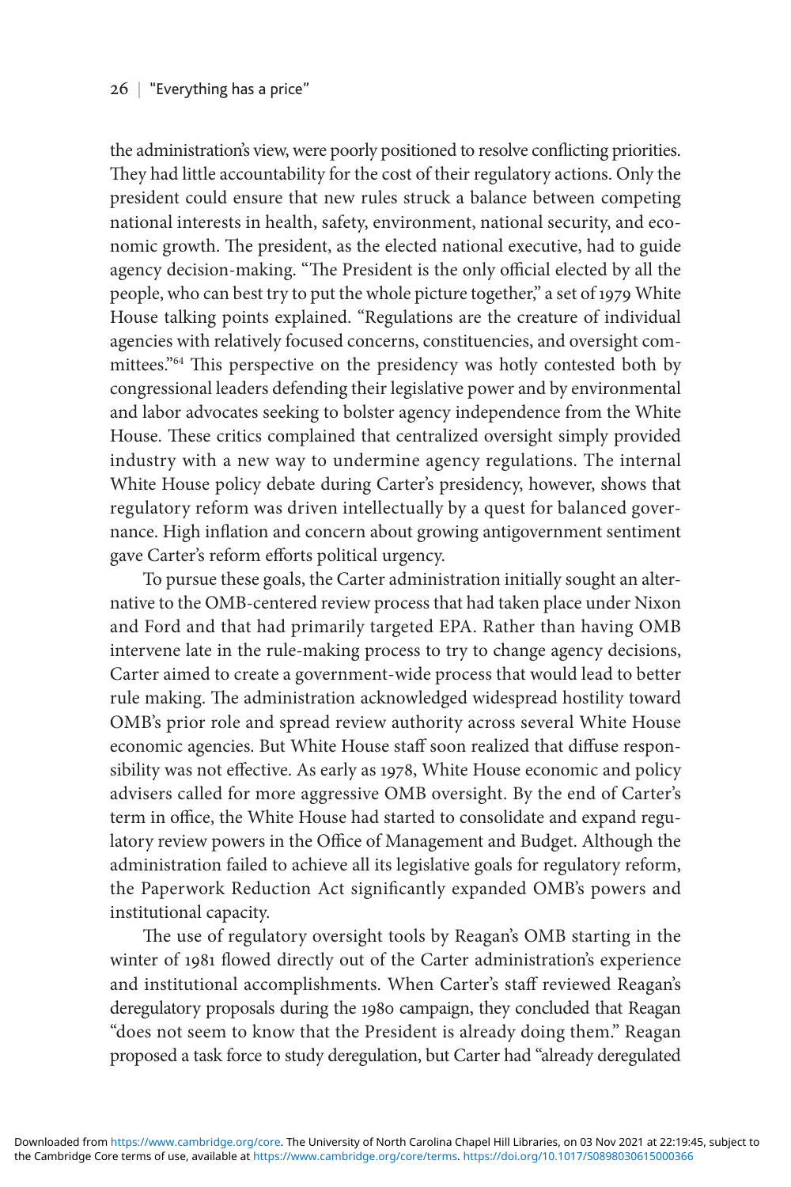the administration's view, were poorly positioned to resolve conflicting priorities. They had little accountability for the cost of their regulatory actions. Only the president could ensure that new rules struck a balance between competing national interests in health, safety, environment, national security, and economic growth. The president, as the elected national executive, had to guide agency decision-making. "The President is the only official elected by all the people, who can best try to put the whole picture together," a set of 1979 White House talking points explained. "Regulations are the creature of individual agencies with relatively focused concerns, constituencies, and oversight committees."[64] This perspective on the presidency was hotly contested both by congressional leaders defending their legislative power and by environmental and labor advocates seeking to bolster agency independence from the White House. These critics complained that centralized oversight simply provided industry with a new way to undermine agency regulations. The internal White House policy debate during Carter's presidency, however, shows that regulatory reform was driven intellectually by a quest for balanced governance. High inflation and concern about growing antigovernment sentiment gave Carter's reform efforts political urgency.

To pursue these goals, the Carter administration initially sought an alternative to the OMB-centered review process that had taken place under Nixon and Ford and that had primarily targeted EPA. Rather than having OMB intervene late in the rule-making process to try to change agency decisions, Carter aimed to create a government-wide process that would lead to better rule making. The administration acknowledged widespread hostility toward OMB's prior role and spread review authority across several White House economic agencies. But White House staff soon realized that diffuse responsibility was not effective. As early as 1978, White House economic and policy advisers called for more aggressive OMB oversight. By the end of Carter's term in office, the White House had started to consolidate and expand regulatory review powers in the Office of Management and Budget. Although the administration failed to achieve all its legislative goals for regulatory reform, the Paperwork Reduction Act significantly expanded OMB's powers and institutional capacity.

The use of regulatory oversight tools by Reagan's OMB starting in the winter of 1981 flowed directly out of the Carter administration's experience and institutional accomplishments. When Carter's staff reviewed Reagan's deregulatory proposals during the 1980 campaign, they concluded that Reagan "does not seem to know that the President is already doing them." Reagan proposed a task force to study deregulation, but Carter had "already deregulated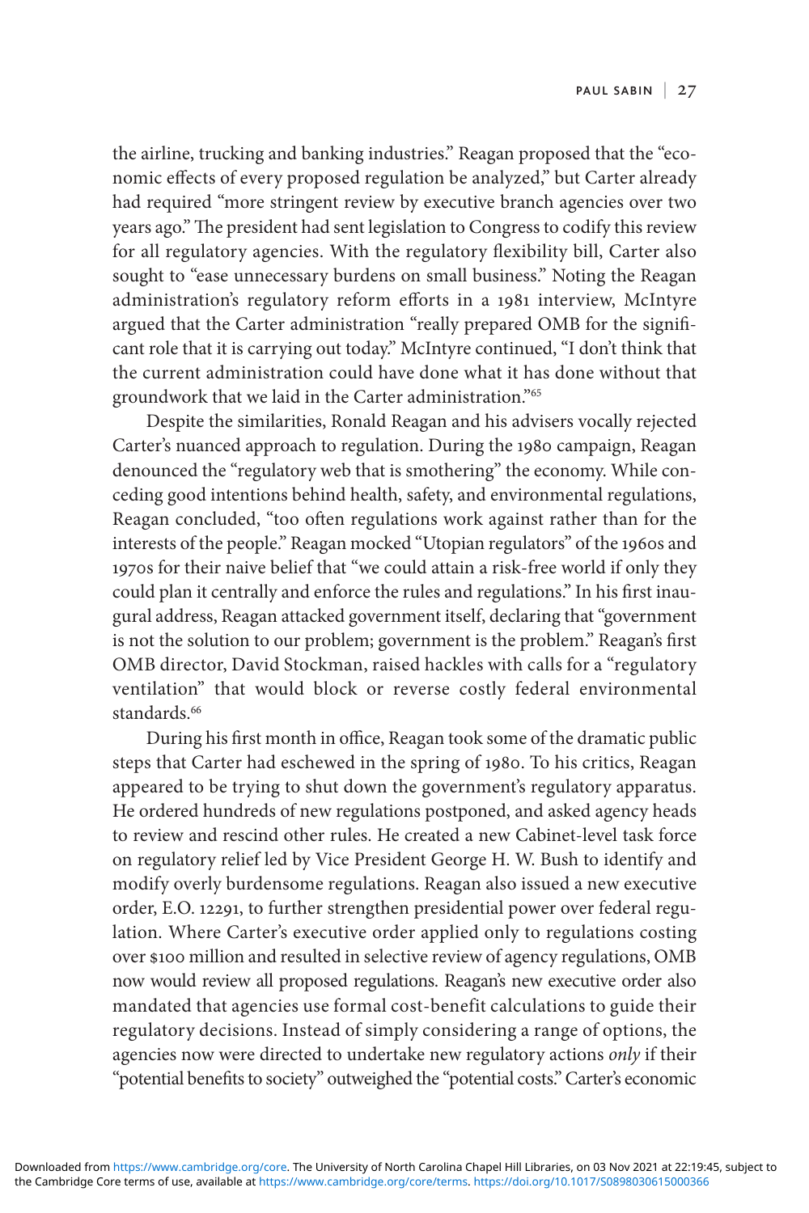the airline, trucking and banking industries." Reagan proposed that the "economic effects of every proposed regulation be analyzed," but Carter already had required "more stringent review by executive branch agencies over two years ago." The president had sent legislation to Congress to codify this review for all regulatory agencies. With the regulatory flexibility bill, Carter also sought to "ease unnecessary burdens on small business." Noting the Reagan administration's regulatory reform efforts in a 1981 interview, McIntyre argued that the Carter administration "really prepared OMB for the significant role that it is carrying out today." McIntyre continued, "I don't think that the current administration could have done what it has done without that groundwork that we laid in the Carter administration."[65]

Despite the similarities, Ronald Reagan and his advisers vocally rejected Carter's nuanced approach to regulation. During the 1980 campaign, Reagan denounced the "regulatory web that is smothering" the economy. While conceding good intentions behind health, safety, and environmental regulations, Reagan concluded, "too often regulations work against rather than for the interests of the people." Reagan mocked "Utopian regulators" of the 1960s and 1970s for their naive belief that "we could attain a risk-free world if only they could plan it centrally and enforce the rules and regulations." In his first inaugural address, Reagan attacked government itself, declaring that "government is not the solution to our problem; government is the problem." Reagan's first OMB director, David Stockman, raised hackles with calls for a "regulatory ventilation" that would block or reverse costly federal environmental standards.[66]

During his first month in office, Reagan took some of the dramatic public steps that Carter had eschewed in the spring of 1980. To his critics, Reagan appeared to be trying to shut down the government's regulatory apparatus. He ordered hundreds of new regulations postponed, and asked agency heads to review and rescind other rules. He created a new Cabinet-level task force on regulatory relief led by Vice President George H. W. Bush to identify and modify overly burdensome regulations. Reagan also issued a new executive order, E.O. 12291, to further strengthen presidential power over federal regulation. Where Carter's executive order applied only to regulations costing over $100 million and resulted in selective review of agency regulations, OMB now would review all proposed regulations. Reagan's new executive order also mandated that agencies use formal cost-benefit calculations to guide their regulatory decisions. Instead of simply considering a range of options, the agencies now were directed to undertake new regulatory actions *only* if their "potential benefits to society" outweighed the "potential costs." Carter's economic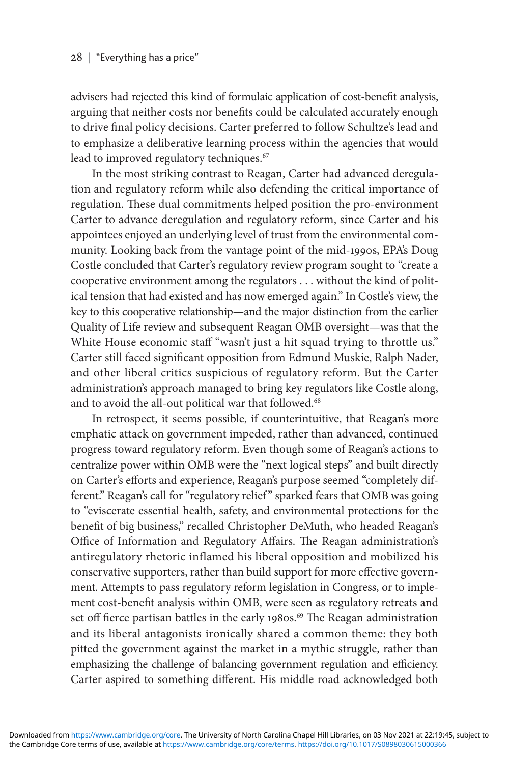advisers had rejected this kind of formulaic application of cost-benefit analysis, arguing that neither costs nor benefits could be calculated accurately enough to drive final policy decisions. Carter preferred to follow Schultze's lead and to emphasize a deliberative learning process within the agencies that would lead to improved regulatory techniques.[67]

In the most striking contrast to Reagan, Carter had advanced deregulation and regulatory reform while also defending the critical importance of regulation. These dual commitments helped position the pro-environment Carter to advance deregulation and regulatory reform, since Carter and his appointees enjoyed an underlying level of trust from the environmental community. Looking back from the vantage point of the mid-1990s, EPA's Doug Costle concluded that Carter's regulatory review program sought to "create a cooperative environment among the regulators . . . without the kind of political tension that had existed and has now emerged again." In Costle's view, the key to this cooperative relationship—and the major distinction from the earlier Quality of Life review and subsequent Reagan OMB oversight—was that the White House economic staff "wasn't just a hit squad trying to throttle us." Carter still faced significant opposition from Edmund Muskie, Ralph Nader, and other liberal critics suspicious of regulatory reform. But the Carter administration's approach managed to bring key regulators like Costle along, and to avoid the all-out political war that followed.[68]

In retrospect, it seems possible, if counterintuitive, that Reagan's more emphatic attack on government impeded, rather than advanced, continued progress toward regulatory reform. Even though some of Reagan's actions to centralize power within OMB were the "next logical steps" and built directly on Carter's efforts and experience, Reagan's purpose seemed "completely different." Reagan's call for "regulatory relief" sparked fears that OMB was going to "eviscerate essential health, safety, and environmental protections for the benefit of big business," recalled Christopher DeMuth, who headed Reagan's Office of Information and Regulatory Affairs. The Reagan administration's antiregulatory rhetoric inflamed his liberal opposition and mobilized his conservative supporters, rather than build support for more effective government. Attempts to pass regulatory reform legislation in Congress, or to implement cost-benefit analysis within OMB, were seen as regulatory retreats and set off fierce partisan battles in the early 1980s.[69] The Reagan administration and its liberal antagonists ironically shared a common theme: they both pitted the government against the market in a mythic struggle, rather than emphasizing the challenge of balancing government regulation and efficiency. Carter aspired to something different. His middle road acknowledged both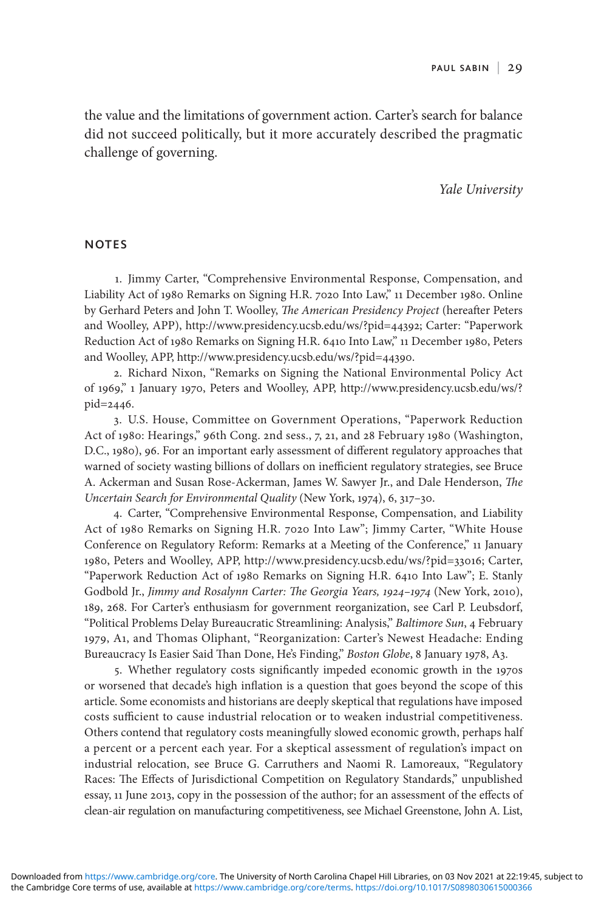the value and the limitations of government action. Carter's search for balance did not succeed politically, but it more accurately described the pragmatic challenge of governing.

*Yale University*

## NOTES

1. Jimmy Carter, "Comprehensive Environmental Response, Compensation, and Liability Act of 1980 Remarks on Signing H.R. 7020 Into Law," 11 December 1980. Online by Gerhard Peters and John T. Woolley, *The American Presidency Project* (hereafter Peters and Woolley, APP), http://www.presidency.ucsb.edu/ws/?pid=44392; Carter: "Paperwork Reduction Act of 1980 Remarks on Signing H.R. 6410 Into Law," 11 December 1980, Peters and Woolley, APP, http://www.presidency.ucsb.edu/ws/?pid=44390.

2. Richard Nixon, "Remarks on Signing the National Environmental Policy Act of 1969," 1 January 1970, Peters and Woolley, APP, http://www.presidency.ucsb.edu/ws/?pid=2446.

3. U.S. House, Committee on Government Operations, "Paperwork Reduction Act of 1980: Hearings," 96th Cong. 2nd sess., 7, 21, and 28 February 1980 (Washington, D.C., 1980), 96. For an important early assessment of different regulatory approaches that warned of society wasting billions of dollars on inefficient regulatory strategies, see Bruce A. Ackerman and Susan Rose-Ackerman, James W. Sawyer Jr., and Dale Henderson, *The Uncertain Search for Environmental Quality* (New York, 1974), 6, 317–30.

4. Carter, "Comprehensive Environmental Response, Compensation, and Liability Act of 1980 Remarks on Signing H.R. 7020 Into Law"; Jimmy Carter, "White House Conference on Regulatory Reform: Remarks at a Meeting of the Conference," 11 January 1980, Peters and Woolley, APP, http://www.presidency.ucsb.edu/ws/?pid=33016; Carter, "Paperwork Reduction Act of 1980 Remarks on Signing H.R. 6410 Into Law"; E. Stanly Godbold Jr., *Jimmy and Rosalynn Carter: The Georgia Years, 1924–1974* (New York, 2010), 189, 268. For Carter's enthusiasm for government reorganization, see Carl P. Leubsdorf, "Political Problems Delay Bureaucratic Streamlining: Analysis," *Baltimore Sun*, 4 February 1979, A1, and Thomas Oliphant, "Reorganization: Carter's Newest Headache: Ending Bureaucracy Is Easier Said Than Done, He's Finding," *Boston Globe*, 8 January 1978, A3.

5. Whether regulatory costs significantly impeded economic growth in the 1970s or worsened that decade's high inflation is a question that goes beyond the scope of this article. Some economists and historians are deeply skeptical that regulations have imposed costs sufficient to cause industrial relocation or to weaken industrial competitiveness. Others contend that regulatory costs meaningfully slowed economic growth, perhaps half a percent or a percent each year. For a skeptical assessment of regulation's impact on industrial relocation, see Bruce G. Carruthers and Naomi R. Lamoreaux, "Regulatory Races: The Effects of Jurisdictional Competition on Regulatory Standards," unpublished essay, 11 June 2013, copy in the possession of the author; for an assessment of the effects of clean-air regulation on manufacturing competitiveness, see Michael Greenstone, John A. List,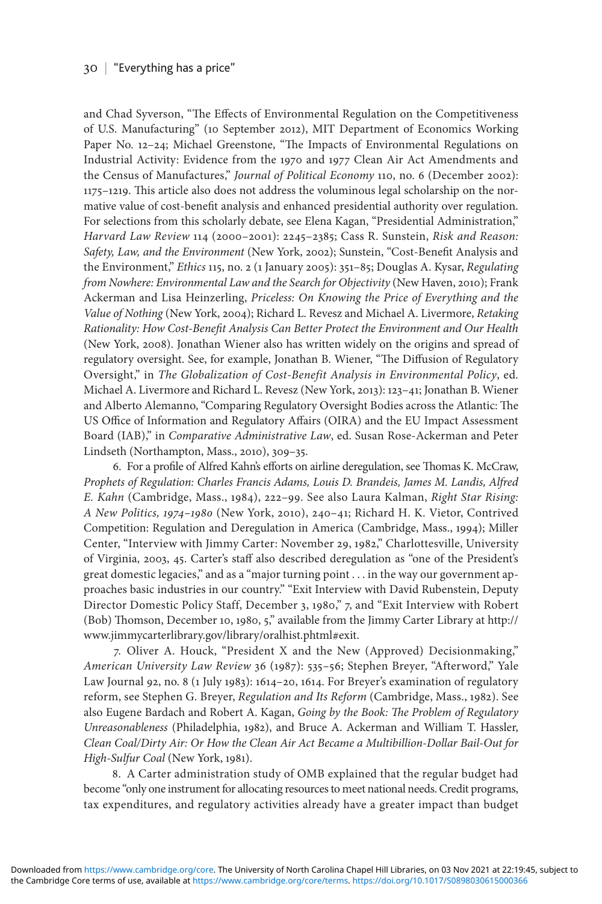and Chad Syverson, "The Effects of Environmental Regulation on the Competitiveness of U.S. Manufacturing" (10 September 2012), MIT Department of Economics Working Paper No. 12–24; Michael Greenstone, "The Impacts of Environmental Regulations on Industrial Activity: Evidence from the 1970 and 1977 Clean Air Act Amendments and the Census of Manufactures," *Journal of Political Economy* 110, no. 6 (December 2002): 1175–1219. This article also does not address the voluminous legal scholarship on the normative value of cost-benefit analysis and enhanced presidential authority over regulation. For selections from this scholarly debate, see Elena Kagan, "Presidential Administration," *Harvard Law Review* 114 (2000–2001): 2245–2385; Cass R. Sunstein, *Risk and Reason: Safety, Law, and the Environment* (New York, 2002); Sunstein, "Cost-Benefit Analysis and the Environment," *Ethics* 115, no. 2 (1 January 2005): 351–85; Douglas A. Kysar, *Regulating from Nowhere: Environmental Law and the Search for Objectivity* (New Haven, 2010); Frank Ackerman and Lisa Heinzerling, *Priceless: On Knowing the Price of Everything and the Value of Nothing* (New York, 2004); Richard L. Revesz and Michael A. Livermore, *Retaking Rationality: How Cost-Benefit Analysis Can Better Protect the Environment and Our Health* (New York, 2008). Jonathan Wiener also has written widely on the origins and spread of regulatory oversight. See, for example, Jonathan B. Wiener, "The Diffusion of Regulatory Oversight," in *The Globalization of Cost-Benefit Analysis in Environmental Policy*, ed. Michael A. Livermore and Richard L. Revesz (New York, 2013): 123–41; Jonathan B. Wiener and Alberto Alemanno, "Comparing Regulatory Oversight Bodies across the Atlantic: The US Office of Information and Regulatory Affairs (OIRA) and the EU Impact Assessment Board (IAB)," in *Comparative Administrative Law*, ed. Susan Rose-Ackerman and Peter Lindseth (Northampton, Mass., 2010), 309–35.

6. For a profile of Alfred Kahn's efforts on airline deregulation, see Thomas K. McCraw, *Prophets of Regulation: Charles Francis Adams, Louis D. Brandeis, James M. Landis, Alfred E. Kahn* (Cambridge, Mass., 1984), 222–99. See also Laura Kalman, *Right Star Rising: A New Politics, 1974–1980* (New York, 2010), 240–41; Richard H. K. Vietor, Contrived Competition: Regulation and Deregulation in America (Cambridge, Mass., 1994); Miller Center, "Interview with Jimmy Carter: November 29, 1982," Charlottesville, University of Virginia, 2003, 45. Carter's staff also described deregulation as "one of the President's great domestic legacies," and as a "major turning point . . . in the way our government approaches basic industries in our country." "Exit Interview with David Rubenstein, Deputy Director Domestic Policy Staff, December 3, 1980," 7, and "Exit Interview with Robert (Bob) Thomson, December 10, 1980, 5," available from the Jimmy Carter Library at http://www.jimmycarterlibrary.gov/library/oralhist.phtml#exit.

7. Oliver A. Houck, "President X and the New (Approved) Decisionmaking," *American University Law Review* 36 (1987): 535–56; Stephen Breyer, "Afterword," Yale Law Journal 92, no. 8 (1 July 1983): 1614–20, 1614. For Breyer's examination of regulatory reform, see Stephen G. Breyer, *Regulation and Its Reform* (Cambridge, Mass., 1982). See also Eugene Bardach and Robert A. Kagan, *Going by the Book: The Problem of Regulatory Unreasonableness* (Philadelphia, 1982), and Bruce A. Ackerman and William T. Hassler, *Clean Coal/Dirty Air: Or How the Clean Air Act Became a Multibillion-Dollar Bail-Out for High-Sulfur Coal* (New York, 1981).

8. A Carter administration study of OMB explained that the regular budget had become "only one instrument for allocating resources to meet national needs. Credit programs, tax expenditures, and regulatory activities already have a greater impact than budget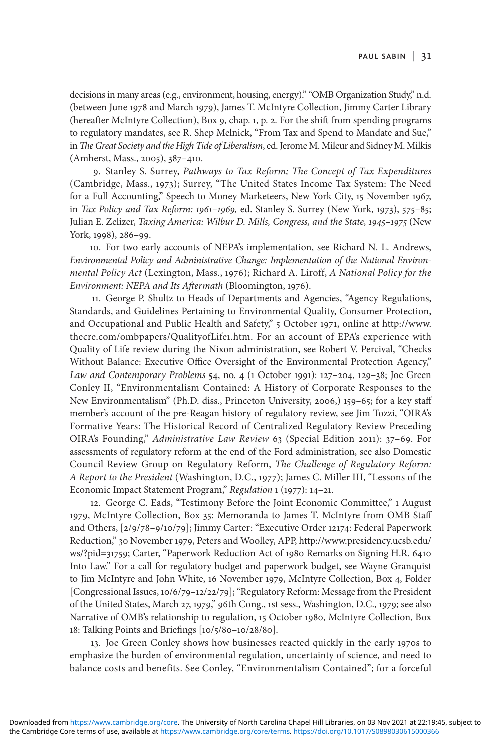decisions in many areas (e.g., environment, housing, energy)." "OMB Organization Study," n.d. (between June 1978 and March 1979), James T. McIntyre Collection, Jimmy Carter Library (hereafter McIntyre Collection), Box 9, chap. 1, p. 2. For the shift from spending programs to regulatory mandates, see R. Shep Melnick, "From Tax and Spend to Mandate and Sue," in *The Great Society and the High Tide of Liberalism*, ed. Jerome M. Mileur and Sidney M. Milkis (Amherst, Mass., 2005), 387–410.

9. Stanley S. Surrey, *Pathways to Tax Reform; The Concept of Tax Expenditures* (Cambridge, Mass., 1973); Surrey, "The United States Income Tax System: The Need for a Full Accounting," Speech to Money Marketeers, New York City, 15 November 1967, in *Tax Policy and Tax Reform: 1961–1969,* ed. Stanley S. Surrey (New York, 1973), 575–85; Julian E. Zelizer, *Taxing America: Wilbur D. Mills, Congress, and the State, 1945–1975* (New York, 1998), 286–99.

10. For two early accounts of NEPA's implementation, see Richard N. L. Andrews, *Environmental Policy and Administrative Change: Implementation of the National Environmental Policy Act* (Lexington, Mass., 1976); Richard A. Liroff, *A National Policy for the Environment: NEPA and Its Aftermath* (Bloomington, 1976).

11. George P. Shultz to Heads of Departments and Agencies, "Agency Regulations, Standards, and Guidelines Pertaining to Environmental Quality, Consumer Protection, and Occupational and Public Health and Safety," 5 October 1971, online at http://www.thecre.com/ombpapers/QualityofLife1.htm. For an account of EPA's experience with Quality of Life review during the Nixon administration, see Robert V. Percival, "Checks Without Balance: Executive Office Oversight of the Environmental Protection Agency," *Law and Contemporary Problems* 54, no. 4 (1 October 1991): 127–204, 129–38; Joe Green Conley II, "Environmentalism Contained: A History of Corporate Responses to the New Environmentalism" (Ph.D. diss., Princeton University, 2006,) 159–65; for a key staff member's account of the pre-Reagan history of regulatory review, see Jim Tozzi, "OIRA's Formative Years: The Historical Record of Centralized Regulatory Review Preceding OIRA's Founding," *Administrative Law Review* 63 (Special Edition 2011): 37–69. For assessments of regulatory reform at the end of the Ford administration, see also Domestic Council Review Group on Regulatory Reform, *The Challenge of Regulatory Reform: A Report to the President* (Washington, D.C., 1977); James C. Miller III, "Lessons of the Economic Impact Statement Program," *Regulation* 1 (1977): 14–21.

12. George C. Eads, "Testimony Before the Joint Economic Committee," 1 August 1979, McIntyre Collection, Box 35: Memoranda to James T. McIntyre from OMB Staff and Others, [2/9/78–9/10/79]; Jimmy Carter: "Executive Order 12174: Federal Paperwork Reduction," 30 November 1979, Peters and Woolley, APP, http://www.presidency.ucsb.edu/ws/?pid=31759; Carter, "Paperwork Reduction Act of 1980 Remarks on Signing H.R. 6410 Into Law." For a call for regulatory budget and paperwork budget, see Wayne Granquist to Jim McIntyre and John White, 16 November 1979, McIntyre Collection, Box 4, Folder [Congressional Issues, 10/6/79–12/22/79]; "Regulatory Reform: Message from the President of the United States, March 27, 1979," 96th Cong., 1st sess., Washington, D.C., 1979; see also Narrative of OMB's relationship to regulation, 15 October 1980, McIntyre Collection, Box 18: Talking Points and Briefings [10/5/80–10/28/80].

13. Joe Green Conley shows how businesses reacted quickly in the early 1970s to emphasize the burden of environmental regulation, uncertainty of science, and need to balance costs and benefits. See Conley, "Environmentalism Contained"; for a forceful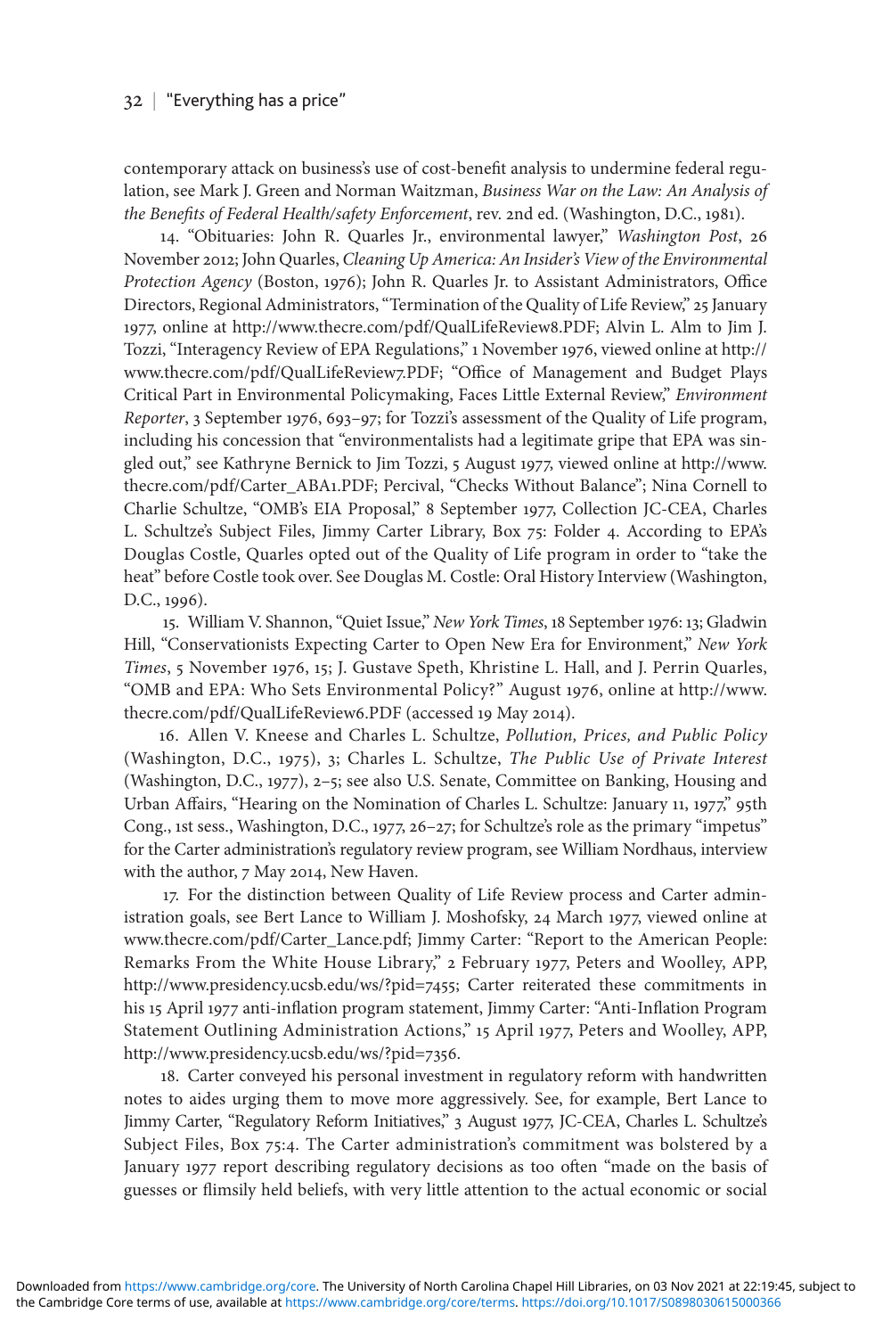contemporary attack on business's use of cost-benefit analysis to undermine federal regulation, see Mark J. Green and Norman Waitzman, *Business War on the Law: An Analysis of the Benefits of Federal Health/safety Enforcement*, rev. 2nd ed. (Washington, D.C., 1981).

14. "Obituaries: John R. Quarles Jr., environmental lawyer," *Washington Post*, 26 November 2012; John Quarles, *Cleaning Up America: An Insider's View of the Environmental Protection Agency* (Boston, 1976); John R. Quarles Jr. to Assistant Administrators, Office Directors, Regional Administrators, "Termination of the Quality of Life Review," 25 January 1977, online at http://www.thecre.com/pdf/QualLifeReview8.PDF; Alvin L. Alm to Jim J. Tozzi, "Interagency Review of EPA Regulations," 1 November 1976, viewed online at http://www.thecre.com/pdf/QualLifeReview7.PDF; "Office of Management and Budget Plays Critical Part in Environmental Policymaking, Faces Little External Review," *Environment Reporter*, 3 September 1976, 693–97; for Tozzi's assessment of the Quality of Life program, including his concession that "environmentalists had a legitimate gripe that EPA was singled out," see Kathryne Bernick to Jim Tozzi, 5 August 1977, viewed online at http://www.thecre.com/pdf/Carter_ABA1.PDF; Percival, "Checks Without Balance"; Nina Cornell to Charlie Schultze, "OMB's EIA Proposal," 8 September 1977, Collection JC-CEA, Charles L. Schultze's Subject Files, Jimmy Carter Library, Box 75: Folder 4. According to EPA's Douglas Costle, Quarles opted out of the Quality of Life program in order to "take the heat" before Costle took over. See Douglas M. Costle: Oral History Interview (Washington, D.C., 1996).

15. William V. Shannon, "Quiet Issue," *New York Times*, 18 September 1976: 13; Gladwin Hill, "Conservationists Expecting Carter to Open New Era for Environment," *New York Times*, 5 November 1976, 15; J. Gustave Speth, Khristine L. Hall, and J. Perrin Quarles, "OMB and EPA: Who Sets Environmental Policy?" August 1976, online at http://www.thecre.com/pdf/QualLifeReview6.PDF (accessed 19 May 2014).

16. Allen V. Kneese and Charles L. Schultze, *Pollution, Prices, and Public Policy* (Washington, D.C., 1975), 3; Charles L. Schultze, *The Public Use of Private Interest* (Washington, D.C., 1977), 2–5; see also U.S. Senate, Committee on Banking, Housing and Urban Affairs, "Hearing on the Nomination of Charles L. Schultze: January 11, 1977," 95th Cong., 1st sess., Washington, D.C., 1977, 26–27; for Schultze's role as the primary "impetus" for the Carter administration's regulatory review program, see William Nordhaus, interview with the author, 7 May 2014, New Haven.

17. For the distinction between Quality of Life Review process and Carter administration goals, see Bert Lance to William J. Moshofsky, 24 March 1977, viewed online at www.thecre.com/pdf/Carter_Lance.pdf; Jimmy Carter: "Report to the American People: Remarks From the White House Library," 2 February 1977, Peters and Woolley, APP, http://www.presidency.ucsb.edu/ws/?pid=7455; Carter reiterated these commitments in his 15 April 1977 anti-inflation program statement, Jimmy Carter: "Anti-Inflation Program Statement Outlining Administration Actions," 15 April 1977, Peters and Woolley, APP, http://www.presidency.ucsb.edu/ws/?pid=7356.

18. Carter conveyed his personal investment in regulatory reform with handwritten notes to aides urging them to move more aggressively. See, for example, Bert Lance to Jimmy Carter, "Regulatory Reform Initiatives," 3 August 1977, JC-CEA, Charles L. Schultze's Subject Files, Box 75:4. The Carter administration's commitment was bolstered by a January 1977 report describing regulatory decisions as too often "made on the basis of guesses or flimsily held beliefs, with very little attention to the actual economic or social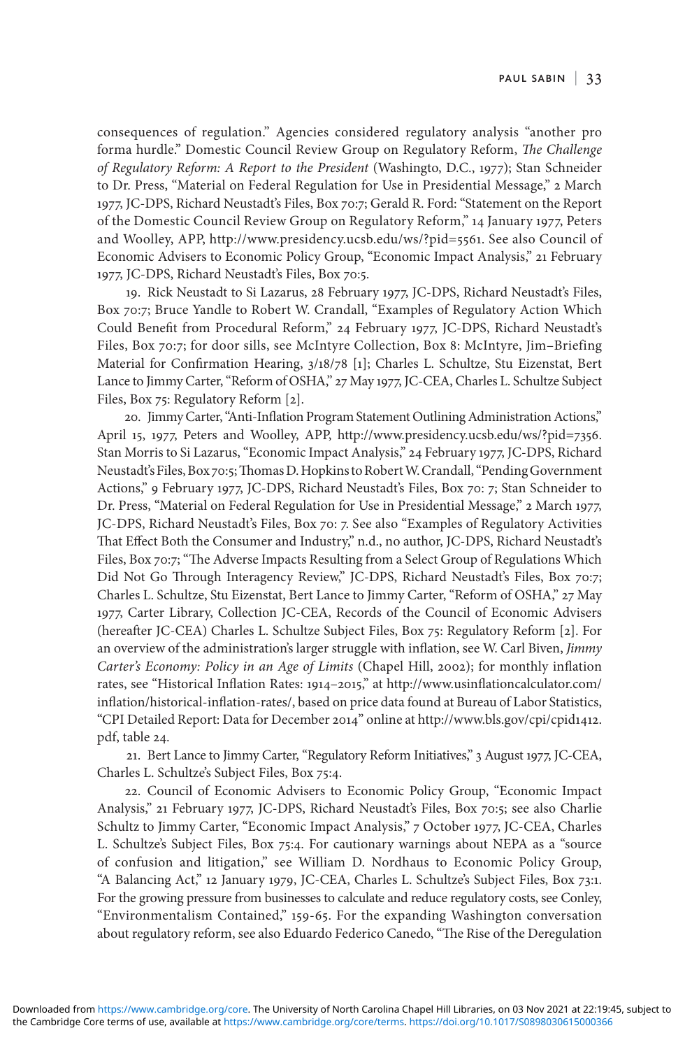consequences of regulation." Agencies considered regulatory analysis "another pro forma hurdle." Domestic Council Review Group on Regulatory Reform, *The Challenge of Regulatory Reform: A Report to the President* (Washingto, D.C., 1977); Stan Schneider to Dr. Press, "Material on Federal Regulation for Use in Presidential Message," 2 March 1977, JC-DPS, Richard Neustadt's Files, Box 70:7; Gerald R. Ford: "Statement on the Report of the Domestic Council Review Group on Regulatory Reform," 14 January 1977, Peters and Woolley, APP, http://www.presidency.ucsb.edu/ws/?pid=5561. See also Council of Economic Advisers to Economic Policy Group, "Economic Impact Analysis," 21 February 1977, JC-DPS, Richard Neustadt's Files, Box 70:5.

19. Rick Neustadt to Si Lazarus, 28 February 1977, JC-DPS, Richard Neustadt's Files, Box 70:7; Bruce Yandle to Robert W. Crandall, "Examples of Regulatory Action Which Could Benefit from Procedural Reform," 24 February 1977, JC-DPS, Richard Neustadt's Files, Box 70:7; for door sills, see McIntyre Collection, Box 8: McIntyre, Jim–Briefing Material for Confirmation Hearing, 3/18/78 [1]; Charles L. Schultze, Stu Eizenstat, Bert Lance to Jimmy Carter, "Reform of OSHA," 27 May 1977, JC-CEA, Charles L. Schultze Subject Files, Box 75: Regulatory Reform [2].

20. Jimmy Carter, "Anti-Inflation Program Statement Outlining Administration Actions," April 15, 1977, Peters and Woolley, APP, http://www.presidency.ucsb.edu/ws/?pid=7356. Stan Morris to Si Lazarus, "Economic Impact Analysis," 24 February 1977, JC-DPS, Richard Neustadt's Files, Box 70:5; Thomas D. Hopkins to Robert W. Crandall, "Pending Government Actions," 9 February 1977, JC-DPS, Richard Neustadt's Files, Box 70: 7; Stan Schneider to Dr. Press, "Material on Federal Regulation for Use in Presidential Message," 2 March 1977, JC-DPS, Richard Neustadt's Files, Box 70: 7. See also "Examples of Regulatory Activities That Effect Both the Consumer and Industry," n.d., no author, JC-DPS, Richard Neustadt's Files, Box 70:7; "The Adverse Impacts Resulting from a Select Group of Regulations Which Did Not Go Through Interagency Review," JC-DPS, Richard Neustadt's Files, Box 70:7; Charles L. Schultze, Stu Eizenstat, Bert Lance to Jimmy Carter, "Reform of OSHA," 27 May 1977, Carter Library, Collection JC-CEA, Records of the Council of Economic Advisers (hereafter JC-CEA) Charles L. Schultze Subject Files, Box 75: Regulatory Reform [2]. For an overview of the administration's larger struggle with inflation, see W. Carl Biven, *Jimmy Carter's Economy: Policy in an Age of Limits* (Chapel Hill, 2002); for monthly inflation rates, see "Historical Inflation Rates: 1914–2015," at http://www.usinflationcalculator.com/inflation/historical-inflation-rates/, based on price data found at Bureau of Labor Statistics, "CPI Detailed Report: Data for December 2014" online at http://www.bls.gov/cpi/cpid1412.pdf, table 24.

21. Bert Lance to Jimmy Carter, "Regulatory Reform Initiatives," 3 August 1977, JC-CEA, Charles L. Schultze's Subject Files, Box 75:4.

22. Council of Economic Advisers to Economic Policy Group, "Economic Impact Analysis," 21 February 1977, JC-DPS, Richard Neustadt's Files, Box 70:5; see also Charlie Schultz to Jimmy Carter, "Economic Impact Analysis," 7 October 1977, JC-CEA, Charles L. Schultze's Subject Files, Box 75:4. For cautionary warnings about NEPA as a "source of confusion and litigation," see William D. Nordhaus to Economic Policy Group, "A Balancing Act," 12 January 1979, JC-CEA, Charles L. Schultze's Subject Files, Box 73:1. For the growing pressure from businesses to calculate and reduce regulatory costs, see Conley, "Environmentalism Contained," 159-65. For the expanding Washington conversation about regulatory reform, see also Eduardo Federico Canedo, "The Rise of the Deregulation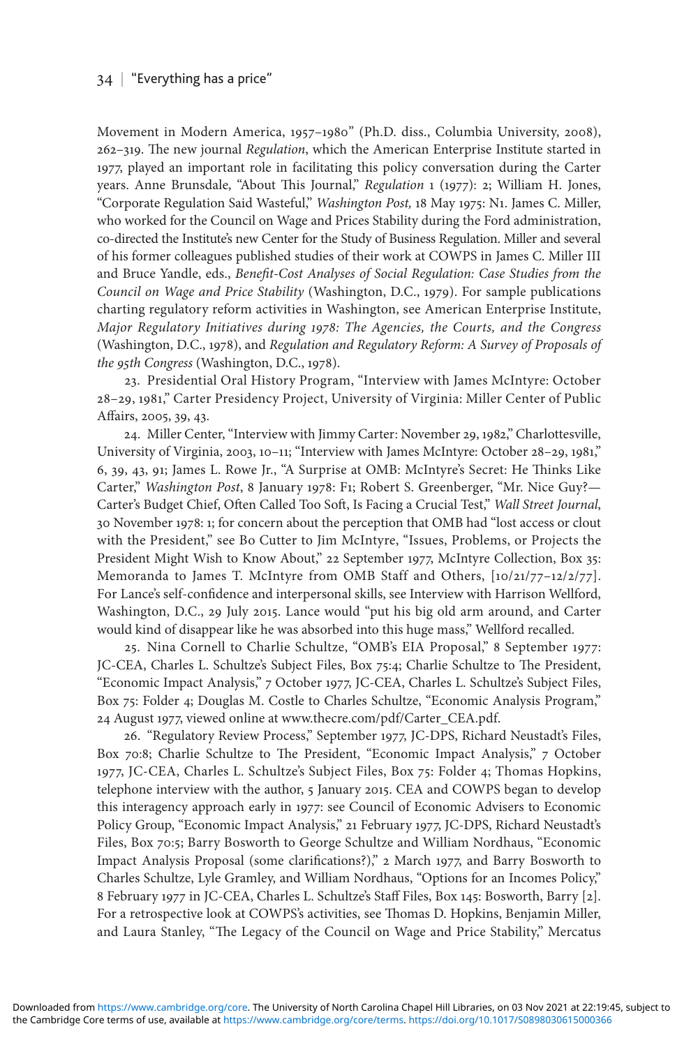Movement in Modern America, 1957–1980" (Ph.D. diss., Columbia University, 2008), 262–319. The new journal *Regulation*, which the American Enterprise Institute started in 1977, played an important role in facilitating this policy conversation during the Carter years. Anne Brunsdale, "About This Journal," *Regulation* 1 (1977): 2; William H. Jones, "Corporate Regulation Said Wasteful," *Washington Post,* 18 May 1975: N1. James C. Miller, who worked for the Council on Wage and Prices Stability during the Ford administration, co-directed the Institute's new Center for the Study of Business Regulation. Miller and several of his former colleagues published studies of their work at COWPS in James C. Miller III and Bruce Yandle, eds., *Benefit-Cost Analyses of Social Regulation: Case Studies from the Council on Wage and Price Stability* (Washington, D.C., 1979). For sample publications charting regulatory reform activities in Washington, see American Enterprise Institute, *Major Regulatory Initiatives during 1978: The Agencies, the Courts, and the Congress* (Washington, D.C., 1978), and *Regulation and Regulatory Reform: A Survey of Proposals of the 95th Congress* (Washington, D.C., 1978).

23. Presidential Oral History Program, "Interview with James McIntyre: October 28–29, 1981," Carter Presidency Project, University of Virginia: Miller Center of Public Affairs, 2005, 39, 43.

24. Miller Center, "Interview with Jimmy Carter: November 29, 1982," Charlottesville, University of Virginia, 2003, 10–11; "Interview with James McIntyre: October 28–29, 1981," 6, 39, 43, 91; James L. Rowe Jr., "A Surprise at OMB: McIntyre's Secret: He Thinks Like Carter," *Washington Post*, 8 January 1978: F1; Robert S. Greenberger, "Mr. Nice Guy?—Carter's Budget Chief, Often Called Too Soft, Is Facing a Crucial Test," *Wall Street Journal*, 30 November 1978: 1; for concern about the perception that OMB had "lost access or clout with the President," see Bo Cutter to Jim McIntyre, "Issues, Problems, or Projects the President Might Wish to Know About," 22 September 1977, McIntyre Collection, Box 35: Memoranda to James T. McIntyre from OMB Staff and Others, [10/21/77–12/2/77]. For Lance's self-confidence and interpersonal skills, see Interview with Harrison Wellford, Washington, D.C., 29 July 2015. Lance would "put his big old arm around, and Carter would kind of disappear like he was absorbed into this huge mass," Wellford recalled.

25. Nina Cornell to Charlie Schultze, "OMB's EIA Proposal," 8 September 1977: JC-CEA, Charles L. Schultze's Subject Files, Box 75:4; Charlie Schultze to The President, "Economic Impact Analysis," 7 October 1977, JC-CEA, Charles L. Schultze's Subject Files, Box 75: Folder 4; Douglas M. Costle to Charles Schultze, "Economic Analysis Program," 24 August 1977, viewed online at www.thecre.com/pdf/Carter_CEA.pdf.

26. "Regulatory Review Process," September 1977, JC-DPS, Richard Neustadt's Files, Box 70:8; Charlie Schultze to The President, "Economic Impact Analysis," 7 October 1977, JC-CEA, Charles L. Schultze's Subject Files, Box 75: Folder 4; Thomas Hopkins, telephone interview with the author, 5 January 2015. CEA and COWPS began to develop this interagency approach early in 1977: see Council of Economic Advisers to Economic Policy Group, "Economic Impact Analysis," 21 February 1977, JC-DPS, Richard Neustadt's Files, Box 70:5; Barry Bosworth to George Schultze and William Nordhaus, "Economic Impact Analysis Proposal (some clarifications?)," 2 March 1977, and Barry Bosworth to Charles Schultze, Lyle Gramley, and William Nordhaus, "Options for an Incomes Policy," 8 February 1977 in JC-CEA, Charles L. Schultze's Staff Files, Box 145: Bosworth, Barry [2]. For a retrospective look at COWPS's activities, see Thomas D. Hopkins, Benjamin Miller, and Laura Stanley, "The Legacy of the Council on Wage and Price Stability," Mercatus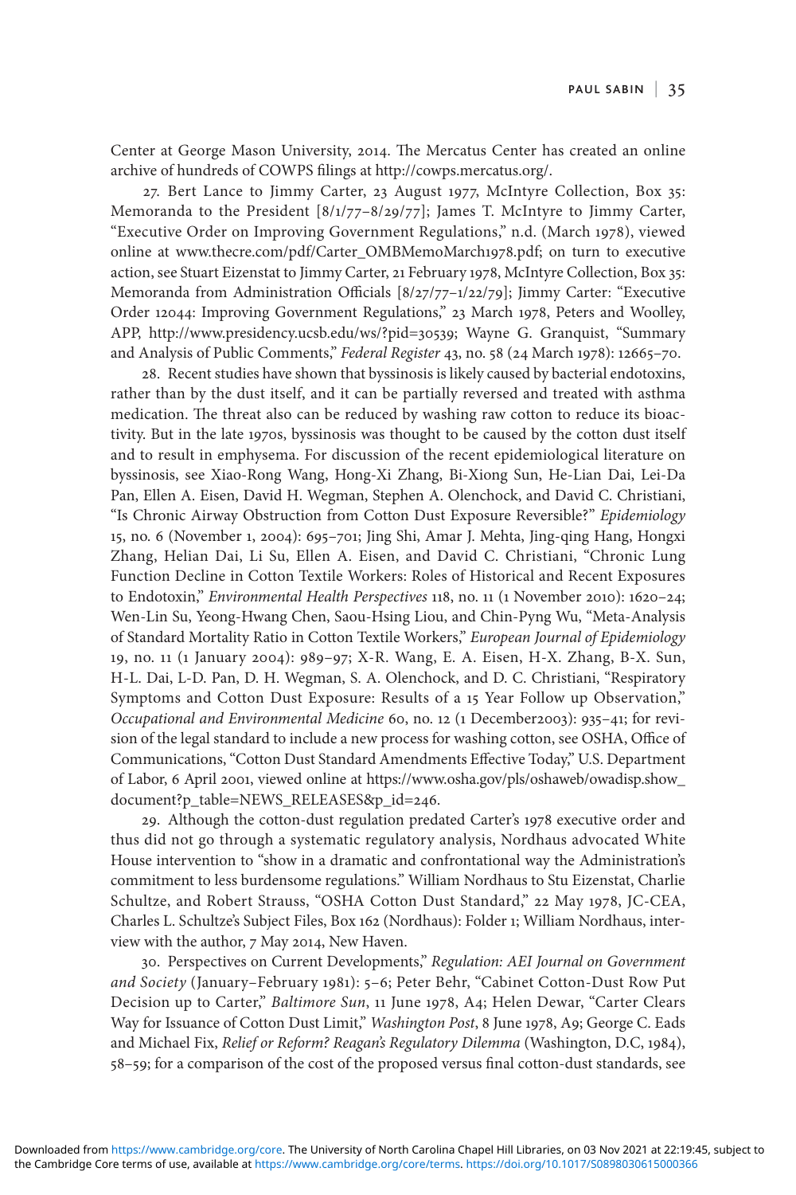Center at George Mason University, 2014. The Mercatus Center has created an online archive of hundreds of COWPS filings at http://cowps.mercatus.org/.

27. Bert Lance to Jimmy Carter, 23 August 1977, McIntyre Collection, Box 35: Memoranda to the President [8/1/77–8/29/77]; James T. McIntyre to Jimmy Carter, "Executive Order on Improving Government Regulations," n.d. (March 1978), viewed online at www.thecre.com/pdf/Carter_OMBMemoMarch1978.pdf; on turn to executive action, see Stuart Eizenstat to Jimmy Carter, 21 February 1978, McIntyre Collection, Box 35: Memoranda from Administration Officials [8/27/77–1/22/79]; Jimmy Carter: "Executive Order 12044: Improving Government Regulations," 23 March 1978, Peters and Woolley, APP, http://www.presidency.ucsb.edu/ws/?pid=30539; Wayne G. Granquist, "Summary and Analysis of Public Comments," *Federal Register* 43, no. 58 (24 March 1978): 12665–70.

28. Recent studies have shown that byssinosis is likely caused by bacterial endotoxins, rather than by the dust itself, and it can be partially reversed and treated with asthma medication. The threat also can be reduced by washing raw cotton to reduce its bioactivity. But in the late 1970s, byssinosis was thought to be caused by the cotton dust itself and to result in emphysema. For discussion of the recent epidemiological literature on byssinosis, see Xiao-Rong Wang, Hong-Xi Zhang, Bi-Xiong Sun, He-Lian Dai, Lei-Da Pan, Ellen A. Eisen, David H. Wegman, Stephen A. Olenchock, and David C. Christiani, "Is Chronic Airway Obstruction from Cotton Dust Exposure Reversible?" *Epidemiology* 15, no. 6 (November 1, 2004): 695–701; Jing Shi, Amar J. Mehta, Jing-qing Hang, Hongxi Zhang, Helian Dai, Li Su, Ellen A. Eisen, and David C. Christiani, "Chronic Lung Function Decline in Cotton Textile Workers: Roles of Historical and Recent Exposures to Endotoxin," *Environmental Health Perspectives* 118, no. 11 (1 November 2010): 1620–24; Wen-Lin Su, Yeong-Hwang Chen, Saou-Hsing Liou, and Chin-Pyng Wu, "Meta-Analysis of Standard Mortality Ratio in Cotton Textile Workers," *European Journal of Epidemiology* 19, no. 11 (1 January 2004): 989–97; X-R. Wang, E. A. Eisen, H-X. Zhang, B-X. Sun, H-L. Dai, L-D. Pan, D. H. Wegman, S. A. Olenchock, and D. C. Christiani, "Respiratory Symptoms and Cotton Dust Exposure: Results of a 15 Year Follow up Observation," *Occupational and Environmental Medicine* 60, no. 12 (1 December2003): 935–41; for revision of the legal standard to include a new process for washing cotton, see OSHA, Office of Communications, "Cotton Dust Standard Amendments Effective Today," U.S. Department of Labor, 6 April 2001, viewed online at https://www.osha.gov/pls/oshaweb/owadisp.show_document?p_table=NEWS_RELEASES&p_id=246.

29. Although the cotton-dust regulation predated Carter's 1978 executive order and thus did not go through a systematic regulatory analysis, Nordhaus advocated White House intervention to "show in a dramatic and confrontational way the Administration's commitment to less burdensome regulations." William Nordhaus to Stu Eizenstat, Charlie Schultze, and Robert Strauss, "OSHA Cotton Dust Standard," 22 May 1978, JC-CEA, Charles L. Schultze's Subject Files, Box 162 (Nordhaus): Folder 1; William Nordhaus, interview with the author, 7 May 2014, New Haven.

30. Perspectives on Current Developments," *Regulation: AEI Journal on Government and Society* (January–February 1981): 5–6; Peter Behr, "Cabinet Cotton-Dust Row Put Decision up to Carter," *Baltimore Sun*, 11 June 1978, A4; Helen Dewar, "Carter Clears Way for Issuance of Cotton Dust Limit," *Washington Post*, 8 June 1978, A9; George C. Eads and Michael Fix, *Relief or Reform? Reagan's Regulatory Dilemma* (Washington, D.C, 1984), 58–59; for a comparison of the cost of the proposed versus final cotton-dust standards, see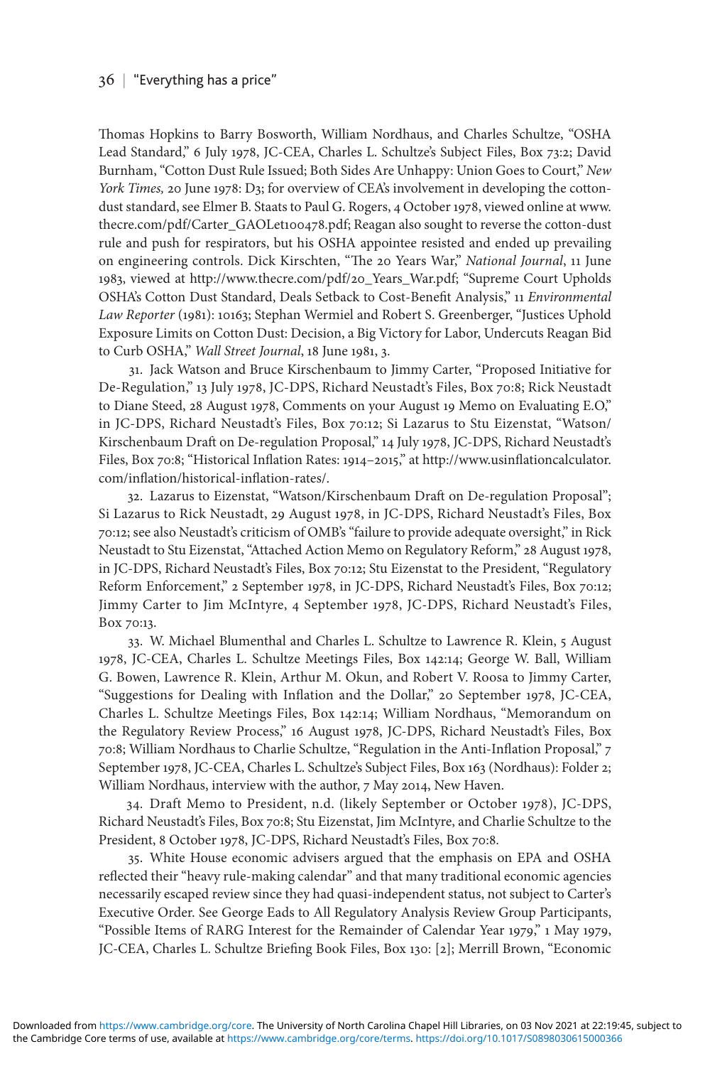Thomas Hopkins to Barry Bosworth, William Nordhaus, and Charles Schultze, "OSHA Lead Standard," 6 July 1978, JC-CEA, Charles L. Schultze's Subject Files, Box 73:2; David Burnham, "Cotton Dust Rule Issued; Both Sides Are Unhappy: Union Goes to Court," *New York Times,* 20 June 1978: D3; for overview of CEA's involvement in developing the cotton-dust standard, see Elmer B. Staats to Paul G. Rogers, 4 October 1978, viewed online at www.thecre.com/pdf/Carter_GAOLet100478.pdf; Reagan also sought to reverse the cotton-dust rule and push for respirators, but his OSHA appointee resisted and ended up prevailing on engineering controls. Dick Kirschten, "The 20 Years War," *National Journal*, 11 June 1983, viewed at http://www.thecre.com/pdf/20_Years_War.pdf; "Supreme Court Upholds OSHA's Cotton Dust Standard, Deals Setback to Cost-Benefit Analysis," 11 *Environmental Law Reporter* (1981): 10163; Stephan Wermiel and Robert S. Greenberger, "Justices Uphold Exposure Limits on Cotton Dust: Decision, a Big Victory for Labor, Undercuts Reagan Bid to Curb OSHA," *Wall Street Journal*, 18 June 1981, 3.

31. Jack Watson and Bruce Kirschenbaum to Jimmy Carter, "Proposed Initiative for De-Regulation," 13 July 1978, JC-DPS, Richard Neustadt's Files, Box 70:8; Rick Neustadt to Diane Steed, 28 August 1978, Comments on your August 19 Memo on Evaluating E.O," in JC-DPS, Richard Neustadt's Files, Box 70:12; Si Lazarus to Stu Eizenstat, "Watson/Kirschenbaum Draft on De-regulation Proposal," 14 July 1978, JC-DPS, Richard Neustadt's Files, Box 70:8; "Historical Inflation Rates: 1914–2015," at http://www.usinflationcalculator.com/inflation/historical-inflation-rates/.

32. Lazarus to Eizenstat, "Watson/Kirschenbaum Draft on De-regulation Proposal"; Si Lazarus to Rick Neustadt, 29 August 1978, in JC-DPS, Richard Neustadt's Files, Box 70:12; see also Neustadt's criticism of OMB's "failure to provide adequate oversight," in Rick Neustadt to Stu Eizenstat, "Attached Action Memo on Regulatory Reform," 28 August 1978, in JC-DPS, Richard Neustadt's Files, Box 70:12; Stu Eizenstat to the President, "Regulatory Reform Enforcement," 2 September 1978, in JC-DPS, Richard Neustadt's Files, Box 70:12; Jimmy Carter to Jim McIntyre, 4 September 1978, JC-DPS, Richard Neustadt's Files, Box 70:13.

33. W. Michael Blumenthal and Charles L. Schultze to Lawrence R. Klein, 5 August 1978, JC-CEA, Charles L. Schultze Meetings Files, Box 142:14; George W. Ball, William G. Bowen, Lawrence R. Klein, Arthur M. Okun, and Robert V. Roosa to Jimmy Carter, "Suggestions for Dealing with Inflation and the Dollar," 20 September 1978, JC-CEA, Charles L. Schultze Meetings Files, Box 142:14; William Nordhaus, "Memorandum on the Regulatory Review Process," 16 August 1978, JC-DPS, Richard Neustadt's Files, Box 70:8; William Nordhaus to Charlie Schultze, "Regulation in the Anti-Inflation Proposal," 7 September 1978, JC-CEA, Charles L. Schultze's Subject Files, Box 163 (Nordhaus): Folder 2; William Nordhaus, interview with the author, 7 May 2014, New Haven.

34. Draft Memo to President, n.d. (likely September or October 1978), JC-DPS, Richard Neustadt's Files, Box 70:8; Stu Eizenstat, Jim McIntyre, and Charlie Schultze to the President, 8 October 1978, JC-DPS, Richard Neustadt's Files, Box 70:8.

35. White House economic advisers argued that the emphasis on EPA and OSHA reflected their "heavy rule-making calendar" and that many traditional economic agencies necessarily escaped review since they had quasi-independent status, not subject to Carter's Executive Order. See George Eads to All Regulatory Analysis Review Group Participants, "Possible Items of RARG Interest for the Remainder of Calendar Year 1979," 1 May 1979, JC-CEA, Charles L. Schultze Briefing Book Files, Box 130: [2]; Merrill Brown, "Economic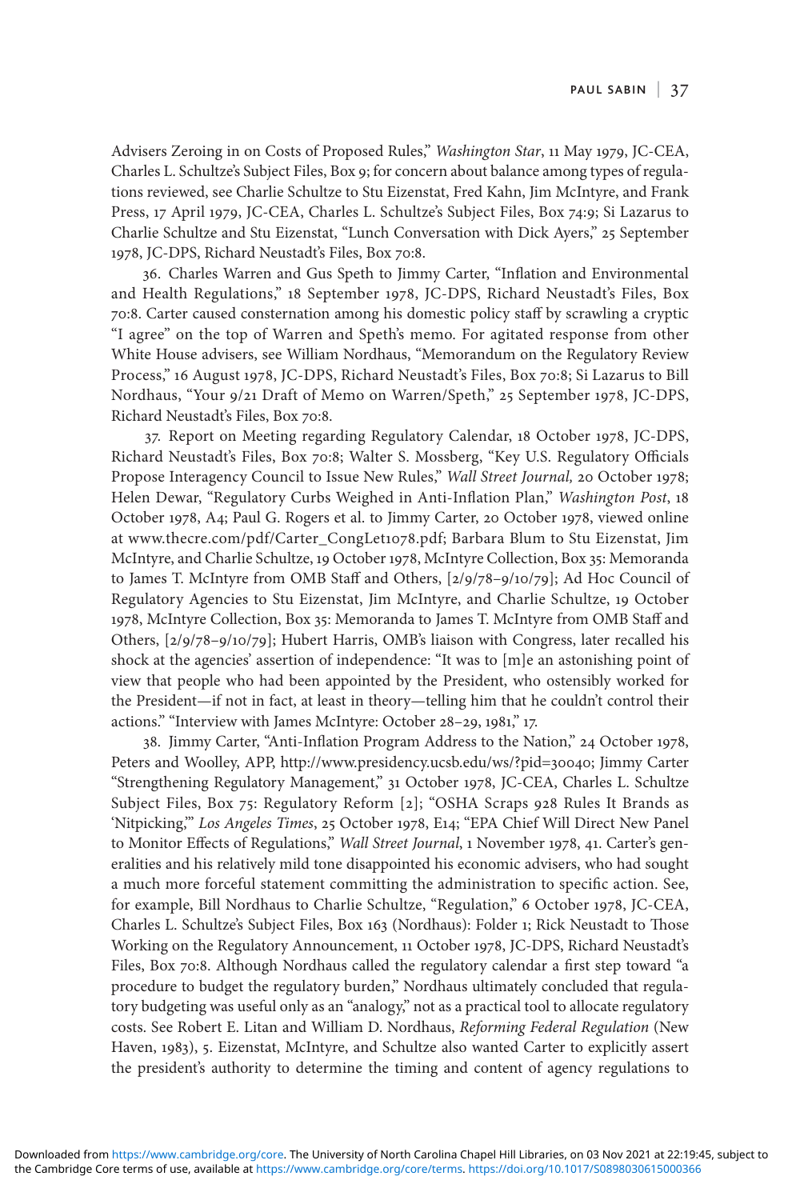Advisers Zeroing in on Costs of Proposed Rules," *Washington Star*, 11 May 1979, JC-CEA, Charles L. Schultze's Subject Files, Box 9; for concern about balance among types of regulations reviewed, see Charlie Schultze to Stu Eizenstat, Fred Kahn, Jim McIntyre, and Frank Press, 17 April 1979, JC-CEA, Charles L. Schultze's Subject Files, Box 74:9; Si Lazarus to Charlie Schultze and Stu Eizenstat, "Lunch Conversation with Dick Ayers," 25 September 1978, JC-DPS, Richard Neustadt's Files, Box 70:8.

36. Charles Warren and Gus Speth to Jimmy Carter, "Inflation and Environmental and Health Regulations," 18 September 1978, JC-DPS, Richard Neustadt's Files, Box 70:8. Carter caused consternation among his domestic policy staff by scrawling a cryptic "I agree" on the top of Warren and Speth's memo. For agitated response from other White House advisers, see William Nordhaus, "Memorandum on the Regulatory Review Process," 16 August 1978, JC-DPS, Richard Neustadt's Files, Box 70:8; Si Lazarus to Bill Nordhaus, "Your 9/21 Draft of Memo on Warren/Speth," 25 September 1978, JC-DPS, Richard Neustadt's Files, Box 70:8.

37. Report on Meeting regarding Regulatory Calendar, 18 October 1978, JC-DPS, Richard Neustadt's Files, Box 70:8; Walter S. Mossberg, "Key U.S. Regulatory Officials Propose Interagency Council to Issue New Rules," *Wall Street Journal*, 20 October 1978; Helen Dewar, "Regulatory Curbs Weighed in Anti-Inflation Plan," *Washington Post*, 18 October 1978, A4; Paul G. Rogers et al. to Jimmy Carter, 20 October 1978, viewed online at www.thecre.com/pdf/Carter_CongLet1078.pdf; Barbara Blum to Stu Eizenstat, Jim McIntyre, and Charlie Schultze, 19 October 1978, McIntyre Collection, Box 35: Memoranda to James T. McIntyre from OMB Staff and Others, [2/9/78–9/10/79]; Ad Hoc Council of Regulatory Agencies to Stu Eizenstat, Jim McIntyre, and Charlie Schultze, 19 October 1978, McIntyre Collection, Box 35: Memoranda to James T. McIntyre from OMB Staff and Others, [2/9/78–9/10/79]; Hubert Harris, OMB's liaison with Congress, later recalled his shock at the agencies' assertion of independence: "It was to [m]e an astonishing point of view that people who had been appointed by the President, who ostensibly worked for the President—if not in fact, at least in theory—telling him that he couldn't control their actions." "Interview with James McIntyre: October 28–29, 1981," 17.

38. Jimmy Carter, "Anti-Inflation Program Address to the Nation," 24 October 1978, Peters and Woolley, APP, http://www.presidency.ucsb.edu/ws/?pid=30040; Jimmy Carter "Strengthening Regulatory Management," 31 October 1978, JC-CEA, Charles L. Schultze Subject Files, Box 75: Regulatory Reform [2]; "OSHA Scraps 928 Rules It Brands as 'Nitpicking,'" *Los Angeles Times*, 25 October 1978, E14; "EPA Chief Will Direct New Panel to Monitor Effects of Regulations," *Wall Street Journal*, 1 November 1978, 41. Carter's generalities and his relatively mild tone disappointed his economic advisers, who had sought a much more forceful statement committing the administration to specific action. See, for example, Bill Nordhaus to Charlie Schultze, "Regulation," 6 October 1978, JC-CEA, Charles L. Schultze's Subject Files, Box 163 (Nordhaus): Folder 1; Rick Neustadt to Those Working on the Regulatory Announcement, 11 October 1978, JC-DPS, Richard Neustadt's Files, Box 70:8. Although Nordhaus called the regulatory calendar a first step toward "a procedure to budget the regulatory burden," Nordhaus ultimately concluded that regulatory budgeting was useful only as an "analogy," not as a practical tool to allocate regulatory costs. See Robert E. Litan and William D. Nordhaus, *Reforming Federal Regulation* (New Haven, 1983), 5. Eizenstat, McIntyre, and Schultze also wanted Carter to explicitly assert the president's authority to determine the timing and content of agency regulations to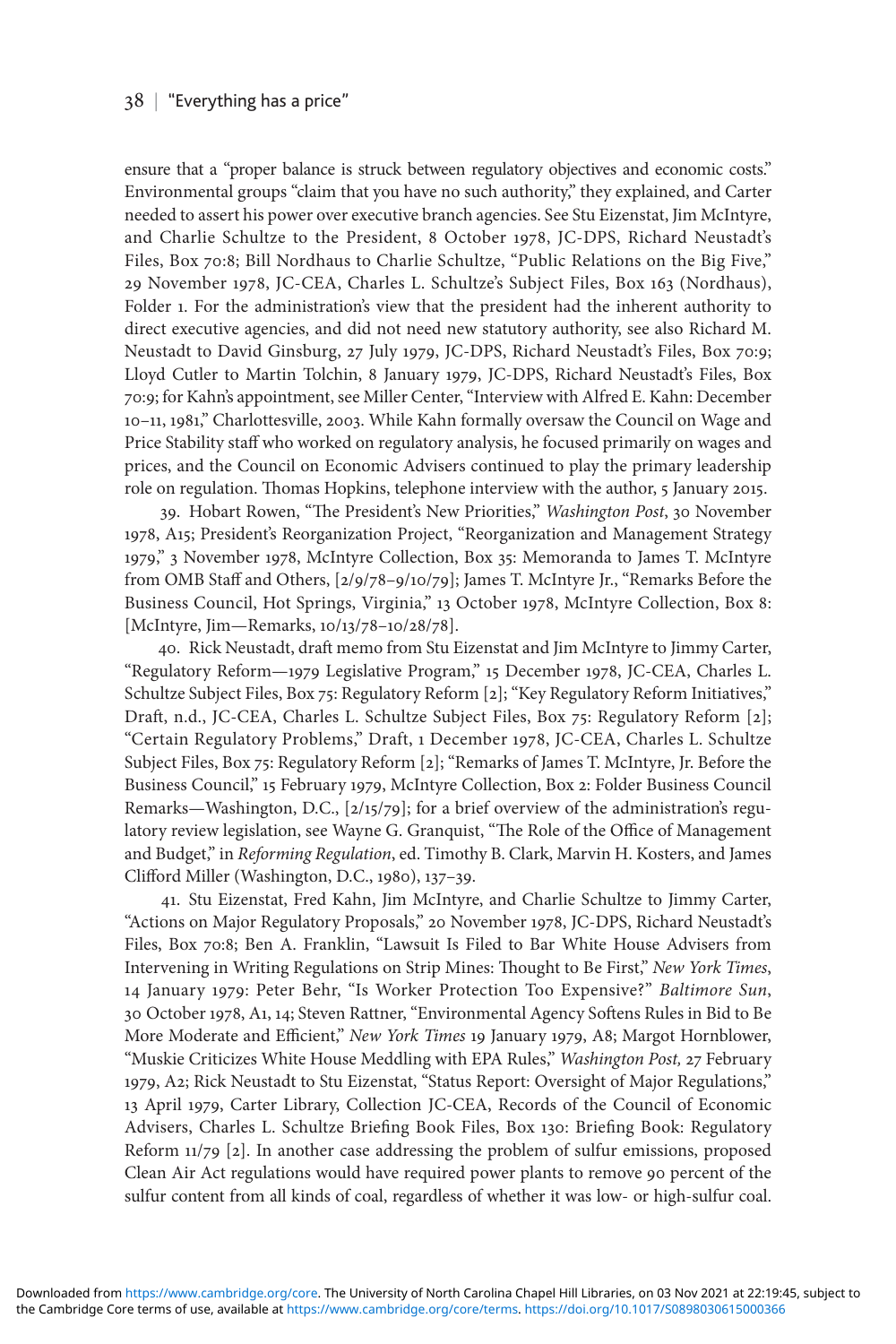ensure that a "proper balance is struck between regulatory objectives and economic costs." Environmental groups "claim that you have no such authority," they explained, and Carter needed to assert his power over executive branch agencies. See Stu Eizenstat, Jim McIntyre, and Charlie Schultze to the President, 8 October 1978, JC-DPS, Richard Neustadt's Files, Box 70:8; Bill Nordhaus to Charlie Schultze, "Public Relations on the Big Five," 29 November 1978, JC-CEA, Charles L. Schultze's Subject Files, Box 163 (Nordhaus), Folder 1. For the administration's view that the president had the inherent authority to direct executive agencies, and did not need new statutory authority, see also Richard M. Neustadt to David Ginsburg, 27 July 1979, JC-DPS, Richard Neustadt's Files, Box 70:9; Lloyd Cutler to Martin Tolchin, 8 January 1979, JC-DPS, Richard Neustadt's Files, Box 70:9; for Kahn's appointment, see Miller Center, "Interview with Alfred E. Kahn: December 10–11, 1981," Charlottesville, 2003. While Kahn formally oversaw the Council on Wage and Price Stability staff who worked on regulatory analysis, he focused primarily on wages and prices, and the Council on Economic Advisers continued to play the primary leadership role on regulation. Thomas Hopkins, telephone interview with the author, 5 January 2015.

39. Hobart Rowen, "The President's New Priorities," *Washington Post*, 30 November 1978, A15; President's Reorganization Project, "Reorganization and Management Strategy 1979," 3 November 1978, McIntyre Collection, Box 35: Memoranda to James T. McIntyre from OMB Staff and Others, [2/9/78–9/10/79]; James T. McIntyre Jr., "Remarks Before the Business Council, Hot Springs, Virginia," 13 October 1978, McIntyre Collection, Box 8: [McIntyre, Jim—Remarks, 10/13/78–10/28/78].

40. Rick Neustadt, draft memo from Stu Eizenstat and Jim McIntyre to Jimmy Carter, "Regulatory Reform—1979 Legislative Program," 15 December 1978, JC-CEA, Charles L. Schultze Subject Files, Box 75: Regulatory Reform [2]; "Key Regulatory Reform Initiatives," Draft, n.d., JC-CEA, Charles L. Schultze Subject Files, Box 75: Regulatory Reform [2]; "Certain Regulatory Problems," Draft, 1 December 1978, JC-CEA, Charles L. Schultze Subject Files, Box 75: Regulatory Reform [2]; "Remarks of James T. McIntyre, Jr. Before the Business Council," 15 February 1979, McIntyre Collection, Box 2: Folder Business Council Remarks—Washington, D.C., [2/15/79]; for a brief overview of the administration's regulatory review legislation, see Wayne G. Granquist, "The Role of the Office of Management and Budget," in *Reforming Regulation*, ed. Timothy B. Clark, Marvin H. Kosters, and James Clifford Miller (Washington, D.C., 1980), 137–39.

41. Stu Eizenstat, Fred Kahn, Jim McIntyre, and Charlie Schultze to Jimmy Carter, "Actions on Major Regulatory Proposals," 20 November 1978, JC-DPS, Richard Neustadt's Files, Box 70:8; Ben A. Franklin, "Lawsuit Is Filed to Bar White House Advisers from Intervening in Writing Regulations on Strip Mines: Thought to Be First," *New York Times*, 14 January 1979: Peter Behr, "Is Worker Protection Too Expensive?" *Baltimore Sun*, 30 October 1978, A1, 14; Steven Rattner, "Environmental Agency Softens Rules in Bid to Be More Moderate and Efficient," *New York Times* 19 January 1979, A8; Margot Hornblower, "Muskie Criticizes White House Meddling with EPA Rules," *Washington Post,* 27 February 1979, A2; Rick Neustadt to Stu Eizenstat, "Status Report: Oversight of Major Regulations," 13 April 1979, Carter Library, Collection JC-CEA, Records of the Council of Economic Advisers, Charles L. Schultze Briefing Book Files, Box 130: Briefing Book: Regulatory Reform 11/79 [2]. In another case addressing the problem of sulfur emissions, proposed Clean Air Act regulations would have required power plants to remove 90 percent of the sulfur content from all kinds of coal, regardless of whether it was low- or high-sulfur coal.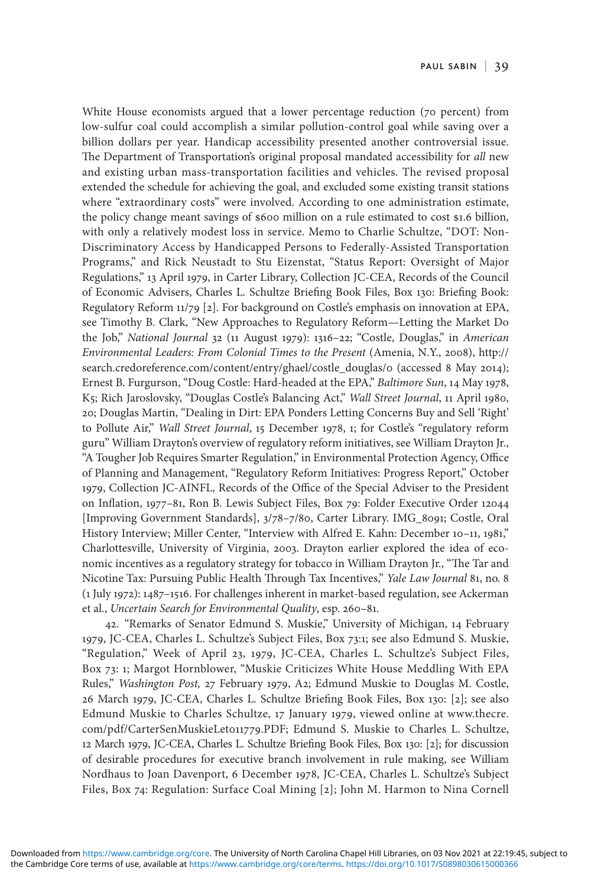White House economists argued that a lower percentage reduction (70 percent) from low-sulfur coal could accomplish a similar pollution-control goal while saving over a billion dollars per year. Handicap accessibility presented another controversial issue. The Department of Transportation's original proposal mandated accessibility for *all* new and existing urban mass-transportation facilities and vehicles. The revised proposal extended the schedule for achieving the goal, and excluded some existing transit stations where "extraordinary costs" were involved. According to one administration estimate, the policy change meant savings of $600 million on a rule estimated to cost $1.6 billion, with only a relatively modest loss in service. Memo to Charlie Schultze, "DOT: Non-Discriminatory Access by Handicapped Persons to Federally-Assisted Transportation Programs," and Rick Neustadt to Stu Eizenstat, "Status Report: Oversight of Major Regulations," 13 April 1979, in Carter Library, Collection JC-CEA, Records of the Council of Economic Advisers, Charles L. Schultze Briefing Book Files, Box 130: Briefing Book: Regulatory Reform 11/79 [2]. For background on Costle's emphasis on innovation at EPA, see Timothy B. Clark, "New Approaches to Regulatory Reform—Letting the Market Do the Job," *National Journal* 32 (11 August 1979): 1316–22; "Costle, Douglas," in *American Environmental Leaders: From Colonial Times to the Present* (Amenia, N.Y., 2008), http://search.credoreference.com/content/entry/ghael/costle_douglas/0 (accessed 8 May 2014); Ernest B. Furgurson, "Doug Costle: Hard-headed at the EPA," *Baltimore Sun*, 14 May 1978, K5; Rich Jaroslovsky, "Douglas Costle's Balancing Act," *Wall Street Journal*, 11 April 1980, 20; Douglas Martin, "Dealing in Dirt: EPA Ponders Letting Concerns Buy and Sell 'Right' to Pollute Air," *Wall Street Journal*, 15 December 1978, 1; for Costle's "regulatory reform guru" William Drayton's overview of regulatory reform initiatives, see William Drayton Jr., "A Tougher Job Requires Smarter Regulation," in Environmental Protection Agency, Office of Planning and Management, "Regulatory Reform Initiatives: Progress Report," October 1979, Collection JC-AINFL, Records of the Office of the Special Adviser to the President on Inflation, 1977–81, Ron B. Lewis Subject Files, Box 79: Folder Executive Order 12044 [Improving Government Standards], 3/78–7/80, Carter Library. IMG_8091; Costle, Oral History Interview; Miller Center, "Interview with Alfred E. Kahn: December 10–11, 1981," Charlottesville, University of Virginia, 2003. Drayton earlier explored the idea of economic incentives as a regulatory strategy for tobacco in William Drayton Jr., "The Tar and Nicotine Tax: Pursuing Public Health Through Tax Incentives," *Yale Law Journal* 81, no. 8 (1 July 1972): 1487–1516. For challenges inherent in market-based regulation, see Ackerman et al., *Uncertain Search for Environmental Quality*, esp. 260–81.

42. "Remarks of Senator Edmund S. Muskie," University of Michigan, 14 February 1979, JC-CEA, Charles L. Schultze's Subject Files, Box 73:1; see also Edmund S. Muskie, "Regulation," Week of April 23, 1979, JC-CEA, Charles L. Schultze's Subject Files, Box 73: 1; Margot Hornblower, "Muskie Criticizes White House Meddling With EPA Rules," *Washington Post,* 27 February 1979, A2; Edmund Muskie to Douglas M. Costle, 26 March 1979, JC-CEA, Charles L. Schultze Briefing Book Files, Box 130: [2]; see also Edmund Muskie to Charles Schultze, 17 January 1979, viewed online at www.thecre.com/pdf/CarterSenMuskieLet011779.PDF; Edmund S. Muskie to Charles L. Schultze, 12 March 1979, JC-CEA, Charles L. Schultze Briefing Book Files, Box 130: [2]; for discussion of desirable procedures for executive branch involvement in rule making, see William Nordhaus to Joan Davenport, 6 December 1978, JC-CEA, Charles L. Schultze's Subject Files, Box 74: Regulation: Surface Coal Mining [2]; John M. Harmon to Nina Cornell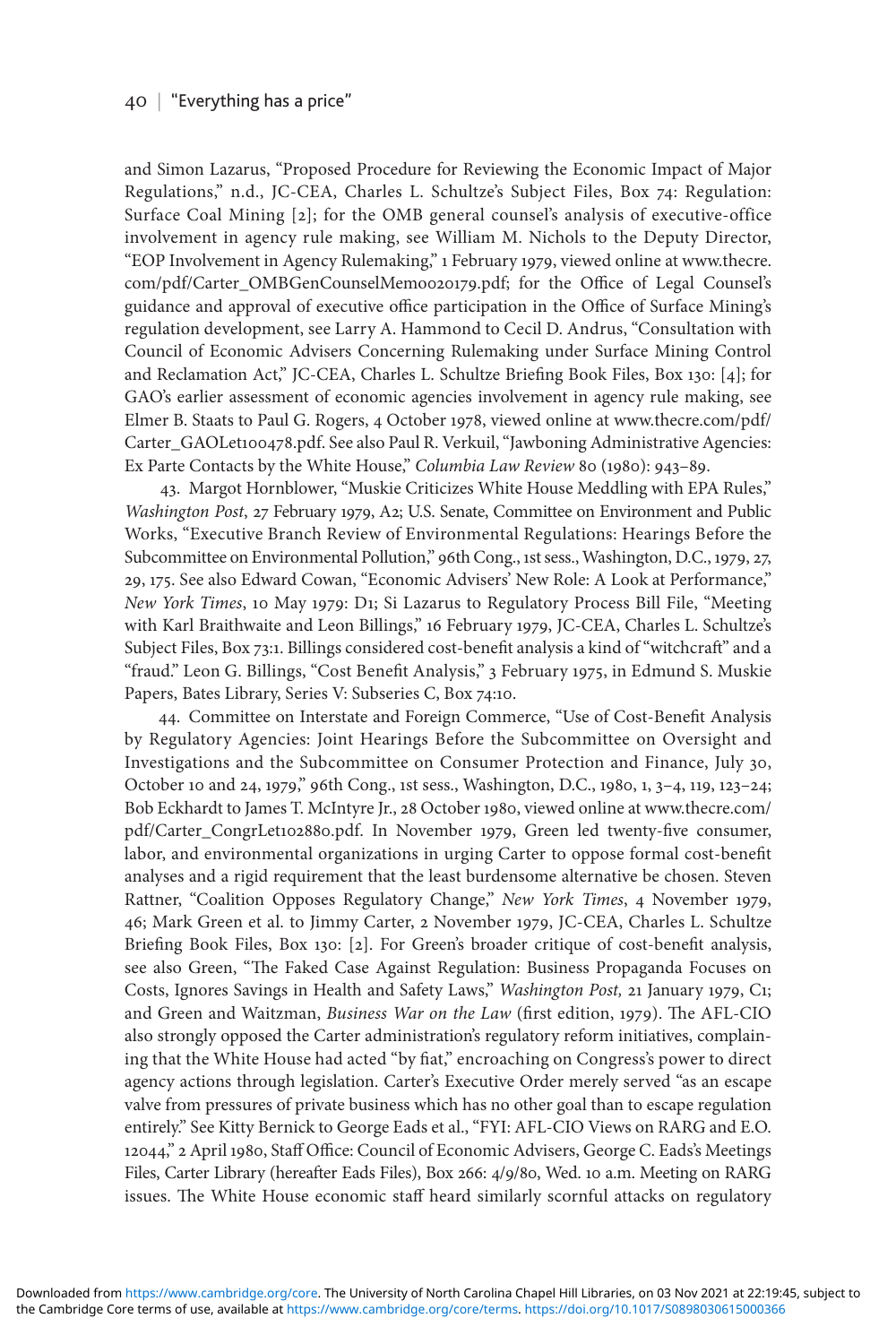and Simon Lazarus, "Proposed Procedure for Reviewing the Economic Impact of Major Regulations," n.d., JC-CEA, Charles L. Schultze's Subject Files, Box 74: Regulation: Surface Coal Mining [2]; for the OMB general counsel's analysis of executive-office involvement in agency rule making, see William M. Nichols to the Deputy Director, "EOP Involvement in Agency Rulemaking," 1 February 1979, viewed online at www.thecre.com/pdf/Carter_OMBGenCounselMemo020179.pdf; for the Office of Legal Counsel's guidance and approval of executive office participation in the Office of Surface Mining's regulation development, see Larry A. Hammond to Cecil D. Andrus, "Consultation with Council of Economic Advisers Concerning Rulemaking under Surface Mining Control and Reclamation Act," JC-CEA, Charles L. Schultze Briefing Book Files, Box 130: [4]; for GAO's earlier assessment of economic agencies involvement in agency rule making, see Elmer B. Staats to Paul G. Rogers, 4 October 1978, viewed online at www.thecre.com/pdf/Carter_GAOLet100478.pdf. See also Paul R. Verkuil, "Jawboning Administrative Agencies: Ex Parte Contacts by the White House," *Columbia Law Review* 80 (1980): 943–89.

43. Margot Hornblower, "Muskie Criticizes White House Meddling with EPA Rules," *Washington Post*, 27 February 1979, A2; U.S. Senate, Committee on Environment and Public Works, "Executive Branch Review of Environmental Regulations: Hearings Before the Subcommittee on Environmental Pollution," 96th Cong., 1st sess., Washington, D.C., 1979, 27, 29, 175. See also Edward Cowan, "Economic Advisers' New Role: A Look at Performance," *New York Times*, 10 May 1979: D1; Si Lazarus to Regulatory Process Bill File, "Meeting with Karl Braithwaite and Leon Billings," 16 February 1979, JC-CEA, Charles L. Schultze's Subject Files, Box 73:1. Billings considered cost-benefit analysis a kind of "witchcraft" and a "fraud." Leon G. Billings, "Cost Benefit Analysis," 3 February 1975, in Edmund S. Muskie Papers, Bates Library, Series V: Subseries C, Box 74:10.

44. Committee on Interstate and Foreign Commerce, "Use of Cost-Benefit Analysis by Regulatory Agencies: Joint Hearings Before the Subcommittee on Oversight and Investigations and the Subcommittee on Consumer Protection and Finance, July 30, October 10 and 24, 1979," 96th Cong., 1st sess., Washington, D.C., 1980, 1, 3–4, 119, 123–24; Bob Eckhardt to James T. McIntyre Jr., 28 October 1980, viewed online at www.thecre.com/pdf/Carter_CongrLet102880.pdf. In November 1979, Green led twenty-five consumer, labor, and environmental organizations in urging Carter to oppose formal cost-benefit analyses and a rigid requirement that the least burdensome alternative be chosen. Steven Rattner, "Coalition Opposes Regulatory Change," *New York Times*, 4 November 1979, 46; Mark Green et al. to Jimmy Carter, 2 November 1979, JC-CEA, Charles L. Schultze Briefing Book Files, Box 130: [2]. For Green's broader critique of cost-benefit analysis, see also Green, "The Faked Case Against Regulation: Business Propaganda Focuses on Costs, Ignores Savings in Health and Safety Laws," *Washington Post,* 21 January 1979, C1; and Green and Waitzman, *Business War on the Law* (first edition, 1979). The AFL-CIO also strongly opposed the Carter administration's regulatory reform initiatives, complaining that the White House had acted "by fiat," encroaching on Congress's power to direct agency actions through legislation. Carter's Executive Order merely served "as an escape valve from pressures of private business which has no other goal than to escape regulation entirely." See Kitty Bernick to George Eads et al., "FYI: AFL-CIO Views on RARG and E.O. 12044," 2 April 1980, Staff Office: Council of Economic Advisers, George C. Eads's Meetings Files, Carter Library (hereafter Eads Files), Box 266: 4/9/80, Wed. 10 a.m. Meeting on RARG issues. The White House economic staff heard similarly scornful attacks on regulatory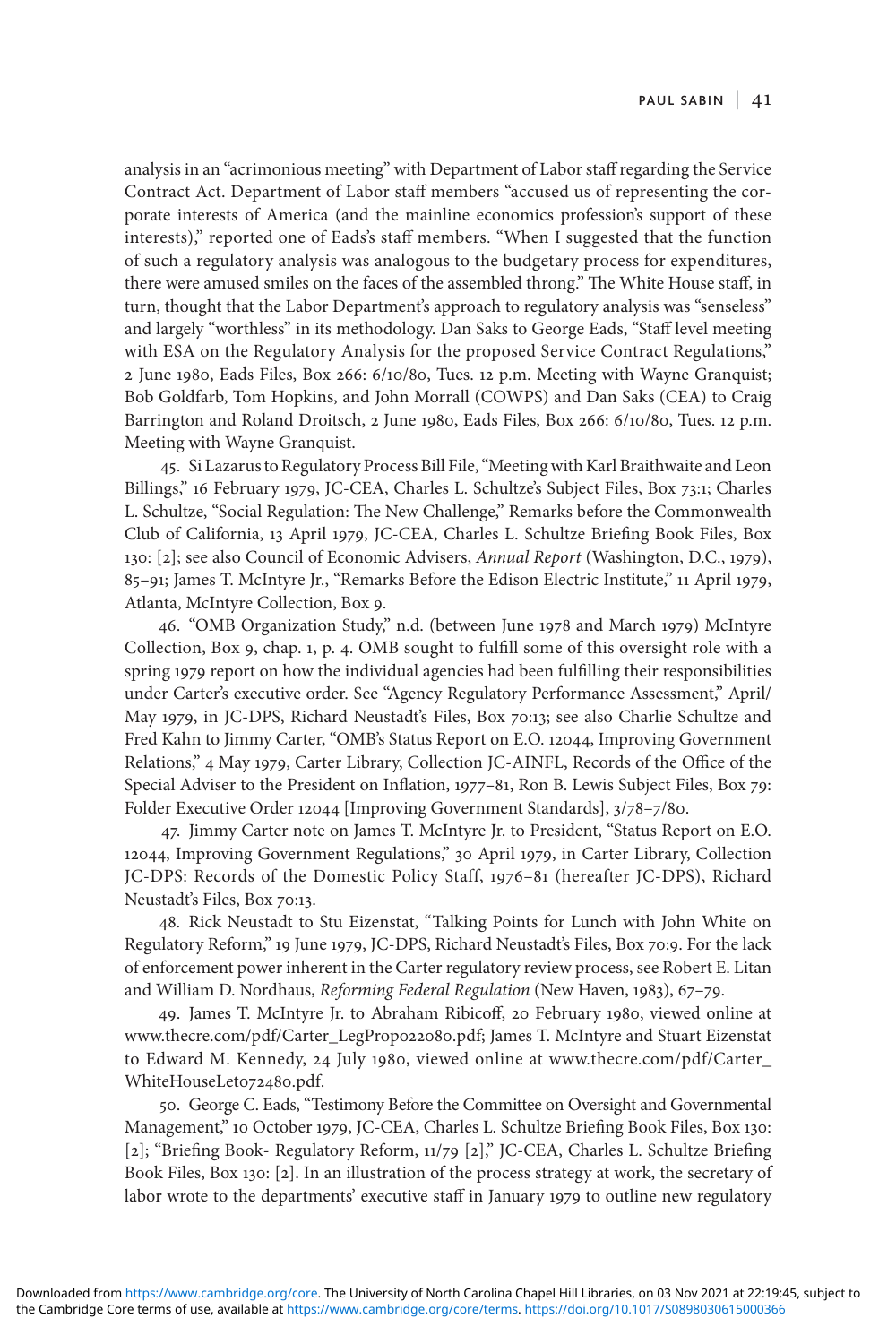analysis in an "acrimonious meeting" with Department of Labor staff regarding the Service Contract Act. Department of Labor staff members "accused us of representing the corporate interests of America (and the mainline economics profession's support of these interests)," reported one of Eads's staff members. "When I suggested that the function of such a regulatory analysis was analogous to the budgetary process for expenditures, there were amused smiles on the faces of the assembled throng." The White House staff, in turn, thought that the Labor Department's approach to regulatory analysis was "senseless" and largely "worthless" in its methodology. Dan Saks to George Eads, "Staff level meeting with ESA on the Regulatory Analysis for the proposed Service Contract Regulations," 2 June 1980, Eads Files, Box 266: 6/10/80, Tues. 12 p.m. Meeting with Wayne Granquist; Bob Goldfarb, Tom Hopkins, and John Morrall (COWPS) and Dan Saks (CEA) to Craig Barrington and Roland Droitsch, 2 June 1980, Eads Files, Box 266: 6/10/80, Tues. 12 p.m. Meeting with Wayne Granquist.

45. Si Lazarus to Regulatory Process Bill File, "Meeting with Karl Braithwaite and Leon Billings," 16 February 1979, JC-CEA, Charles L. Schultze's Subject Files, Box 73:1; Charles L. Schultze, "Social Regulation: The New Challenge," Remarks before the Commonwealth Club of California, 13 April 1979, JC-CEA, Charles L. Schultze Briefing Book Files, Box 130: [2]; see also Council of Economic Advisers, *Annual Report* (Washington, D.C., 1979), 85–91; James T. McIntyre Jr., "Remarks Before the Edison Electric Institute," 11 April 1979, Atlanta, McIntyre Collection, Box 9.

46. "OMB Organization Study," n.d. (between June 1978 and March 1979) McIntyre Collection, Box 9, chap. 1, p. 4. OMB sought to fulfill some of this oversight role with a spring 1979 report on how the individual agencies had been fulfilling their responsibilities under Carter's executive order. See "Agency Regulatory Performance Assessment," April/May 1979, in JC-DPS, Richard Neustadt's Files, Box 70:13; see also Charlie Schultze and Fred Kahn to Jimmy Carter, "OMB's Status Report on E.O. 12044, Improving Government Relations," 4 May 1979, Carter Library, Collection JC-AINFL, Records of the Office of the Special Adviser to the President on Inflation, 1977–81, Ron B. Lewis Subject Files, Box 79: Folder Executive Order 12044 [Improving Government Standards], 3/78–7/80.

47. Jimmy Carter note on James T. McIntyre Jr. to President, "Status Report on E.O. 12044, Improving Government Regulations," 30 April 1979, in Carter Library, Collection JC-DPS: Records of the Domestic Policy Staff, 1976–81 (hereafter JC-DPS), Richard Neustadt's Files, Box 70:13.

48. Rick Neustadt to Stu Eizenstat, "Talking Points for Lunch with John White on Regulatory Reform," 19 June 1979, JC-DPS, Richard Neustadt's Files, Box 70:9. For the lack of enforcement power inherent in the Carter regulatory review process, see Robert E. Litan and William D. Nordhaus, *Reforming Federal Regulation* (New Haven, 1983), 67–79.

49. James T. McIntyre Jr. to Abraham Ribicoff, 20 February 1980, viewed online at www.thecre.com/pdf/Carter_LegPropo22080.pdf; James T. McIntyre and Stuart Eizenstat to Edward M. Kennedy, 24 July 1980, viewed online at www.thecre.com/pdf/Carter_WhiteHouseLet072480.pdf.

50. George C. Eads, "Testimony Before the Committee on Oversight and Governmental Management," 10 October 1979, JC-CEA, Charles L. Schultze Briefing Book Files, Box 130: [2]; "Briefing Book- Regulatory Reform, 11/79 [2]," JC-CEA, Charles L. Schultze Briefing Book Files, Box 130: [2]. In an illustration of the process strategy at work, the secretary of labor wrote to the departments' executive staff in January 1979 to outline new regulatory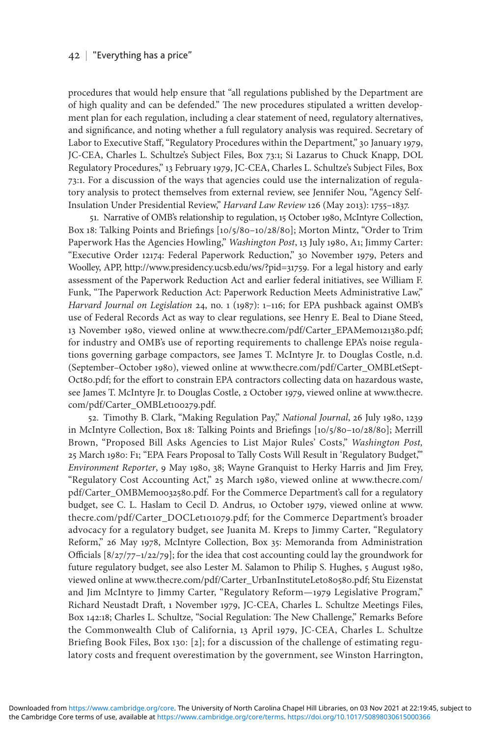procedures that would help ensure that "all regulations published by the Department are of high quality and can be defended." The new procedures stipulated a written development plan for each regulation, including a clear statement of need, regulatory alternatives, and significance, and noting whether a full regulatory analysis was required. Secretary of Labor to Executive Staff, "Regulatory Procedures within the Department," 30 January 1979, JC-CEA, Charles L. Schultze's Subject Files, Box 73:1; Si Lazarus to Chuck Knapp, DOL Regulatory Procedures," 13 February 1979, JC-CEA, Charles L. Schultze's Subject Files, Box 73:1. For a discussion of the ways that agencies could use the internalization of regulatory analysis to protect themselves from external review, see Jennifer Nou, "Agency Self-Insulation Under Presidential Review," *Harvard Law Review* 126 (May 2013): 1755–1837.

51. Narrative of OMB's relationship to regulation, 15 October 1980, McIntyre Collection, Box 18: Talking Points and Briefings [10/5/80–10/28/80]; Morton Mintz, "Order to Trim Paperwork Has the Agencies Howling," *Washington Post*, 13 July 1980, A1; Jimmy Carter: "Executive Order 12174: Federal Paperwork Reduction," 30 November 1979, Peters and Woolley, APP, http://www.presidency.ucsb.edu/ws/?pid=31759. For a legal history and early assessment of the Paperwork Reduction Act and earlier federal initiatives, see William F. Funk, "The Paperwork Reduction Act: Paperwork Reduction Meets Administrative Law," *Harvard Journal on Legislation* 24, no. 1 (1987): 1–116; for EPA pushback against OMB's use of Federal Records Act as way to clear regulations, see Henry E. Beal to Diane Steed, 13 November 1980, viewed online at www.thecre.com/pdf/Carter_EPAMemo121380.pdf; for industry and OMB's use of reporting requirements to challenge EPA's noise regulations governing garbage compactors, see James T. McIntyre Jr. to Douglas Costle, n.d. (September–October 1980), viewed online at www.thecre.com/pdf/Carter_OMBLetSept-Oct80.pdf; for the effort to constrain EPA contractors collecting data on hazardous waste, see James T. McIntyre Jr. to Douglas Costle, 2 October 1979, viewed online at www.thecre.com/pdf/Carter_OMBLet100279.pdf.

52. Timothy B. Clark, "Making Regulation Pay," *National Journal*, 26 July 1980, 1239 in McIntyre Collection, Box 18: Talking Points and Briefings [10/5/80–10/28/80]; Merrill Brown, "Proposed Bill Asks Agencies to List Major Rules' Costs," *Washington Post,* 25 March 1980: F1; "EPA Fears Proposal to Tally Costs Will Result in 'Regulatory Budget,'" *Environment Reporter*, 9 May 1980, 38; Wayne Granquist to Herky Harris and Jim Frey, "Regulatory Cost Accounting Act," 25 March 1980, viewed online at www.thecre.com/pdf/Carter_OMBMemo032580.pdf. For the Commerce Department's call for a regulatory budget, see C. L. Haslam to Cecil D. Andrus, 10 October 1979, viewed online at www.thecre.com/pdf/Carter_DOCLet101079.pdf; for the Commerce Department's broader advocacy for a regulatory budget, see Juanita M. Kreps to Jimmy Carter, "Regulatory Reform," 26 May 1978, McIntyre Collection, Box 35: Memoranda from Administration Officials [8/27/77–1/22/79]; for the idea that cost accounting could lay the groundwork for future regulatory budget, see also Lester M. Salamon to Philip S. Hughes, 5 August 1980, viewed online at www.thecre.com/pdf/Carter_UrbanInstituteLet080580.pdf; Stu Eizenstat and Jim McIntyre to Jimmy Carter, "Regulatory Reform—1979 Legislative Program," Richard Neustadt Draft, 1 November 1979, JC-CEA, Charles L. Schultze Meetings Files, Box 142:18; Charles L. Schultze, "Social Regulation: The New Challenge," Remarks Before the Commonwealth Club of California, 13 April 1979, JC-CEA, Charles L. Schultze Briefing Book Files, Box 130: [2]; for a discussion of the challenge of estimating regulatory costs and frequent overestimation by the government, see Winston Harrington,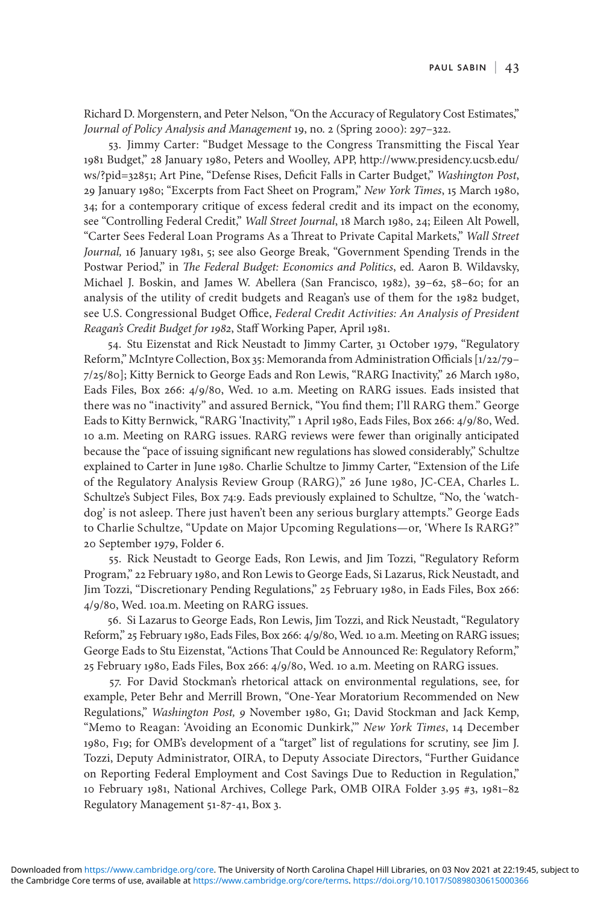Richard D. Morgenstern, and Peter Nelson, "On the Accuracy of Regulatory Cost Estimates," *Journal of Policy Analysis and Management* 19, no. 2 (Spring 2000): 297–322.

53. Jimmy Carter: "Budget Message to the Congress Transmitting the Fiscal Year 1981 Budget," 28 January 1980, Peters and Woolley, APP, http://www.presidency.ucsb.edu/ws/?pid=32851; Art Pine, "Defense Rises, Deficit Falls in Carter Budget," *Washington Post*, 29 January 1980; "Excerpts from Fact Sheet on Program," *New York Times*, 15 March 1980, 34; for a contemporary critique of excess federal credit and its impact on the economy, see "Controlling Federal Credit," *Wall Street Journal*, 18 March 1980, 24; Eileen Alt Powell, "Carter Sees Federal Loan Programs As a Threat to Private Capital Markets," *Wall Street Journal,* 16 January 1981, 5; see also George Break, "Government Spending Trends in the Postwar Period," in *The Federal Budget: Economics and Politics*, ed. Aaron B. Wildavsky, Michael J. Boskin, and James W. Abellera (San Francisco, 1982), 39–62, 58–60; for an analysis of the utility of credit budgets and Reagan's use of them for the 1982 budget, see U.S. Congressional Budget Office, *Federal Credit Activities: An Analysis of President Reagan's Credit Budget for 1982*, Staff Working Paper, April 1981.

54. Stu Eizenstat and Rick Neustadt to Jimmy Carter, 31 October 1979, "Regulatory Reform," McIntyre Collection, Box 35: Memoranda from Administration Officials [1/22/79–7/25/80]; Kitty Bernick to George Eads and Ron Lewis, "RARG Inactivity," 26 March 1980, Eads Files, Box 266: 4/9/80, Wed. 10 a.m. Meeting on RARG issues. Eads insisted that there was no "inactivity" and assured Bernick, "You find them; I'll RARG them." George Eads to Kitty Bernwick, "RARG 'Inactivity,'" 1 April 1980, Eads Files, Box 266: 4/9/80, Wed. 10 a.m. Meeting on RARG issues. RARG reviews were fewer than originally anticipated because the "pace of issuing significant new regulations has slowed considerably," Schultze explained to Carter in June 1980. Charlie Schultze to Jimmy Carter, "Extension of the Life of the Regulatory Analysis Review Group (RARG)," 26 June 1980, JC-CEA, Charles L. Schultze's Subject Files, Box 74:9. Eads previously explained to Schultze, "No, the 'watchdog' is not asleep. There just haven't been any serious burglary attempts." George Eads to Charlie Schultze, "Update on Major Upcoming Regulations—or, 'Where Is RARG?'" 20 September 1979, Folder 6.

55. Rick Neustadt to George Eads, Ron Lewis, and Jim Tozzi, "Regulatory Reform Program," 22 February 1980, and Ron Lewis to George Eads, Si Lazarus, Rick Neustadt, and Jim Tozzi, "Discretionary Pending Regulations," 25 February 1980, in Eads Files, Box 266: 4/9/80, Wed. 10a.m. Meeting on RARG issues.

56. Si Lazarus to George Eads, Ron Lewis, Jim Tozzi, and Rick Neustadt, "Regulatory Reform," 25 February 1980, Eads Files, Box 266: 4/9/80, Wed. 10 a.m. Meeting on RARG issues; George Eads to Stu Eizenstat, "Actions That Could be Announced Re: Regulatory Reform," 25 February 1980, Eads Files, Box 266: 4/9/80, Wed. 10 a.m. Meeting on RARG issues.

57. For David Stockman's rhetorical attack on environmental regulations, see, for example, Peter Behr and Merrill Brown, "One-Year Moratorium Recommended on New Regulations," *Washington Post, 9* November 1980, G1; David Stockman and Jack Kemp, "Memo to Reagan: 'Avoiding an Economic Dunkirk,'" *New York Times*, 14 December 1980, F19; for OMB's development of a "target" list of regulations for scrutiny, see Jim J. Tozzi, Deputy Administrator, OIRA, to Deputy Associate Directors, "Further Guidance on Reporting Federal Employment and Cost Savings Due to Reduction in Regulation," 10 February 1981, National Archives, College Park, OMB OIRA Folder 3.95 #3, 1981–82 Regulatory Management 51-87-41, Box 3.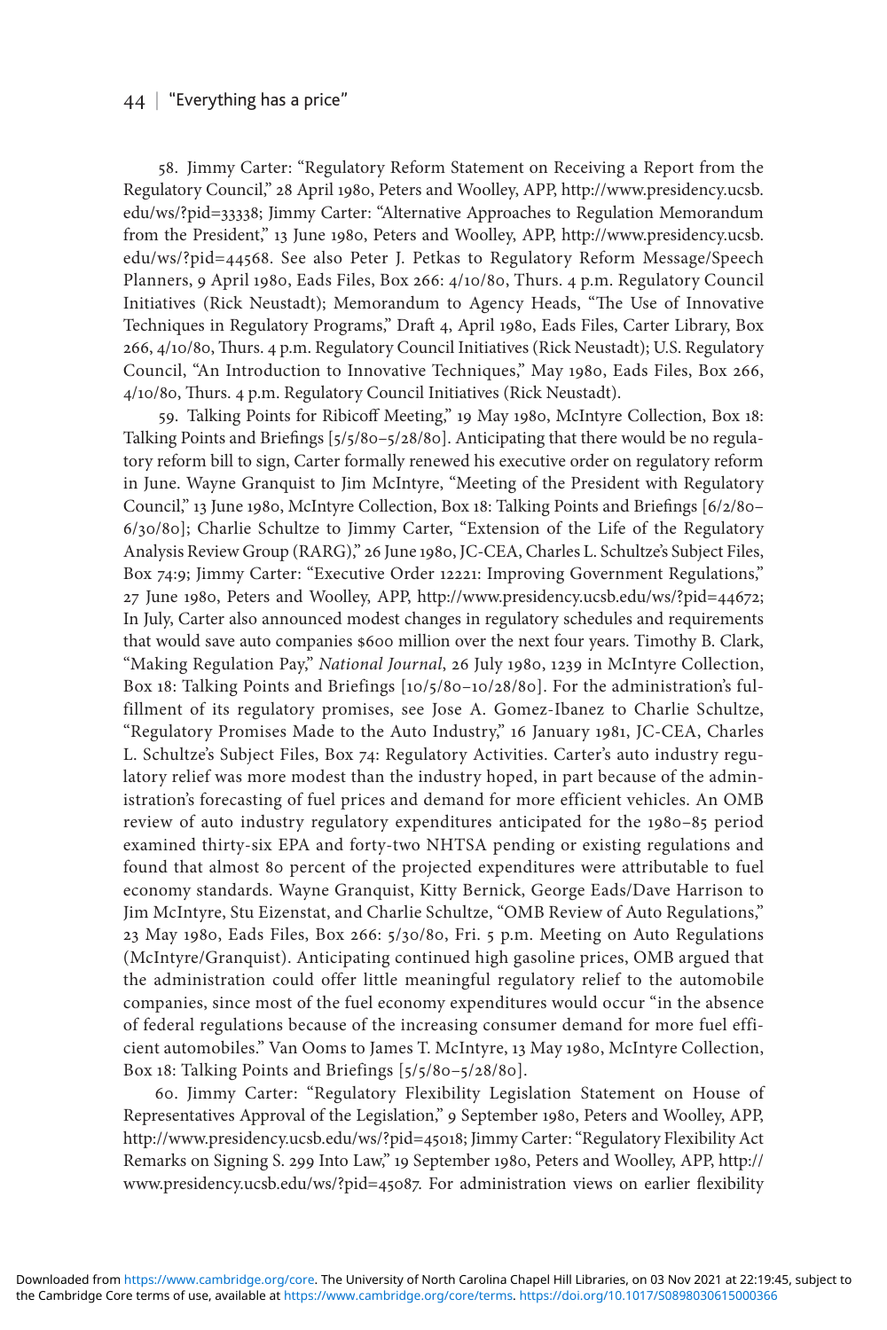58. Jimmy Carter: "Regulatory Reform Statement on Receiving a Report from the Regulatory Council," 28 April 1980, Peters and Woolley, APP, http://www.presidency.ucsb.edu/ws/?pid=33338; Jimmy Carter: "Alternative Approaches to Regulation Memorandum from the President," 13 June 1980, Peters and Woolley, APP, http://www.presidency.ucsb.edu/ws/?pid=44568. See also Peter J. Petkas to Regulatory Reform Message/Speech Planners, 9 April 1980, Eads Files, Box 266: 4/10/80, Thurs. 4 p.m. Regulatory Council Initiatives (Rick Neustadt); Memorandum to Agency Heads, "The Use of Innovative Techniques in Regulatory Programs," Draft 4, April 1980, Eads Files, Carter Library, Box 266, 4/10/80, Thurs. 4 p.m. Regulatory Council Initiatives (Rick Neustadt); U.S. Regulatory Council, "An Introduction to Innovative Techniques," May 1980, Eads Files, Box 266, 4/10/80, Thurs. 4 p.m. Regulatory Council Initiatives (Rick Neustadt).

59. Talking Points for Ribicoff Meeting," 19 May 1980, McIntyre Collection, Box 18: Talking Points and Briefings [5/5/80–5/28/80]. Anticipating that there would be no regulatory reform bill to sign, Carter formally renewed his executive order on regulatory reform in June. Wayne Granquist to Jim McIntyre, "Meeting of the President with Regulatory Council," 13 June 1980, McIntyre Collection, Box 18: Talking Points and Briefings [6/2/80–6/30/80]; Charlie Schultze to Jimmy Carter, "Extension of the Life of the Regulatory Analysis Review Group (RARG)," 26 June 1980, JC-CEA, Charles L. Schultze's Subject Files, Box 74:9; Jimmy Carter: "Executive Order 12221: Improving Government Regulations," 27 June 1980, Peters and Woolley, APP, http://www.presidency.ucsb.edu/ws/?pid=44672; In July, Carter also announced modest changes in regulatory schedules and requirements that would save auto companies $600 million over the next four years. Timothy B. Clark, "Making Regulation Pay," *National Journal*, 26 July 1980, 1239 in McIntyre Collection, Box 18: Talking Points and Briefings [10/5/80–10/28/80]. For the administration's fulfillment of its regulatory promises, see Jose A. Gomez-Ibanez to Charlie Schultze, "Regulatory Promises Made to the Auto Industry," 16 January 1981, JC-CEA, Charles L. Schultze's Subject Files, Box 74: Regulatory Activities. Carter's auto industry regulatory relief was more modest than the industry hoped, in part because of the administration's forecasting of fuel prices and demand for more efficient vehicles. An OMB review of auto industry regulatory expenditures anticipated for the 1980–85 period examined thirty-six EPA and forty-two NHTSA pending or existing regulations and found that almost 80 percent of the projected expenditures were attributable to fuel economy standards. Wayne Granquist, Kitty Bernick, George Eads/Dave Harrison to Jim McIntyre, Stu Eizenstat, and Charlie Schultze, "OMB Review of Auto Regulations," 23 May 1980, Eads Files, Box 266: 5/30/80, Fri. 5 p.m. Meeting on Auto Regulations (McIntyre/Granquist). Anticipating continued high gasoline prices, OMB argued that the administration could offer little meaningful regulatory relief to the automobile companies, since most of the fuel economy expenditures would occur "in the absence of federal regulations because of the increasing consumer demand for more fuel efficient automobiles." Van Ooms to James T. McIntyre, 13 May 1980, McIntyre Collection, Box 18: Talking Points and Briefings [5/5/80–5/28/80].

60. Jimmy Carter: "Regulatory Flexibility Legislation Statement on House of Representatives Approval of the Legislation," 9 September 1980, Peters and Woolley, APP, http://www.presidency.ucsb.edu/ws/?pid=45018; Jimmy Carter: "Regulatory Flexibility Act Remarks on Signing S. 299 Into Law," 19 September 1980, Peters and Woolley, APP, http://www.presidency.ucsb.edu/ws/?pid=45087. For administration views on earlier flexibility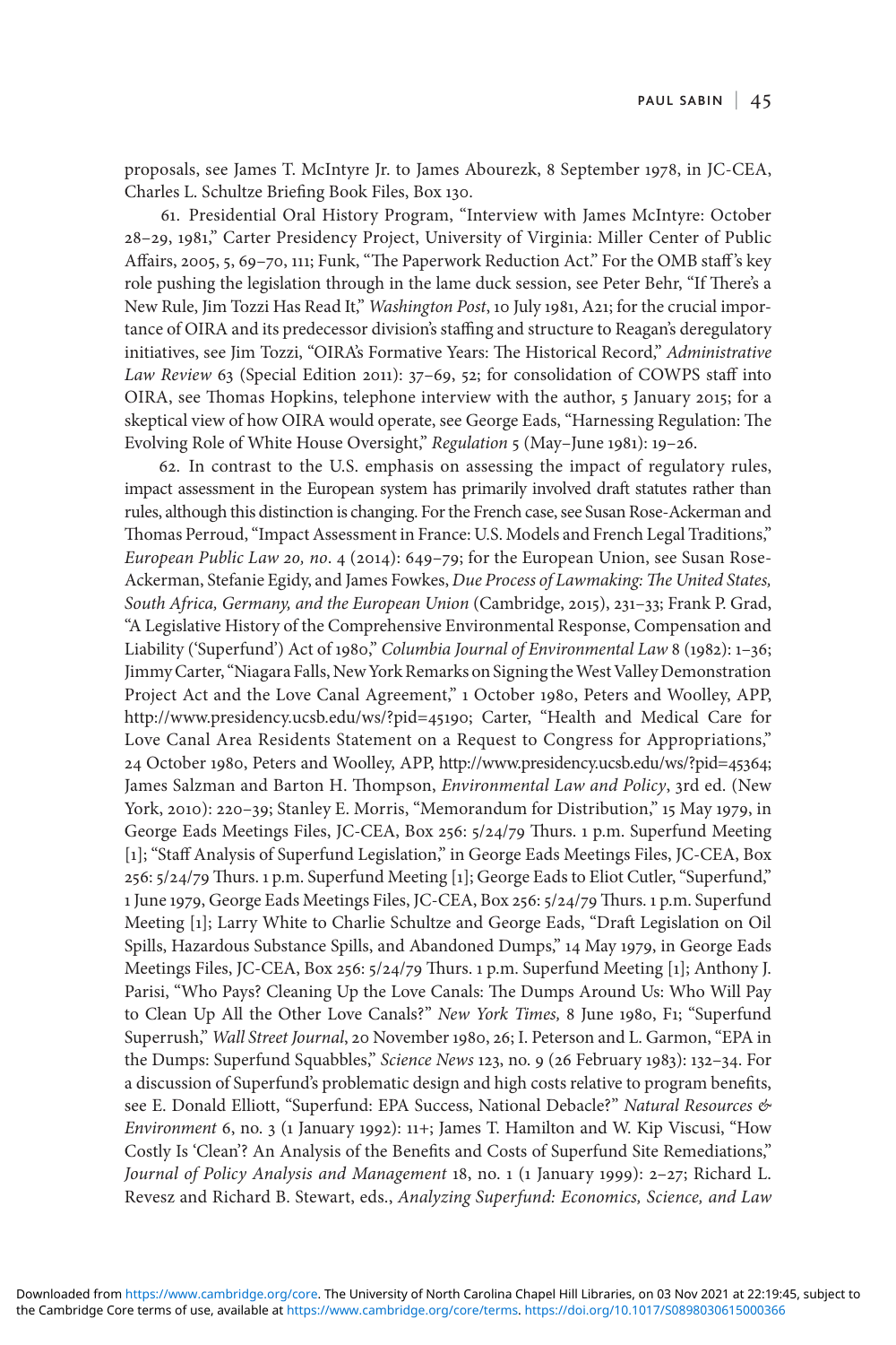proposals, see James T. McIntyre Jr. to James Abourezk, 8 September 1978, in JC-CEA, Charles L. Schultze Briefing Book Files, Box 130.

61. Presidential Oral History Program, "Interview with James McIntyre: October 28–29, 1981," Carter Presidency Project, University of Virginia: Miller Center of Public Affairs, 2005, 5, 69–70, 111; Funk, "The Paperwork Reduction Act." For the OMB staff's key role pushing the legislation through in the lame duck session, see Peter Behr, "If There's a New Rule, Jim Tozzi Has Read It," *Washington Post*, 10 July 1981, A21; for the crucial importance of OIRA and its predecessor division's staffing and structure to Reagan's deregulatory initiatives, see Jim Tozzi, "OIRA's Formative Years: The Historical Record," *Administrative Law Review* 63 (Special Edition 2011): 37–69, 52; for consolidation of COWPS staff into OIRA, see Thomas Hopkins, telephone interview with the author, 5 January 2015; for a skeptical view of how OIRA would operate, see George Eads, "Harnessing Regulation: The Evolving Role of White House Oversight," *Regulation* 5 (May–June 1981): 19–26.

62. In contrast to the U.S. emphasis on assessing the impact of regulatory rules, impact assessment in the European system has primarily involved draft statutes rather than rules, although this distinction is changing. For the French case, see Susan Rose-Ackerman and Thomas Perroud, "Impact Assessment in France: U.S. Models and French Legal Traditions," *European Public Law 20, no*. 4 (2014): 649–79; for the European Union, see Susan Rose-Ackerman, Stefanie Egidy, and James Fowkes, *Due Process of Lawmaking: The United States, South Africa, Germany, and the European Union* (Cambridge, 2015), 231–33; Frank P. Grad, "A Legislative History of the Comprehensive Environmental Response, Compensation and Liability ('Superfund') Act of 1980," *Columbia Journal of Environmental Law* 8 (1982): 1–36; Jimmy Carter, "Niagara Falls, New York Remarks on Signing the West Valley Demonstration Project Act and the Love Canal Agreement," 1 October 1980, Peters and Woolley, APP, http://www.presidency.ucsb.edu/ws/?pid=45190; Carter, "Health and Medical Care for Love Canal Area Residents Statement on a Request to Congress for Appropriations," 24 October 1980, Peters and Woolley, APP, http://www.presidency.ucsb.edu/ws/?pid=45364; James Salzman and Barton H. Thompson, *Environmental Law and Policy*, 3rd ed. (New York, 2010): 220–39; Stanley E. Morris, "Memorandum for Distribution," 15 May 1979, in George Eads Meetings Files, JC-CEA, Box 256: 5/24/79 Thurs. 1 p.m. Superfund Meeting [1]; "Staff Analysis of Superfund Legislation," in George Eads Meetings Files, JC-CEA, Box 256: 5/24/79 Thurs. 1 p.m. Superfund Meeting [1]; George Eads to Eliot Cutler, "Superfund," 1 June 1979, George Eads Meetings Files, JC-CEA, Box 256: 5/24/79 Thurs. 1 p.m. Superfund Meeting [1]; Larry White to Charlie Schultze and George Eads, "Draft Legislation on Oil Spills, Hazardous Substance Spills, and Abandoned Dumps," 14 May 1979, in George Eads Meetings Files, JC-CEA, Box 256: 5/24/79 Thurs. 1 p.m. Superfund Meeting [1]; Anthony J. Parisi, "Who Pays? Cleaning Up the Love Canals: The Dumps Around Us: Who Will Pay to Clean Up All the Other Love Canals?" *New York Times,* 8 June 1980, F1; "Superfund Superrush," *Wall Street Journal*, 20 November 1980, 26; I. Peterson and L. Garmon, "EPA in the Dumps: Superfund Squabbles," *Science News* 123, no. 9 (26 February 1983): 132–34. For a discussion of Superfund's problematic design and high costs relative to program benefits, see E. Donald Elliott, "Superfund: EPA Success, National Debacle?" *Natural Resources & Environment* 6, no. 3 (1 January 1992): 11+; James T. Hamilton and W. Kip Viscusi, "How Costly Is 'Clean'? An Analysis of the Benefits and Costs of Superfund Site Remediations," *Journal of Policy Analysis and Management* 18, no. 1 (1 January 1999): 2–27; Richard L. Revesz and Richard B. Stewart, eds., *Analyzing Superfund: Economics, Science, and Law*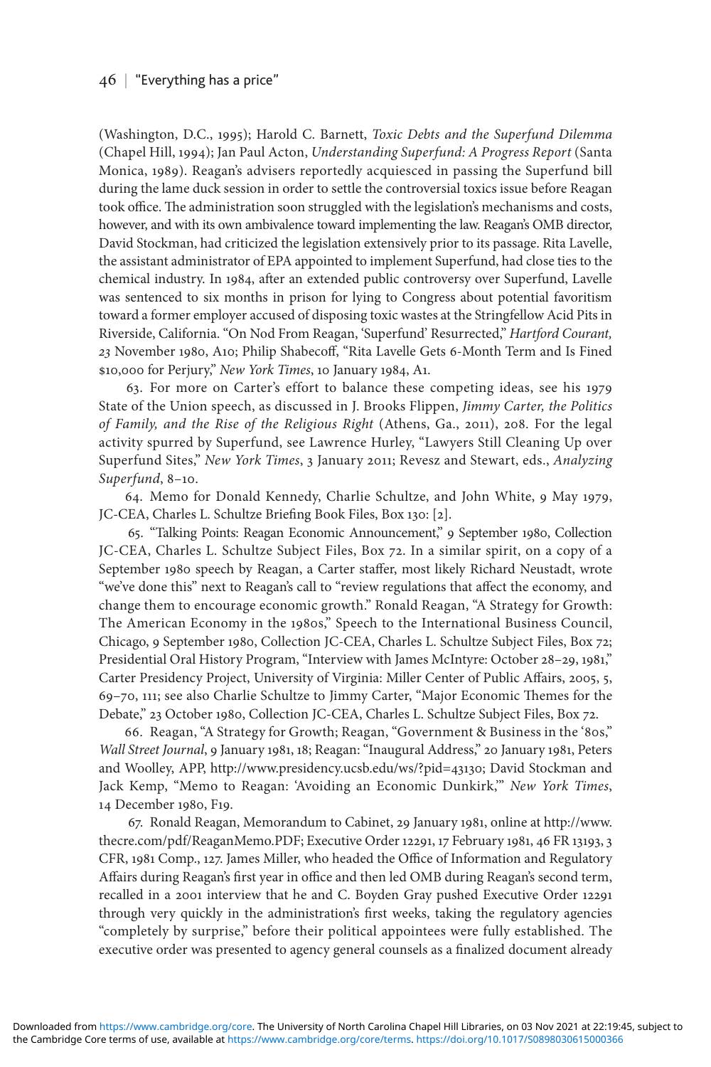(Washington, D.C., 1995); Harold C. Barnett, *Toxic Debts and the Superfund Dilemma* (Chapel Hill, 1994); Jan Paul Acton, *Understanding Superfund: A Progress Report* (Santa Monica, 1989). Reagan's advisers reportedly acquiesced in passing the Superfund bill during the lame duck session in order to settle the controversial toxics issue before Reagan took office. The administration soon struggled with the legislation's mechanisms and costs, however, and with its own ambivalence toward implementing the law. Reagan's OMB director, David Stockman, had criticized the legislation extensively prior to its passage. Rita Lavelle, the assistant administrator of EPA appointed to implement Superfund, had close ties to the chemical industry. In 1984, after an extended public controversy over Superfund, Lavelle was sentenced to six months in prison for lying to Congress about potential favoritism toward a former employer accused of disposing toxic wastes at the Stringfellow Acid Pits in Riverside, California. "On Nod From Reagan, 'Superfund' Resurrected," *Hartford Courant*, 23 November 1980, A10; Philip Shabecoff, "Rita Lavelle Gets 6-Month Term and Is Fined $10,000 for Perjury," *New York Times*, 10 January 1984, A1.

63. For more on Carter's effort to balance these competing ideas, see his 1979 State of the Union speech, as discussed in J. Brooks Flippen, *Jimmy Carter, the Politics of Family, and the Rise of the Religious Right* (Athens, Ga., 2011), 208. For the legal activity spurred by Superfund, see Lawrence Hurley, "Lawyers Still Cleaning Up over Superfund Sites," *New York Times*, 3 January 2011; Revesz and Stewart, eds., *Analyzing Superfund*, 8–10.

64. Memo for Donald Kennedy, Charlie Schultze, and John White, 9 May 1979, JC-CEA, Charles L. Schultze Briefing Book Files, Box 130: [2].

65. "Talking Points: Reagan Economic Announcement," 9 September 1980, Collection JC-CEA, Charles L. Schultze Subject Files, Box 72. In a similar spirit, on a copy of a September 1980 speech by Reagan, a Carter staffer, most likely Richard Neustadt, wrote "we've done this" next to Reagan's call to "review regulations that affect the economy, and change them to encourage economic growth." Ronald Reagan, "A Strategy for Growth: The American Economy in the 1980s," Speech to the International Business Council, Chicago, 9 September 1980, Collection JC-CEA, Charles L. Schultze Subject Files, Box 72; Presidential Oral History Program, "Interview with James McIntyre: October 28–29, 1981," Carter Presidency Project, University of Virginia: Miller Center of Public Affairs, 2005, 5, 69–70, 111; see also Charlie Schultze to Jimmy Carter, "Major Economic Themes for the Debate," 23 October 1980, Collection JC-CEA, Charles L. Schultze Subject Files, Box 72.

66. Reagan, "A Strategy for Growth; Reagan, "Government & Business in the '80s," *Wall Street Journal*, 9 January 1981, 18; Reagan: "Inaugural Address," 20 January 1981, Peters and Woolley, APP, http://www.presidency.ucsb.edu/ws/?pid=43130; David Stockman and Jack Kemp, "Memo to Reagan: 'Avoiding an Economic Dunkirk,'" *New York Times*, 14 December 1980, F19.

67. Ronald Reagan, Memorandum to Cabinet, 29 January 1981, online at http://www.thecre.com/pdf/ReaganMemo.PDF; Executive Order 12291, 17 February 1981, 46 FR 13193, 3 CFR, 1981 Comp., 127. James Miller, who headed the Office of Information and Regulatory Affairs during Reagan's first year in office and then led OMB during Reagan's second term, recalled in a 2001 interview that he and C. Boyden Gray pushed Executive Order 12291 through very quickly in the administration's first weeks, taking the regulatory agencies "completely by surprise," before their political appointees were fully established. The executive order was presented to agency general counsels as a finalized document already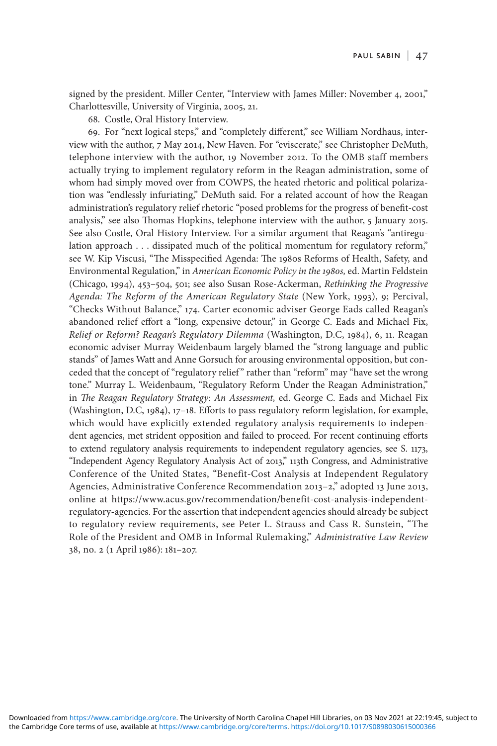signed by the president. Miller Center, "Interview with James Miller: November 4, 2001," Charlottesville, University of Virginia, 2005, 21.

68. Costle, Oral History Interview.

69. For "next logical steps," and "completely different," see William Nordhaus, interview with the author, 7 May 2014, New Haven. For "eviscerate," see Christopher DeMuth, telephone interview with the author, 19 November 2012. To the OMB staff members actually trying to implement regulatory reform in the Reagan administration, some of whom had simply moved over from COWPS, the heated rhetoric and political polarization was "endlessly infuriating," DeMuth said. For a related account of how the Reagan administration's regulatory relief rhetoric "posed problems for the progress of benefit-cost analysis," see also Thomas Hopkins, telephone interview with the author, 5 January 2015. See also Costle, Oral History Interview. For a similar argument that Reagan's "antiregulation approach . . . dissipated much of the political momentum for regulatory reform," see W. Kip Viscusi, "The Misspecified Agenda: The 1980s Reforms of Health, Safety, and Environmental Regulation," in *American Economic Policy in the 1980s,* ed. Martin Feldstein (Chicago, 1994), 453–504, 501; see also Susan Rose-Ackerman, *Rethinking the Progressive Agenda: The Reform of the American Regulatory State* (New York, 1993), 9; Percival, "Checks Without Balance," 174. Carter economic adviser George Eads called Reagan's abandoned relief effort a "long, expensive detour," in George C. Eads and Michael Fix, *Relief or Reform? Reagan's Regulatory Dilemma* (Washington, D.C, 1984), 6, 11. Reagan economic adviser Murray Weidenbaum largely blamed the "strong language and public stands" of James Watt and Anne Gorsuch for arousing environmental opposition, but conceded that the concept of "regulatory relief" rather than "reform" may "have set the wrong tone." Murray L. Weidenbaum, "Regulatory Reform Under the Reagan Administration," in *The Reagan Regulatory Strategy: An Assessment,* ed. George C. Eads and Michael Fix (Washington, D.C, 1984), 17–18. Efforts to pass regulatory reform legislation, for example, which would have explicitly extended regulatory analysis requirements to independent agencies, met strident opposition and failed to proceed. For recent continuing efforts to extend regulatory analysis requirements to independent regulatory agencies, see S. 1173, "Independent Agency Regulatory Analysis Act of 2013," 113th Congress, and Administrative Conference of the United States, "Benefit-Cost Analysis at Independent Regulatory Agencies, Administrative Conference Recommendation 2013–2," adopted 13 June 2013, online at https://www.acus.gov/recommendation/benefit-cost-analysis-independent-regulatory-agencies. For the assertion that independent agencies should already be subject to regulatory review requirements, see Peter L. Strauss and Cass R. Sunstein, "The Role of the President and OMB in Informal Rulemaking," *Administrative Law Review* 38, no. 2 (1 April 1986): 181–207.